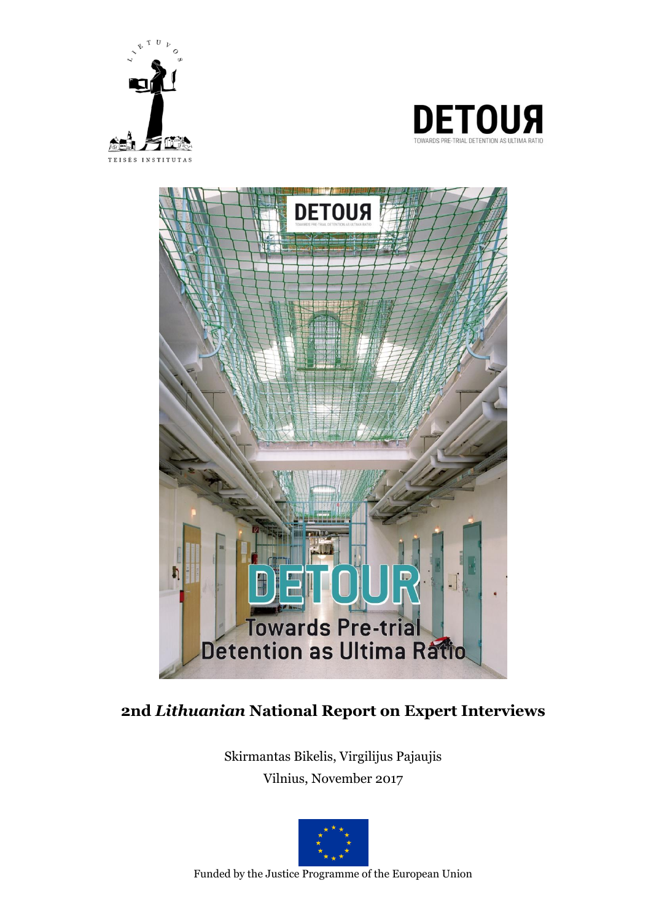LIETUVOS TEISĖS INSTITUTAS

DETOUR
TOWARDS PRE-TRIAL DETENTION AS ULTIMA RATIO

DETOUR
Towards Pre-trial Detention as Ultima Ratio

# 2nd *Lithuanian* National Report on Expert Interviews

Skirmantas Bikelis, Virgilijus Pajaujis

Vilnius, November 2017

Funded by the Justice Programme of the European Union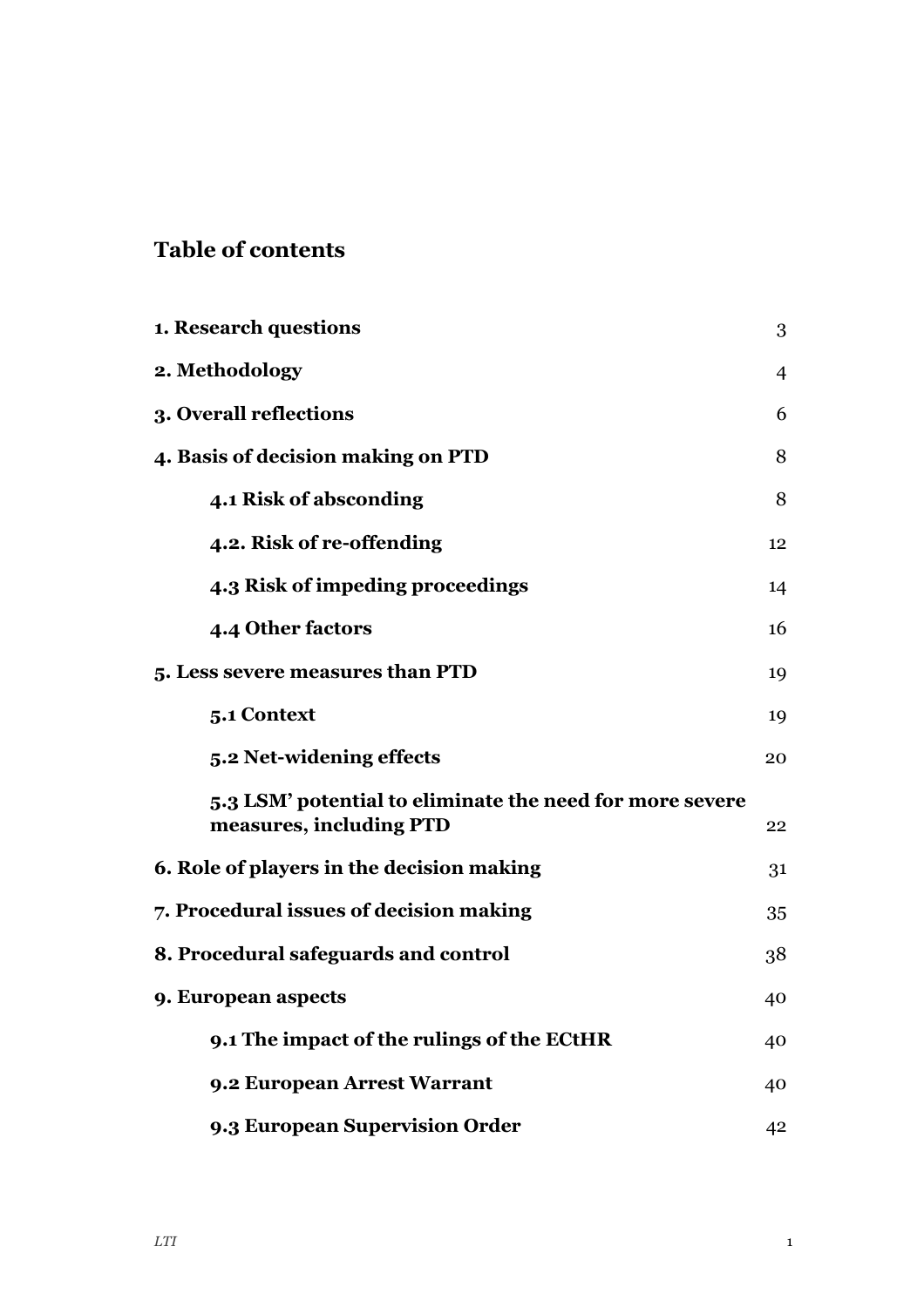## Table of contents

| | |
|---|---|
| **1. Research questions** | 3 |
| **2. Methodology** | 4 |
| **3. Overall reflections** | 6 |
| **4. Basis of decision making on PTD** | 8 |
| **4.1 Risk of absconding** | 8 |
| **4.2. Risk of re-offending** | 12 |
| **4.3 Risk of impeding proceedings** | 14 |
| **4.4 Other factors** | 16 |
| **5. Less severe measures than PTD** | 19 |
| **5.1 Context** | 19 |
| **5.2 Net-widening effects** | 20 |
| **5.3 LSM' potential to eliminate the need for more severe measures, including PTD** | 22 |
| **6. Role of players in the decision making** | 31 |
| **7. Procedural issues of decision making** | 35 |
| **8. Procedural safeguards and control** | 38 |
| **9. European aspects** | 40 |
| **9.1 The impact of the rulings of the ECtHR** | 40 |
| **9.2 European Arrest Warrant** | 40 |
| **9.3 European Supervision Order** | 42 |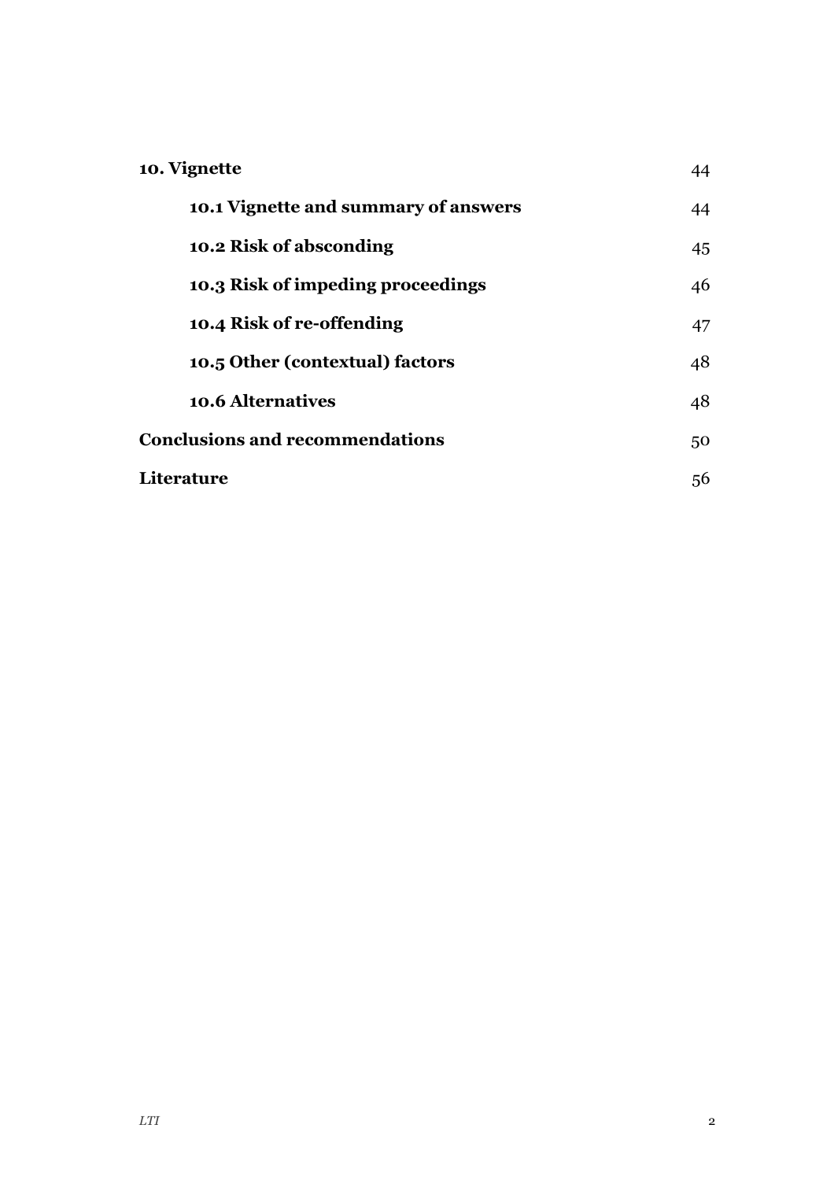| | |
|---|---|
| **10. Vignette** | 44 |
| **10.1 Vignette and summary of answers** | 44 |
| **10.2 Risk of absconding** | 45 |
| **10.3 Risk of impeding proceedings** | 46 |
| **10.4 Risk of re-offending** | 47 |
| **10.5 Other (contextual) factors** | 48 |
| **10.6 Alternatives** | 48 |
| **Conclusions and recommendations** | 50 |
| **Literature** | 56 |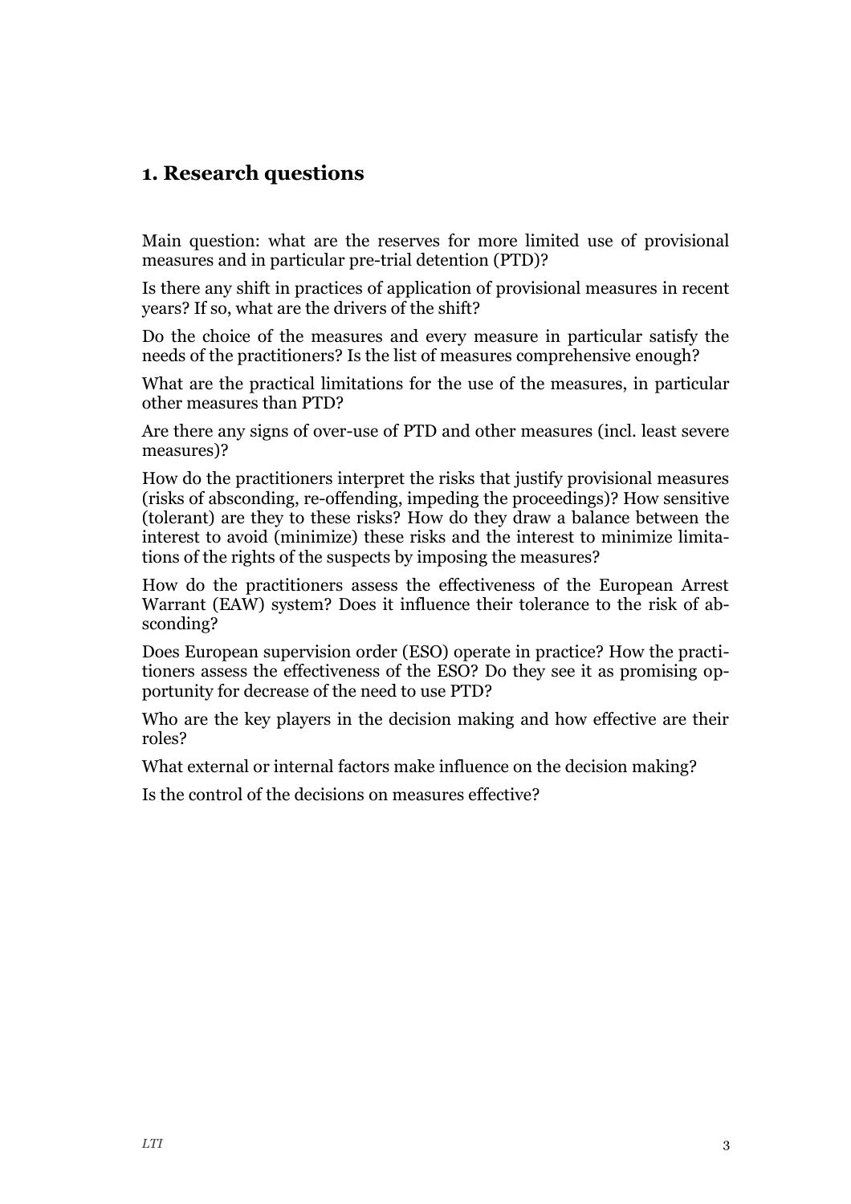## 1. Research questions

Main question: what are the reserves for more limited use of provisional measures and in particular pre-trial detention (PTD)?

Is there any shift in practices of application of provisional measures in recent years? If so, what are the drivers of the shift?

Do the choice of the measures and every measure in particular satisfy the needs of the practitioners? Is the list of measures comprehensive enough?

What are the practical limitations for the use of the measures, in particular other measures than PTD?

Are there any signs of over-use of PTD and other measures (incl. least severe measures)?

How do the practitioners interpret the risks that justify provisional measures (risks of absconding, re-offending, impeding the proceedings)? How sensitive (tolerant) are they to these risks? How do they draw a balance between the interest to avoid (minimize) these risks and the interest to minimize limitations of the rights of the suspects by imposing the measures?

How do the practitioners assess the effectiveness of the European Arrest Warrant (EAW) system? Does it influence their tolerance to the risk of absconding?

Does European supervision order (ESO) operate in practice? How the practitioners assess the effectiveness of the ESO? Do they see it as promising opportunity for decrease of the need to use PTD?

Who are the key players in the decision making and how effective are their roles?

What external or internal factors make influence on the decision making?

Is the control of the decisions on measures effective?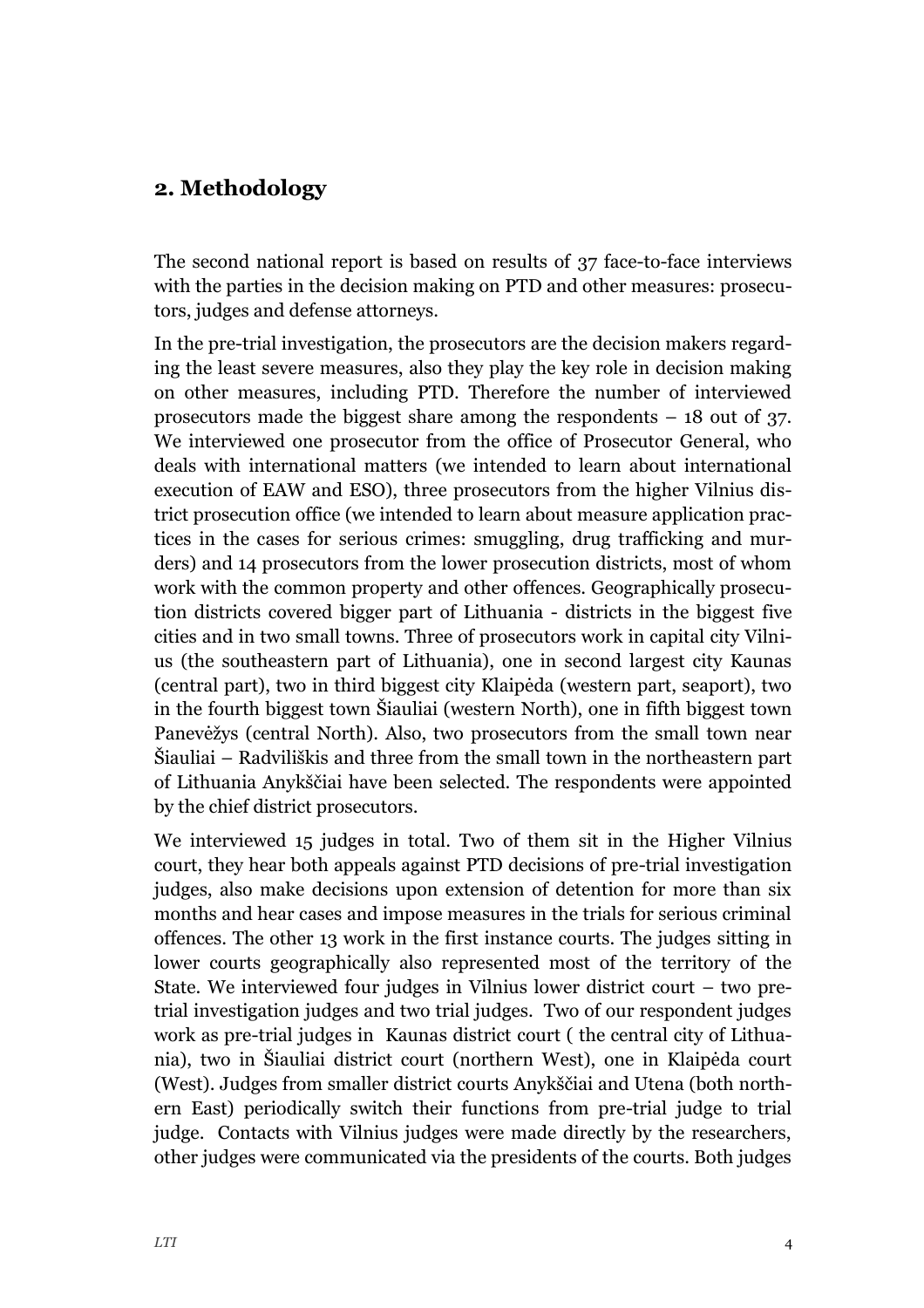## 2. Methodology

The second national report is based on results of 37 face-to-face interviews with the parties in the decision making on PTD and other measures: prosecutors, judges and defense attorneys.

In the pre-trial investigation, the prosecutors are the decision makers regarding the least severe measures, also they play the key role in decision making on other measures, including PTD. Therefore the number of interviewed prosecutors made the biggest share among the respondents – 18 out of 37. We interviewed one prosecutor from the office of Prosecutor General, who deals with international matters (we intended to learn about international execution of EAW and ESO), three prosecutors from the higher Vilnius district prosecution office (we intended to learn about measure application practices in the cases for serious crimes: smuggling, drug trafficking and murders) and 14 prosecutors from the lower prosecution districts, most of whom work with the common property and other offences. Geographically prosecution districts covered bigger part of Lithuania - districts in the biggest five cities and in two small towns. Three of prosecutors work in capital city Vilnius (the southeastern part of Lithuania), one in second largest city Kaunas (central part), two in third biggest city Klaipėda (western part, seaport), two in the fourth biggest town Šiauliai (western North), one in fifth biggest town Panevėžys (central North). Also, two prosecutors from the small town near Šiauliai – Radviliškis and three from the small town in the northeastern part of Lithuania Anykščiai have been selected. The respondents were appointed by the chief district prosecutors.

We interviewed 15 judges in total. Two of them sit in the Higher Vilnius court, they hear both appeals against PTD decisions of pre-trial investigation judges, also make decisions upon extension of detention for more than six months and hear cases and impose measures in the trials for serious criminal offences. The other 13 work in the first instance courts. The judges sitting in lower courts geographically also represented most of the territory of the State. We interviewed four judges in Vilnius lower district court – two pre-trial investigation judges and two trial judges. Two of our respondent judges work as pre-trial judges in Kaunas district court ( the central city of Lithuania), two in Šiauliai district court (northern West), one in Klaipėda court (West). Judges from smaller district courts Anykščiai and Utena (both northern East) periodically switch their functions from pre-trial judge to trial judge. Contacts with Vilnius judges were made directly by the researchers, other judges were communicated via the presidents of the courts. Both judges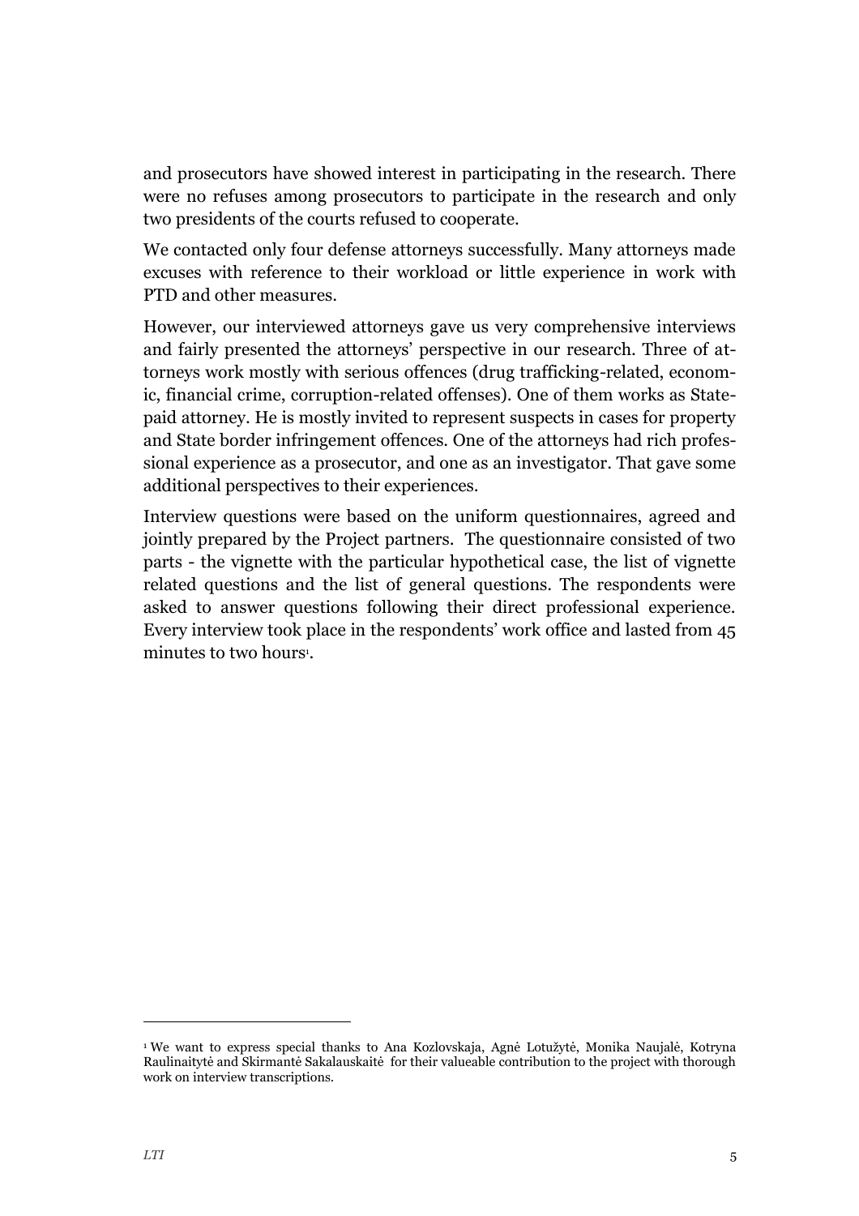and prosecutors have showed interest in participating in the research. There were no refuses among prosecutors to participate in the research and only two presidents of the courts refused to cooperate.

We contacted only four defense attorneys successfully. Many attorneys made excuses with reference to their workload or little experience in work with PTD and other measures.

However, our interviewed attorneys gave us very comprehensive interviews and fairly presented the attorneys' perspective in our research. Three of attorneys work mostly with serious offences (drug trafficking-related, economic, financial crime, corruption-related offenses). One of them works as State-paid attorney. He is mostly invited to represent suspects in cases for property and State border infringement offences. One of the attorneys had rich professional experience as a prosecutor, and one as an investigator. That gave some additional perspectives to their experiences.

Interview questions were based on the uniform questionnaires, agreed and jointly prepared by the Project partners. The questionnaire consisted of two parts - the vignette with the particular hypothetical case, the list of vignette related questions and the list of general questions. The respondents were asked to answer questions following their direct professional experience. Every interview took place in the respondents' work office and lasted from 45 minutes to two hours[1].

[1] We want to express special thanks to Ana Kozlovskaja, Agnė Lotužytė, Monika Naujalė, Kotryna Raulinaitytė and Skirmantė Sakalauskaitė for their valueable contribution to the project with thorough work on interview transcriptions.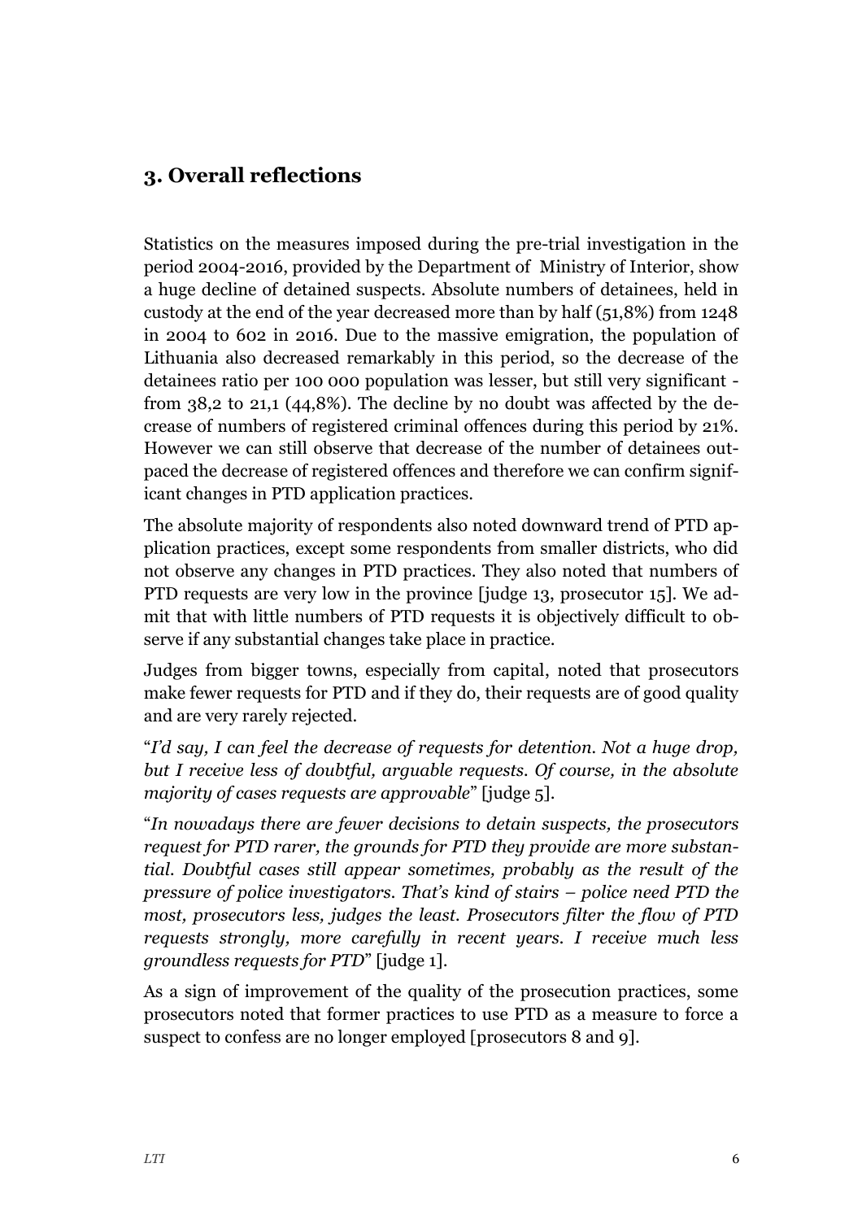## 3. Overall reflections

Statistics on the measures imposed during the pre-trial investigation in the period 2004-2016, provided by the Department of Ministry of Interior, show a huge decline of detained suspects. Absolute numbers of detainees, held in custody at the end of the year decreased more than by half (51,8%) from 1248 in 2004 to 602 in 2016. Due to the massive emigration, the population of Lithuania also decreased remarkably in this period, so the decrease of the detainees ratio per 100 000 population was lesser, but still very significant - from 38,2 to 21,1 (44,8%). The decline by no doubt was affected by the decrease of numbers of registered criminal offences during this period by 21%. However we can still observe that decrease of the number of detainees outpaced the decrease of registered offences and therefore we can confirm significant changes in PTD application practices.

The absolute majority of respondents also noted downward trend of PTD application practices, except some respondents from smaller districts, who did not observe any changes in PTD practices. They also noted that numbers of PTD requests are very low in the province [judge 13, prosecutor 15]. We admit that with little numbers of PTD requests it is objectively difficult to observe if any substantial changes take place in practice.

Judges from bigger towns, especially from capital, noted that prosecutors make fewer requests for PTD and if they do, their requests are of good quality and are very rarely rejected.

"*I'd say, I can feel the decrease of requests for detention. Not a huge drop, but I receive less of doubtful, arguable requests. Of course, in the absolute majority of cases requests are approvable*" [judge 5].

"*In nowadays there are fewer decisions to detain suspects, the prosecutors request for PTD rarer, the grounds for PTD they provide are more substantial. Doubtful cases still appear sometimes, probably as the result of the pressure of police investigators. That's kind of stairs – police need PTD the most, prosecutors less, judges the least. Prosecutors filter the flow of PTD requests strongly, more carefully in recent years. I receive much less groundless requests for PTD*" [judge 1].

As a sign of improvement of the quality of the prosecution practices, some prosecutors noted that former practices to use PTD as a measure to force a suspect to confess are no longer employed [prosecutors 8 and 9].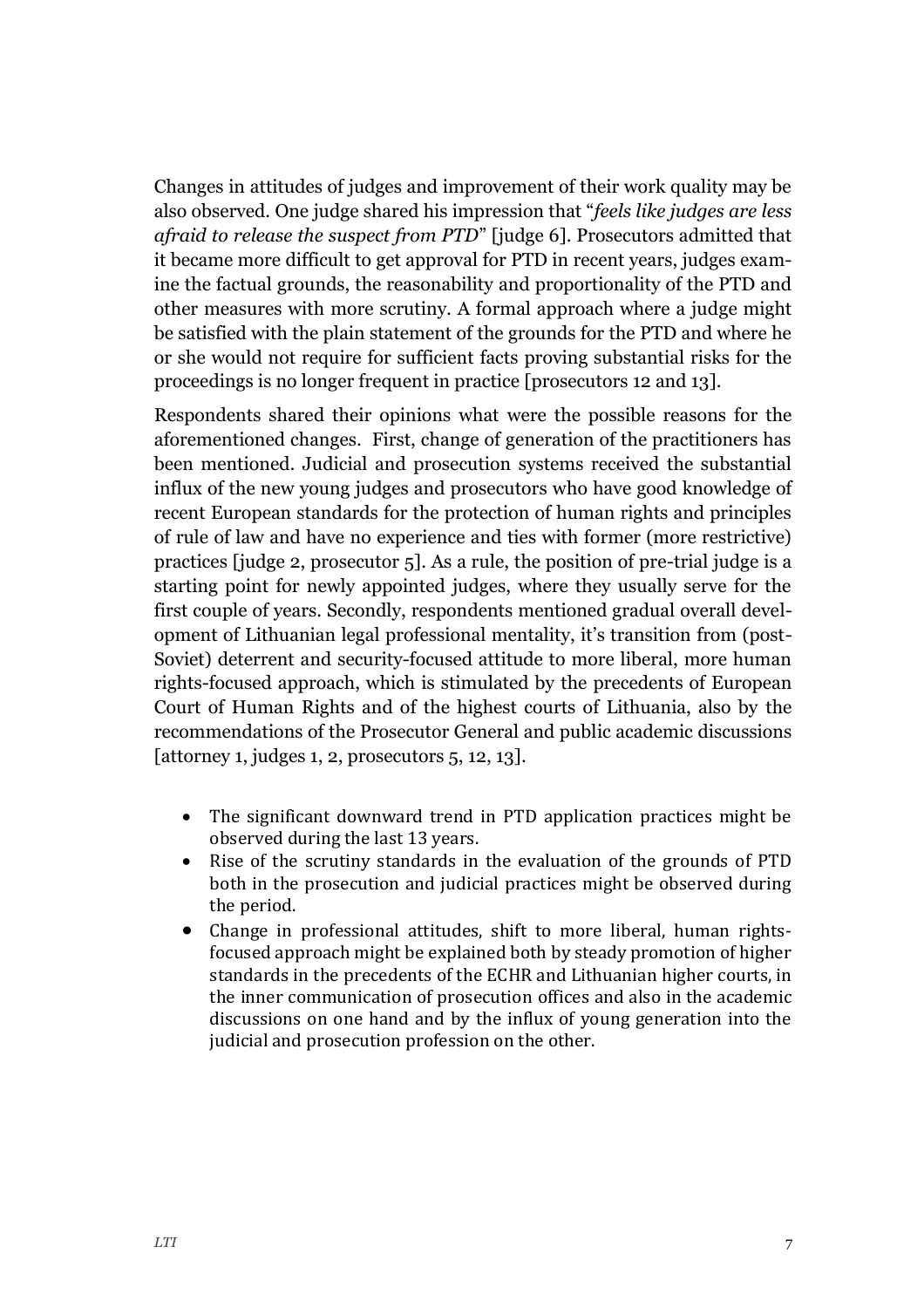Changes in attitudes of judges and improvement of their work quality may be also observed. One judge shared his impression that "*feels like judges are less afraid to release the suspect from PTD*" [judge 6]. Prosecutors admitted that it became more difficult to get approval for PTD in recent years, judges examine the factual grounds, the reasonability and proportionality of the PTD and other measures with more scrutiny. A formal approach where a judge might be satisfied with the plain statement of the grounds for the PTD and where he or she would not require for sufficient facts proving substantial risks for the proceedings is no longer frequent in practice [prosecutors 12 and 13].

Respondents shared their opinions what were the possible reasons for the aforementioned changes. First, change of generation of the practitioners has been mentioned. Judicial and prosecution systems received the substantial influx of the new young judges and prosecutors who have good knowledge of recent European standards for the protection of human rights and principles of rule of law and have no experience and ties with former (more restrictive) practices [judge 2, prosecutor 5]. As a rule, the position of pre-trial judge is a starting point for newly appointed judges, where they usually serve for the first couple of years. Secondly, respondents mentioned gradual overall development of Lithuanian legal professional mentality, it's transition from (post-Soviet) deterrent and security-focused attitude to more liberal, more human rights-focused approach, which is stimulated by the precedents of European Court of Human Rights and of the highest courts of Lithuania, also by the recommendations of the Prosecutor General and public academic discussions [attorney 1, judges 1, 2, prosecutors 5, 12, 13].

- The significant downward trend in PTD application practices might be observed during the last 13 years.
- Rise of the scrutiny standards in the evaluation of the grounds of PTD both in the prosecution and judicial practices might be observed during the period.
- Change in professional attitudes, shift to more liberal, human rights-focused approach might be explained both by steady promotion of higher standards in the precedents of the ECHR and Lithuanian higher courts, in the inner communication of prosecution offices and also in the academic discussions on one hand and by the influx of young generation into the judicial and prosecution profession on the other.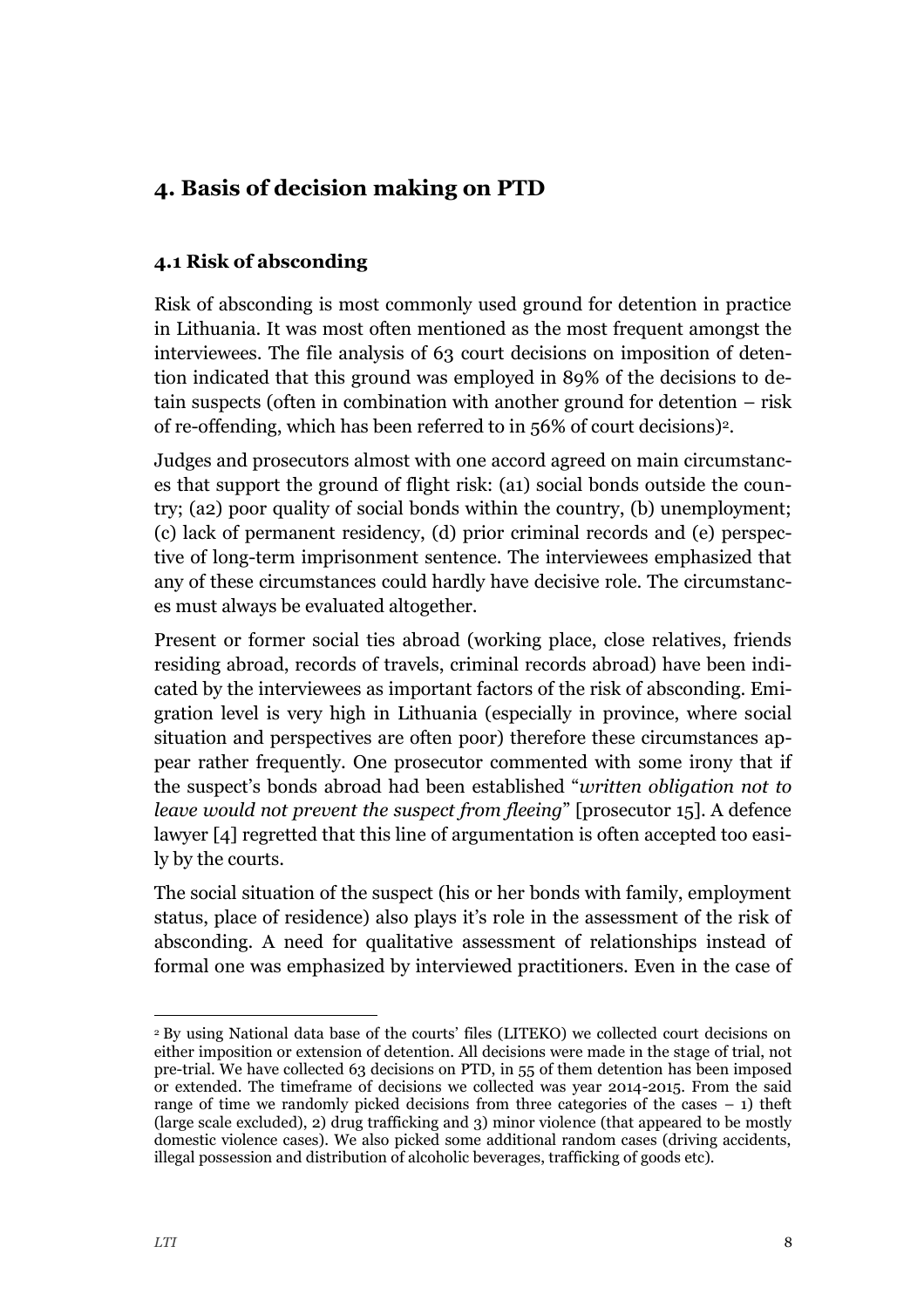## 4. Basis of decision making on PTD

### 4.1 Risk of absconding

Risk of absconding is most commonly used ground for detention in practice in Lithuania. It was most often mentioned as the most frequent amongst the interviewees. The file analysis of 63 court decisions on imposition of detention indicated that this ground was employed in 89% of the decisions to detain suspects (often in combination with another ground for detention – risk of re-offending, which has been referred to in 56% of court decisions)[2].

Judges and prosecutors almost with one accord agreed on main circumstances that support the ground of flight risk: (a1) social bonds outside the country; (a2) poor quality of social bonds within the country, (b) unemployment; (c) lack of permanent residency, (d) prior criminal records and (e) perspective of long-term imprisonment sentence. The interviewees emphasized that any of these circumstances could hardly have decisive role. The circumstances must always be evaluated altogether.

Present or former social ties abroad (working place, close relatives, friends residing abroad, records of travels, criminal records abroad) have been indicated by the interviewees as important factors of the risk of absconding. Emigration level is very high in Lithuania (especially in province, where social situation and perspectives are often poor) therefore these circumstances appear rather frequently. One prosecutor commented with some irony that if the suspect's bonds abroad had been established "*written obligation not to leave would not prevent the suspect from fleeing*" [prosecutor 15]. A defence lawyer [4] regretted that this line of argumentation is often accepted too easily by the courts.

The social situation of the suspect (his or her bonds with family, employment status, place of residence) also plays it's role in the assessment of the risk of absconding. A need for qualitative assessment of relationships instead of formal one was emphasized by interviewed practitioners. Even in the case of

[2] By using National data base of the courts' files (LITEKO) we collected court decisions on either imposition or extension of detention. All decisions were made in the stage of trial, not pre-trial. We have collected 63 decisions on PTD, in 55 of them detention has been imposed or extended. The timeframe of decisions we collected was year 2014-2015. From the said range of time we randomly picked decisions from three categories of the cases – 1) theft (large scale excluded), 2) drug trafficking and 3) minor violence (that appeared to be mostly domestic violence cases). We also picked some additional random cases (driving accidents, illegal possession and distribution of alcoholic beverages, trafficking of goods etc).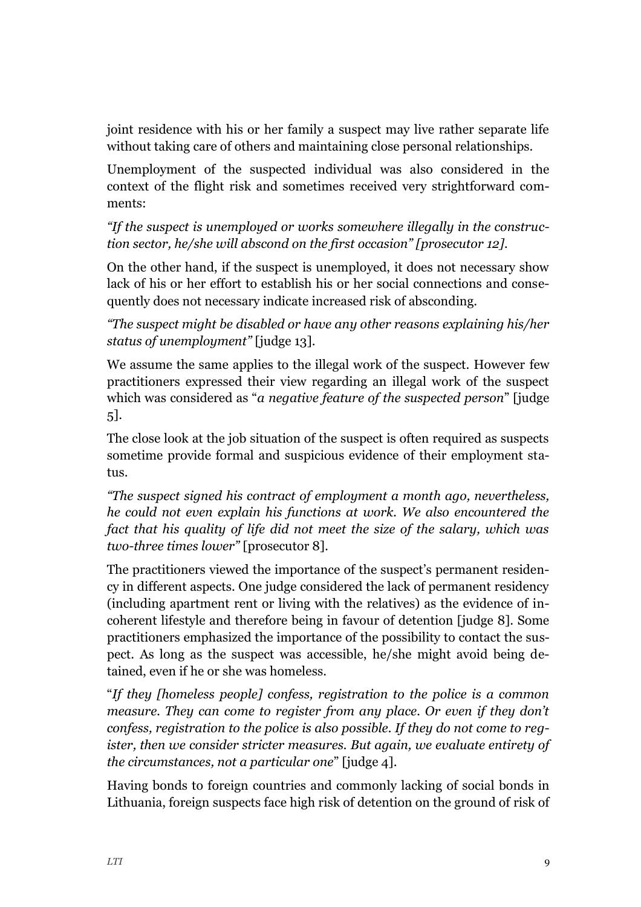joint residence with his or her family a suspect may live rather separate life without taking care of others and maintaining close personal relationships.

Unemployment of the suspected individual was also considered in the context of the flight risk and sometimes received very strightforward comments:

*"If the suspect is unemployed or works somewhere illegally in the construction sector, he/she will abscond on the first occasion" [prosecutor 12].*

On the other hand, if the suspect is unemployed, it does not necessary show lack of his or her effort to establish his or her social connections and consequently does not necessary indicate increased risk of absconding.

*"The suspect might be disabled or have any other reasons explaining his/her status of unemployment"* [judge 13].

We assume the same applies to the illegal work of the suspect. However few practitioners expressed their view regarding an illegal work of the suspect which was considered as "*a negative feature of the suspected person*" [judge 5].

The close look at the job situation of the suspect is often required as suspects sometime provide formal and suspicious evidence of their employment status.

*"The suspect signed his contract of employment a month ago, nevertheless, he could not even explain his functions at work. We also encountered the fact that his quality of life did not meet the size of the salary, which was two-three times lower"* [prosecutor 8].

The practitioners viewed the importance of the suspect's permanent residency in different aspects. One judge considered the lack of permanent residency (including apartment rent or living with the relatives) as the evidence of incoherent lifestyle and therefore being in favour of detention [judge 8]. Some practitioners emphasized the importance of the possibility to contact the suspect. As long as the suspect was accessible, he/she might avoid being detained, even if he or she was homeless.

"*If they [homeless people] confess, registration to the police is a common measure. They can come to register from any place. Or even if they don't confess, registration to the police is also possible. If they do not come to register, then we consider stricter measures. But again, we evaluate entirety of the circumstances, not a particular one*" [judge 4].

Having bonds to foreign countries and commonly lacking of social bonds in Lithuania, foreign suspects face high risk of detention on the ground of risk of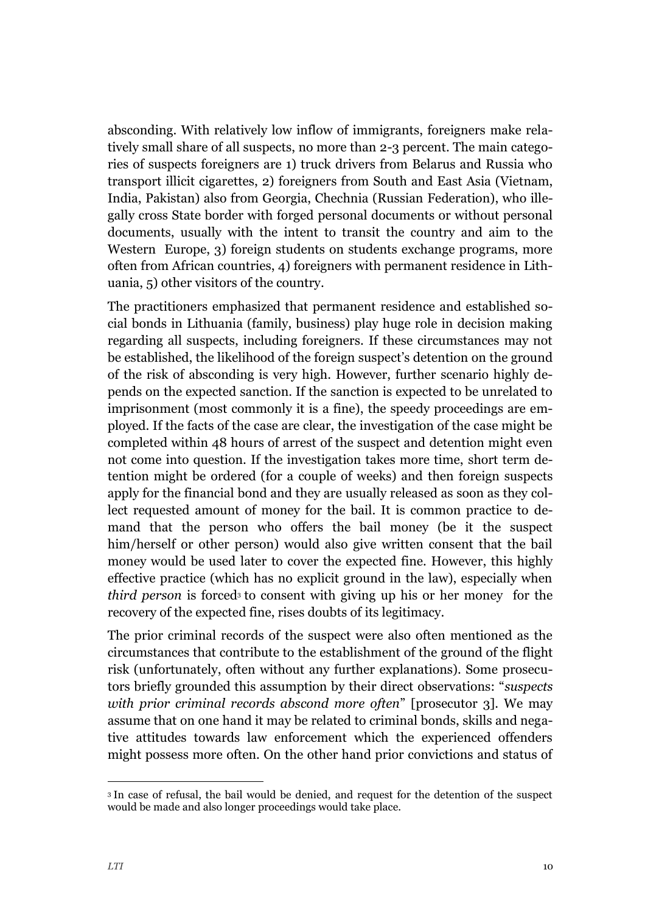absconding. With relatively low inflow of immigrants, foreigners make relatively small share of all suspects, no more than 2-3 percent. The main categories of suspects foreigners are 1) truck drivers from Belarus and Russia who transport illicit cigarettes, 2) foreigners from South and East Asia (Vietnam, India, Pakistan) also from Georgia, Chechnia (Russian Federation), who illegally cross State border with forged personal documents or without personal documents, usually with the intent to transit the country and aim to the Western Europe, 3) foreign students on students exchange programs, more often from African countries, 4) foreigners with permanent residence in Lithuania, 5) other visitors of the country.

The practitioners emphasized that permanent residence and established social bonds in Lithuania (family, business) play huge role in decision making regarding all suspects, including foreigners. If these circumstances may not be established, the likelihood of the foreign suspect's detention on the ground of the risk of absconding is very high. However, further scenario highly depends on the expected sanction. If the sanction is expected to be unrelated to imprisonment (most commonly it is a fine), the speedy proceedings are employed. If the facts of the case are clear, the investigation of the case might be completed within 48 hours of arrest of the suspect and detention might even not come into question. If the investigation takes more time, short term detention might be ordered (for a couple of weeks) and then foreign suspects apply for the financial bond and they are usually released as soon as they collect requested amount of money for the bail. It is common practice to demand that the person who offers the bail money (be it the suspect him/herself or other person) would also give written consent that the bail money would be used later to cover the expected fine. However, this highly effective practice (which has no explicit ground in the law), especially when *third person* is forced[3] to consent with giving up his or her money for the recovery of the expected fine, rises doubts of its legitimacy.

The prior criminal records of the suspect were also often mentioned as the circumstances that contribute to the establishment of the ground of the flight risk (unfortunately, often without any further explanations). Some prosecutors briefly grounded this assumption by their direct observations: "*suspects with prior criminal records abscond more often*" [prosecutor 3]. We may assume that on one hand it may be related to criminal bonds, skills and negative attitudes towards law enforcement which the experienced offenders might possess more often. On the other hand prior convictions and status of

[3] In case of refusal, the bail would be denied, and request for the detention of the suspect would be made and also longer proceedings would take place.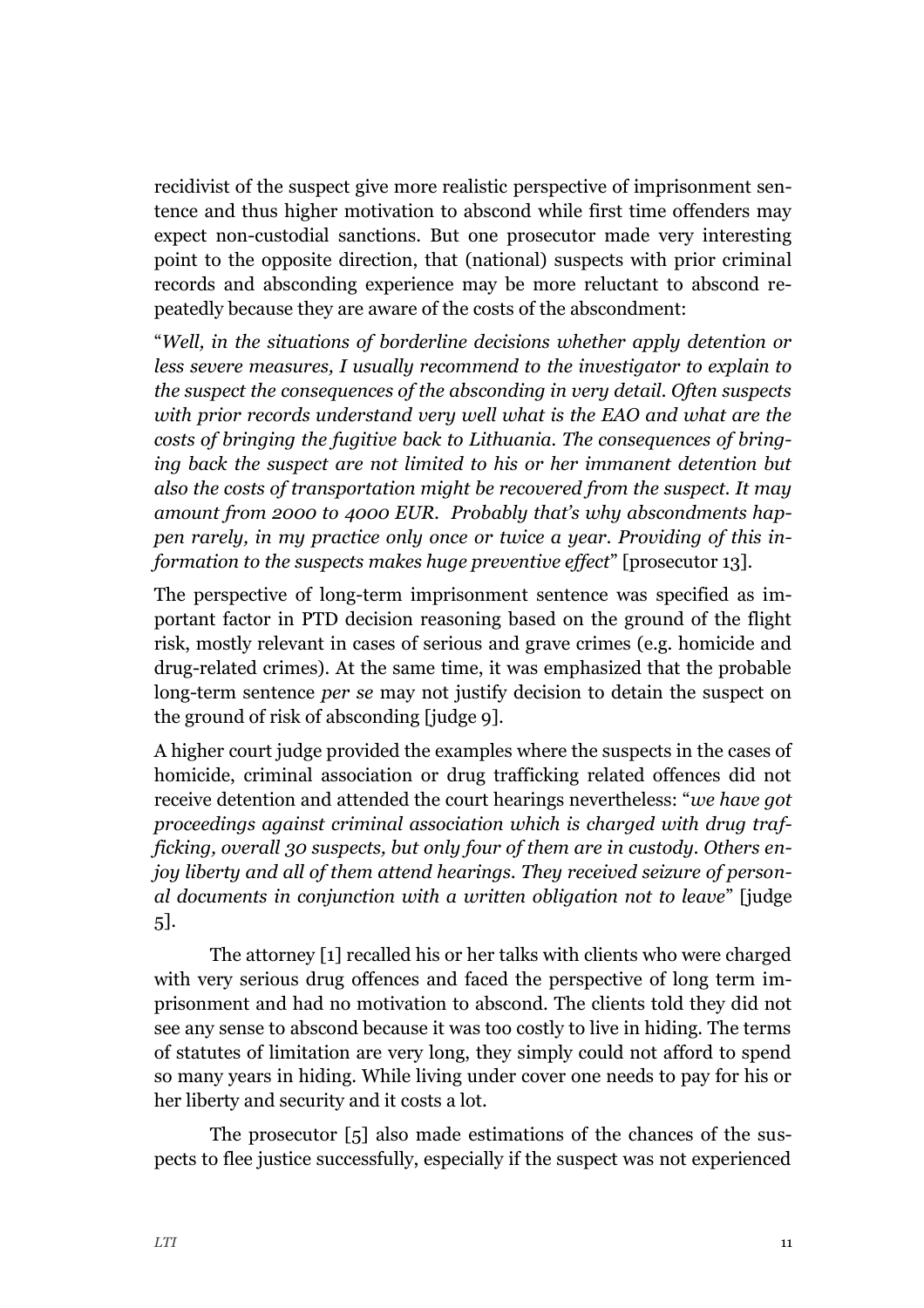recidivist of the suspect give more realistic perspective of imprisonment sentence and thus higher motivation to abscond while first time offenders may expect non-custodial sanctions. But one prosecutor made very interesting point to the opposite direction, that (national) suspects with prior criminal records and absconding experience may be more reluctant to abscond repeatedly because they are aware of the costs of the abscondment:

"*Well, in the situations of borderline decisions whether apply detention or less severe measures, I usually recommend to the investigator to explain to the suspect the consequences of the absconding in very detail. Often suspects with prior records understand very well what is the EAO and what are the costs of bringing the fugitive back to Lithuania. The consequences of bringing back the suspect are not limited to his or her immanent detention but also the costs of transportation might be recovered from the suspect. It may amount from 2000 to 4000 EUR. Probably that's why abscondments happen rarely, in my practice only once or twice a year. Providing of this information to the suspects makes huge preventive effect*" [prosecutor 13].

The perspective of long-term imprisonment sentence was specified as important factor in PTD decision reasoning based on the ground of the flight risk, mostly relevant in cases of serious and grave crimes (e.g. homicide and drug-related crimes). At the same time, it was emphasized that the probable long-term sentence *per se* may not justify decision to detain the suspect on the ground of risk of absconding [judge 9].

A higher court judge provided the examples where the suspects in the cases of homicide, criminal association or drug trafficking related offences did not receive detention and attended the court hearings nevertheless: "*we have got proceedings against criminal association which is charged with drug trafficking, overall 30 suspects, but only four of them are in custody. Others enjoy liberty and all of them attend hearings. They received seizure of personal documents in conjunction with a written obligation not to leave*" [judge 5].

The attorney [1] recalled his or her talks with clients who were charged with very serious drug offences and faced the perspective of long term imprisonment and had no motivation to abscond. The clients told they did not see any sense to abscond because it was too costly to live in hiding. The terms of statutes of limitation are very long, they simply could not afford to spend so many years in hiding. While living under cover one needs to pay for his or her liberty and security and it costs a lot.

The prosecutor [5] also made estimations of the chances of the suspects to flee justice successfully, especially if the suspect was not experienced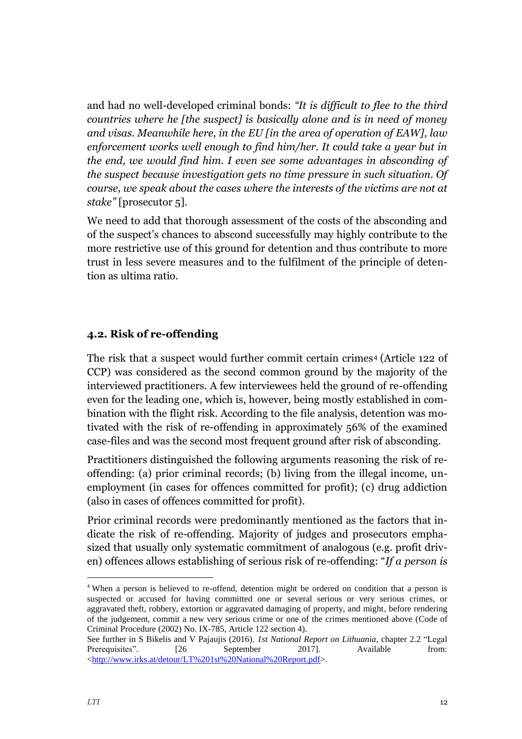and had no well-developed criminal bonds: *"It is difficult to flee to the third countries where he [the suspect] is basically alone and is in need of money and visas. Meanwhile here, in the EU [in the area of operation of EAW], law enforcement works well enough to find him/her. It could take a year but in the end, we would find him. I even see some advantages in absconding of the suspect because investigation gets no time pressure in such situation. Of course, we speak about the cases where the interests of the victims are not at stake"* [prosecutor 5].

We need to add that thorough assessment of the costs of the absconding and of the suspect's chances to abscond successfully may highly contribute to the more restrictive use of this ground for detention and thus contribute to more trust in less severe measures and to the fulfilment of the principle of detention as ultima ratio.

### 4.2. Risk of re-offending

The risk that a suspect would further commit certain crimes[4] (Article 122 of CCP) was considered as the second common ground by the majority of the interviewed practitioners. A few interviewees held the ground of re-offending even for the leading one, which is, however, being mostly established in combination with the flight risk. According to the file analysis, detention was motivated with the risk of re-offending in approximately 56% of the examined case-files and was the second most frequent ground after risk of absconding.

Practitioners distinguished the following arguments reasoning the risk of re-offending: (a) prior criminal records; (b) living from the illegal income, unemployment (in cases for offences committed for profit); (c) drug addiction (also in cases of offences committed for profit).

Prior criminal records were predominantly mentioned as the factors that indicate the risk of re-offending. Majority of judges and prosecutors emphasized that usually only systematic commitment of analogous (e.g. profit driven) offences allows establishing of serious risk of re-offending: "*If a person is*

---

[4] When a person is believed to re-offend, detention might be ordered on condition that a person is suspected or accused for having committed one or several serious or very serious crimes, or aggravated theft, robbery, extortion or aggravated damaging of property, and might, before rendering of the judgement, commit a new very serious crime or one of the crimes mentioned above (Code of Criminal Procedure (2002) No. IX-785, Article 122 section 4).

See further in S Bikelis and V Pajaujis (2016). *1st National Report on Lithuania*, chapter 2.2 "Legal Prerequisites". [26 September 2017]. Available from: <http://www.irks.at/detour/LT%201st%20National%20Report.pdf>.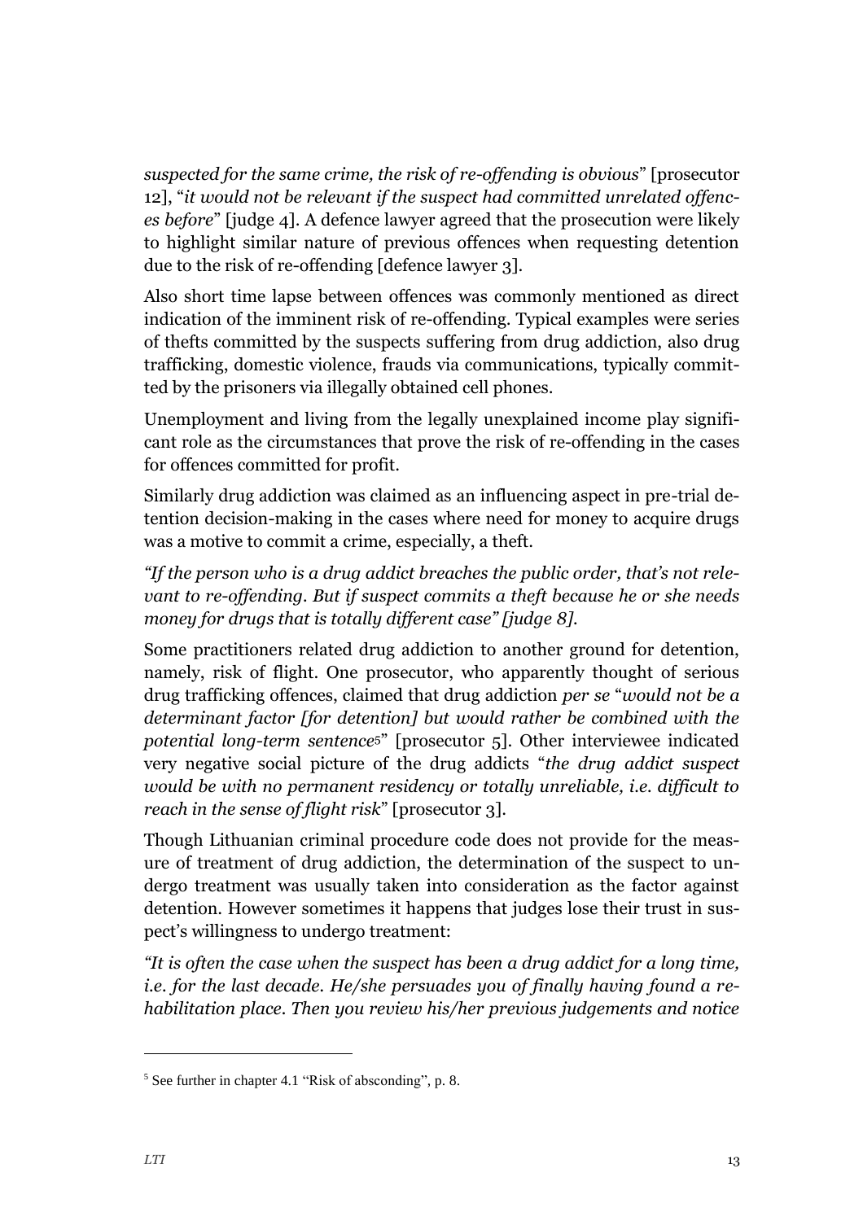*suspected for the same crime, the risk of re-offending is obvious*" [prosecutor 12], "*it would not be relevant if the suspect had committed unrelated offences before*" [judge 4]. A defence lawyer agreed that the prosecution were likely to highlight similar nature of previous offences when requesting detention due to the risk of re-offending [defence lawyer 3].

Also short time lapse between offences was commonly mentioned as direct indication of the imminent risk of re-offending. Typical examples were series of thefts committed by the suspects suffering from drug addiction, also drug trafficking, domestic violence, frauds via communications, typically committed by the prisoners via illegally obtained cell phones.

Unemployment and living from the legally unexplained income play significant role as the circumstances that prove the risk of re-offending in the cases for offences committed for profit.

Similarly drug addiction was claimed as an influencing aspect in pre-trial detention decision-making in the cases where need for money to acquire drugs was a motive to commit a crime, especially, a theft.

*"If the person who is a drug addict breaches the public order, that's not relevant to re-offending. But if suspect commits a theft because he or she needs money for drugs that is totally different case" [judge 8].*

Some practitioners related drug addiction to another ground for detention, namely, risk of flight. One prosecutor, who apparently thought of serious drug trafficking offences, claimed that drug addiction *per se* "*would not be a determinant factor [for detention] but would rather be combined with the potential long-term sentence*[5]" [prosecutor 5]. Other interviewee indicated very negative social picture of the drug addicts "*the drug addict suspect would be with no permanent residency or totally unreliable, i.e. difficult to reach in the sense of flight risk*" [prosecutor 3].

Though Lithuanian criminal procedure code does not provide for the measure of treatment of drug addiction, the determination of the suspect to undergo treatment was usually taken into consideration as the factor against detention. However sometimes it happens that judges lose their trust in suspect's willingness to undergo treatment:

*"It is often the case when the suspect has been a drug addict for a long time, i.e. for the last decade. He/she persuades you of finally having found a rehabilitation place. Then you review his/her previous judgements and notice*

---

[5] See further in chapter 4.1 "Risk of absconding", p. 8.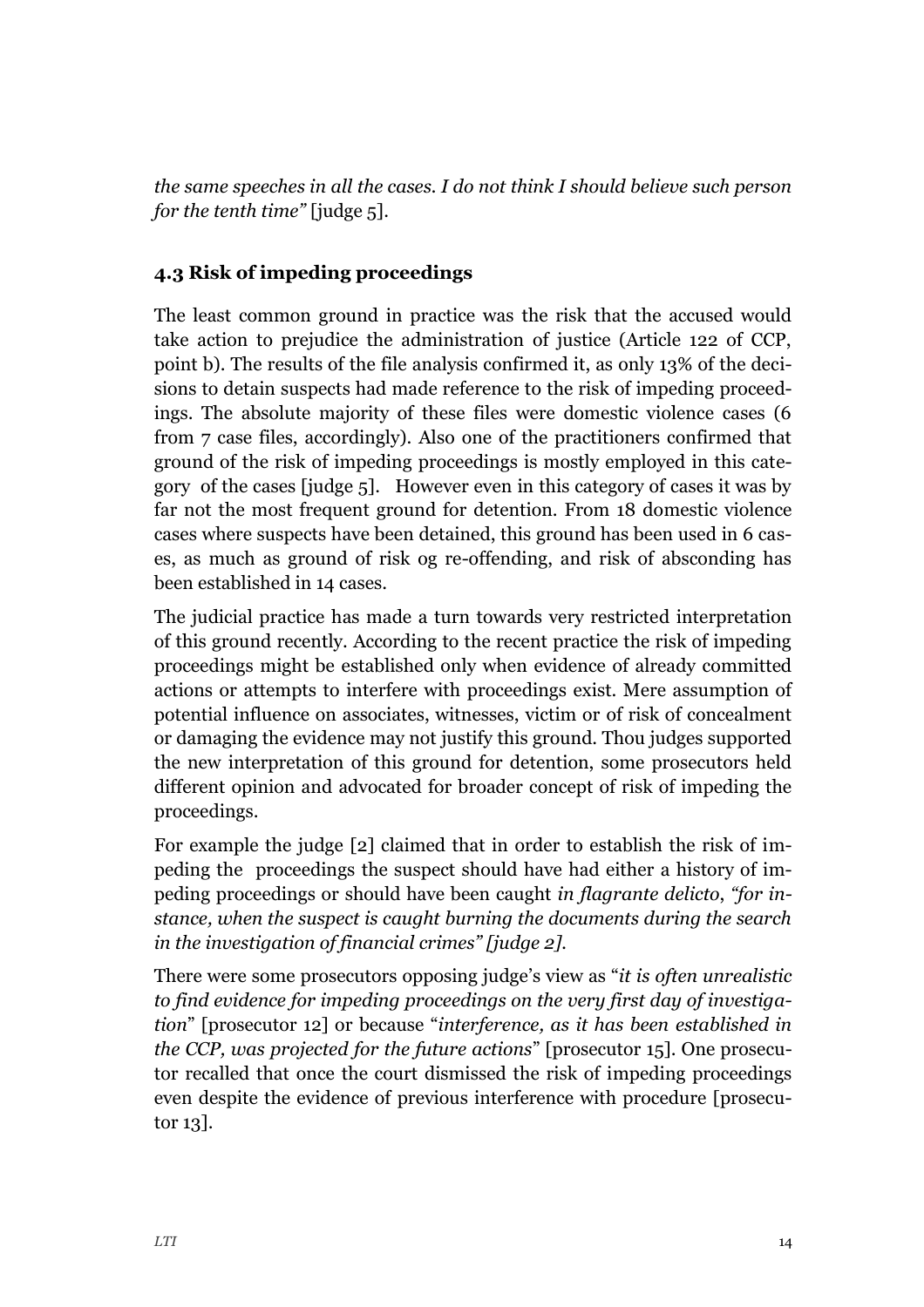*the same speeches in all the cases. I do not think I should believe such person for the tenth time"* [judge 5].

### 4.3 Risk of impeding proceedings

The least common ground in practice was the risk that the accused would take action to prejudice the administration of justice (Article 122 of CCP, point b). The results of the file analysis confirmed it, as only 13% of the decisions to detain suspects had made reference to the risk of impeding proceedings. The absolute majority of these files were domestic violence cases (6 from 7 case files, accordingly). Also one of the practitioners confirmed that ground of the risk of impeding proceedings is mostly employed in this category of the cases [judge 5]. However even in this category of cases it was by far not the most frequent ground for detention. From 18 domestic violence cases where suspects have been detained, this ground has been used in 6 cases, as much as ground of risk og re-offending, and risk of absconding has been established in 14 cases.

The judicial practice has made a turn towards very restricted interpretation of this ground recently. According to the recent practice the risk of impeding proceedings might be established only when evidence of already committed actions or attempts to interfere with proceedings exist. Mere assumption of potential influence on associates, witnesses, victim or of risk of concealment or damaging the evidence may not justify this ground. Thou judges supported the new interpretation of this ground for detention, some prosecutors held different opinion and advocated for broader concept of risk of impeding the proceedings.

For example the judge [2] claimed that in order to establish the risk of impeding the proceedings the suspect should have had either a history of impeding proceedings or should have been caught *in flagrante delicto*, *"for instance, when the suspect is caught burning the documents during the search in the investigation of financial crimes" [judge 2].*

There were some prosecutors opposing judge's view as "*it is often unrealistic to find evidence for impeding proceedings on the very first day of investigation*" [prosecutor 12] or because "*interference, as it has been established in the CCP, was projected for the future actions*" [prosecutor 15]. One prosecutor recalled that once the court dismissed the risk of impeding proceedings even despite the evidence of previous interference with procedure [prosecutor 13].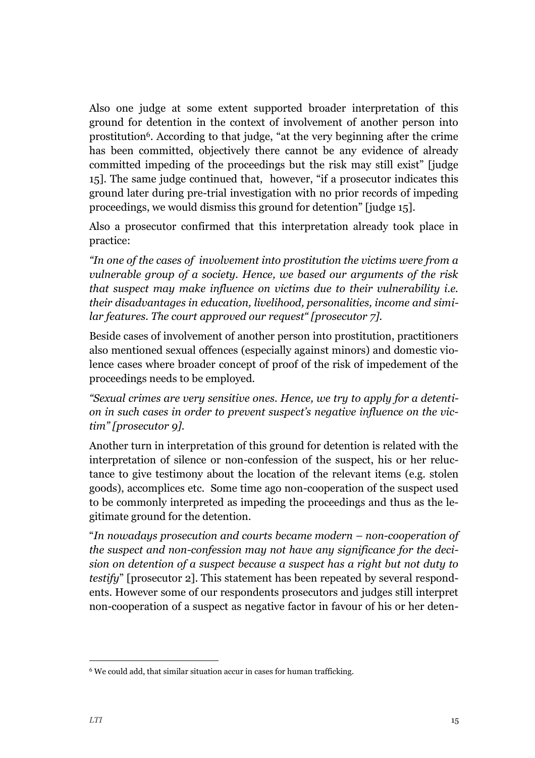Also one judge at some extent supported broader interpretation of this ground for detention in the context of involvement of another person into prostitution[6]. According to that judge, "at the very beginning after the crime has been committed, objectively there cannot be any evidence of already committed impeding of the proceedings but the risk may still exist" [judge 15]. The same judge continued that, however, "if a prosecutor indicates this ground later during pre-trial investigation with no prior records of impeding proceedings, we would dismiss this ground for detention" [judge 15].

Also a prosecutor confirmed that this interpretation already took place in practice:

*"In one of the cases of involvement into prostitution the victims were from a vulnerable group of a society. Hence, we based our arguments of the risk that suspect may make influence on victims due to their vulnerability i.e. their disadvantages in education, livelihood, personalities, income and similar features. The court approved our request" [prosecutor 7].*

Beside cases of involvement of another person into prostitution, practitioners also mentioned sexual offences (especially against minors) and domestic violence cases where broader concept of proof of the risk of impedement of the proceedings needs to be employed.

*"Sexual crimes are very sensitive ones. Hence, we try to apply for a detention in such cases in order to prevent suspect's negative influence on the victim" [prosecutor 9].*

Another turn in interpretation of this ground for detention is related with the interpretation of silence or non-confession of the suspect, his or her reluctance to give testimony about the location of the relevant items (e.g. stolen goods), accomplices etc. Some time ago non-cooperation of the suspect used to be commonly interpreted as impeding the proceedings and thus as the legitimate ground for the detention.

"*In nowadays prosecution and courts became modern – non-cooperation of the suspect and non-confession may not have any significance for the decision on detention of a suspect because a suspect has a right but not duty to testify*" [prosecutor 2]. This statement has been repeated by several respondents. However some of our respondents prosecutors and judges still interpret non-cooperation of a suspect as negative factor in favour of his or her deten-

---

[6] We could add, that similar situation accur in cases for human trafficking.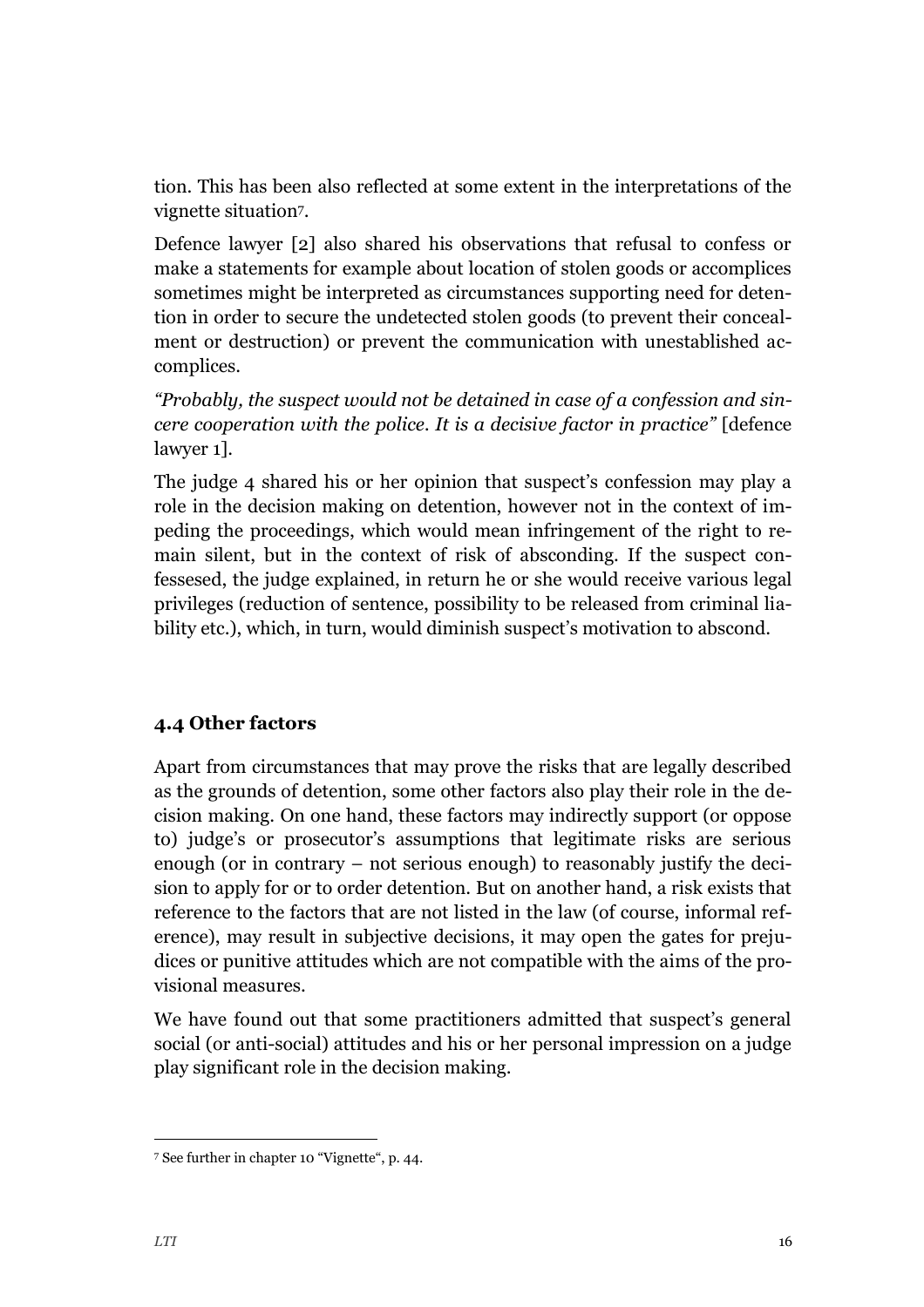tion. This has been also reflected at some extent in the interpretations of the vignette situation[7].

Defence lawyer [2] also shared his observations that refusal to confess or make a statements for example about location of stolen goods or accomplices sometimes might be interpreted as circumstances supporting need for detention in order to secure the undetected stolen goods (to prevent their concealment or destruction) or prevent the communication with unestablished accomplices.

*"Probably, the suspect would not be detained in case of a confession and sincere cooperation with the police. It is a decisive factor in practice"* [defence lawyer 1].

The judge 4 shared his or her opinion that suspect's confession may play a role in the decision making on detention, however not in the context of impeding the proceedings, which would mean infringement of the right to remain silent, but in the context of risk of absconding. If the suspect confessesed, the judge explained, in return he or she would receive various legal privileges (reduction of sentence, possibility to be released from criminal liability etc.), which, in turn, would diminish suspect's motivation to abscond.

### 4.4 Other factors

Apart from circumstances that may prove the risks that are legally described as the grounds of detention, some other factors also play their role in the decision making. On one hand, these factors may indirectly support (or oppose to) judge's or prosecutor's assumptions that legitimate risks are serious enough (or in contrary – not serious enough) to reasonably justify the decision to apply for or to order detention. But on another hand, a risk exists that reference to the factors that are not listed in the law (of course, informal reference), may result in subjective decisions, it may open the gates for prejudices or punitive attitudes which are not compatible with the aims of the provisional measures.

We have found out that some practitioners admitted that suspect's general social (or anti-social) attitudes and his or her personal impression on a judge play significant role in the decision making.

---

[7] See further in chapter 10 "Vignette", p. 44.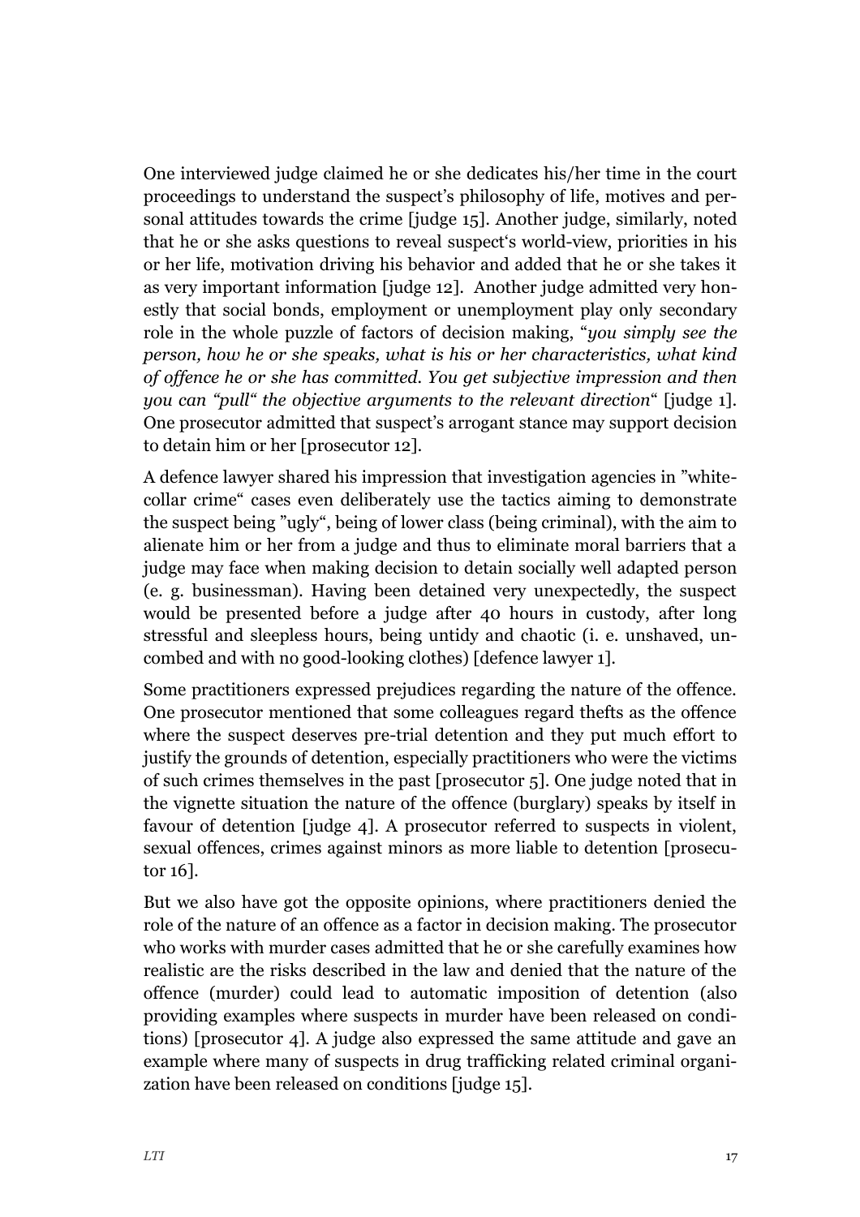One interviewed judge claimed he or she dedicates his/her time in the court proceedings to understand the suspect's philosophy of life, motives and personal attitudes towards the crime [judge 15]. Another judge, similarly, noted that he or she asks questions to reveal suspect's world-view, priorities in his or her life, motivation driving his behavior and added that he or she takes it as very important information [judge 12]. Another judge admitted very honestly that social bonds, employment or unemployment play only secondary role in the whole puzzle of factors of decision making, "*you simply see the person, how he or she speaks, what is his or her characteristics, what kind of offence he or she has committed. You get subjective impression and then you can "pull" the objective arguments to the relevant direction*" [judge 1]. One prosecutor admitted that suspect's arrogant stance may support decision to detain him or her [prosecutor 12].

A defence lawyer shared his impression that investigation agencies in "white-collar crime" cases even deliberately use the tactics aiming to demonstrate the suspect being "ugly", being of lower class (being criminal), with the aim to alienate him or her from a judge and thus to eliminate moral barriers that a judge may face when making decision to detain socially well adapted person (e. g. businessman). Having been detained very unexpectedly, the suspect would be presented before a judge after 40 hours in custody, after long stressful and sleepless hours, being untidy and chaotic (i. e. unshaved, uncombed and with no good-looking clothes) [defence lawyer 1].

Some practitioners expressed prejudices regarding the nature of the offence. One prosecutor mentioned that some colleagues regard thefts as the offence where the suspect deserves pre-trial detention and they put much effort to justify the grounds of detention, especially practitioners who were the victims of such crimes themselves in the past [prosecutor 5]. One judge noted that in the vignette situation the nature of the offence (burglary) speaks by itself in favour of detention [judge 4]. A prosecutor referred to suspects in violent, sexual offences, crimes against minors as more liable to detention [prosecutor 16].

But we also have got the opposite opinions, where practitioners denied the role of the nature of an offence as a factor in decision making. The prosecutor who works with murder cases admitted that he or she carefully examines how realistic are the risks described in the law and denied that the nature of the offence (murder) could lead to automatic imposition of detention (also providing examples where suspects in murder have been released on conditions) [prosecutor 4]. A judge also expressed the same attitude and gave an example where many of suspects in drug trafficking related criminal organization have been released on conditions [judge 15].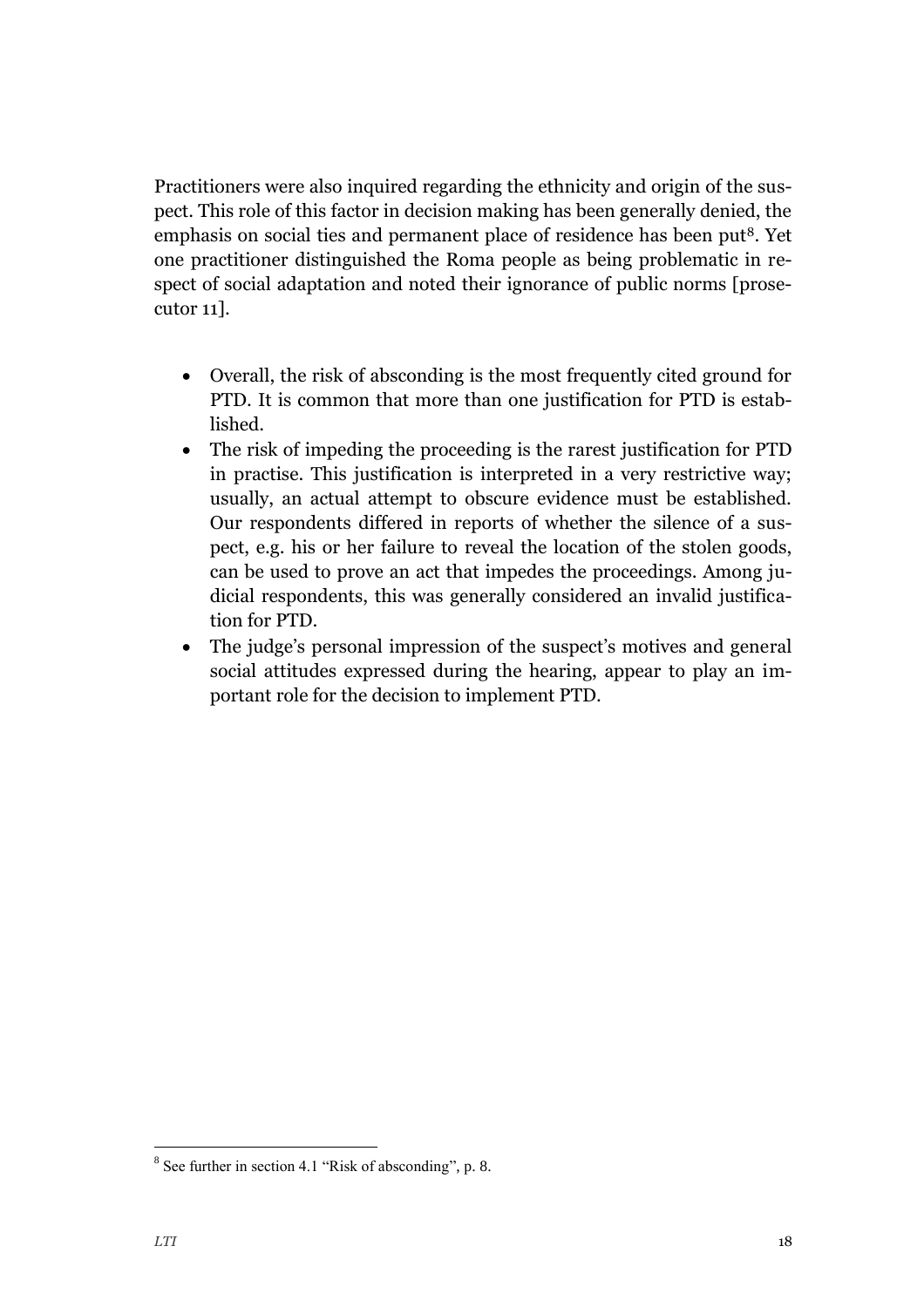Practitioners were also inquired regarding the ethnicity and origin of the suspect. This role of this factor in decision making has been generally denied, the emphasis on social ties and permanent place of residence has been put[8]. Yet one practitioner distinguished the Roma people as being problematic in respect of social adaptation and noted their ignorance of public norms [prosecutor 11].

- Overall, the risk of absconding is the most frequently cited ground for PTD. It is common that more than one justification for PTD is established.
- The risk of impeding the proceeding is the rarest justification for PTD in practise. This justification is interpreted in a very restrictive way; usually, an actual attempt to obscure evidence must be established. Our respondents differed in reports of whether the silence of a suspect, e.g. his or her failure to reveal the location of the stolen goods, can be used to prove an act that impedes the proceedings. Among judicial respondents, this was generally considered an invalid justification for PTD.
- The judge's personal impression of the suspect's motives and general social attitudes expressed during the hearing, appear to play an important role for the decision to implement PTD.

[8] See further in section 4.1 "Risk of absconding", p. 8.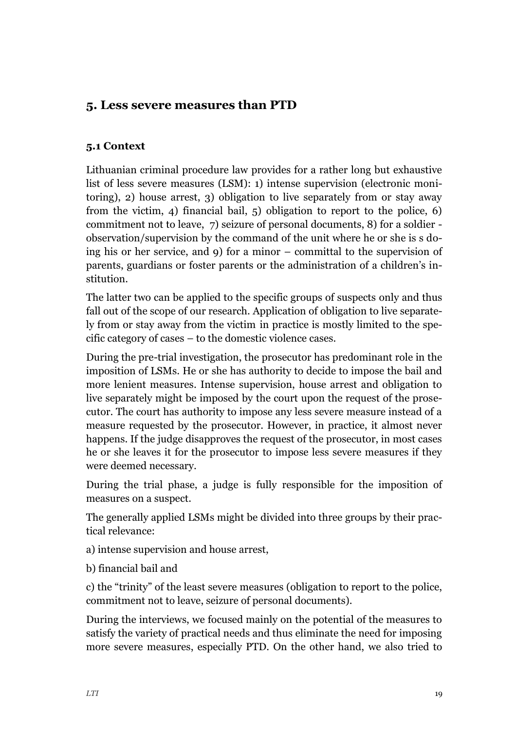## 5. Less severe measures than PTD

### 5.1 Context

Lithuanian criminal procedure law provides for a rather long but exhaustive list of less severe measures (LSM): 1) intense supervision (electronic monitoring), 2) house arrest, 3) obligation to live separately from or stay away from the victim, 4) financial bail, 5) obligation to report to the police, 6) commitment not to leave, 7) seizure of personal documents, 8) for a soldier - observation/supervision by the command of the unit where he or she is s doing his or her service, and 9) for a minor – committal to the supervision of parents, guardians or foster parents or the administration of a children's institution.

The latter two can be applied to the specific groups of suspects only and thus fall out of the scope of our research. Application of obligation to live separately from or stay away from the victim in practice is mostly limited to the specific category of cases – to the domestic violence cases.

During the pre-trial investigation, the prosecutor has predominant role in the imposition of LSMs. He or she has authority to decide to impose the bail and more lenient measures. Intense supervision, house arrest and obligation to live separately might be imposed by the court upon the request of the prosecutor. The court has authority to impose any less severe measure instead of a measure requested by the prosecutor. However, in practice, it almost never happens. If the judge disapproves the request of the prosecutor, in most cases he or she leaves it for the prosecutor to impose less severe measures if they were deemed necessary.

During the trial phase, a judge is fully responsible for the imposition of measures on a suspect.

The generally applied LSMs might be divided into three groups by their practical relevance:

a) intense supervision and house arrest,

b) financial bail and

c) the "trinity" of the least severe measures (obligation to report to the police, commitment not to leave, seizure of personal documents).

During the interviews, we focused mainly on the potential of the measures to satisfy the variety of practical needs and thus eliminate the need for imposing more severe measures, especially PTD. On the other hand, we also tried to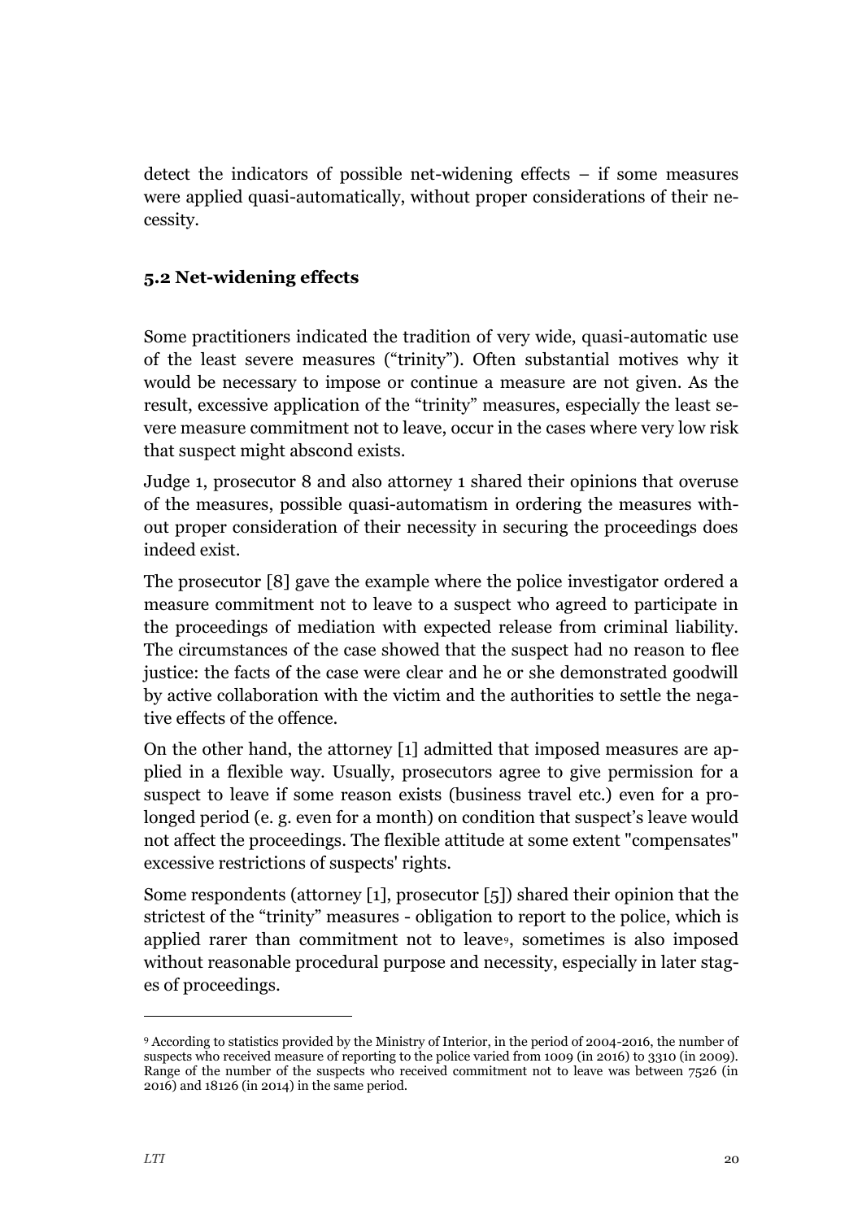detect the indicators of possible net-widening effects – if some measures were applied quasi-automatically, without proper considerations of their necessity.

### 5.2 Net-widening effects

Some practitioners indicated the tradition of very wide, quasi-automatic use of the least severe measures ("trinity"). Often substantial motives why it would be necessary to impose or continue a measure are not given. As the result, excessive application of the "trinity" measures, especially the least severe measure commitment not to leave, occur in the cases where very low risk that suspect might abscond exists.

Judge 1, prosecutor 8 and also attorney 1 shared their opinions that overuse of the measures, possible quasi-automatism in ordering the measures without proper consideration of their necessity in securing the proceedings does indeed exist.

The prosecutor [8] gave the example where the police investigator ordered a measure commitment not to leave to a suspect who agreed to participate in the proceedings of mediation with expected release from criminal liability. The circumstances of the case showed that the suspect had no reason to flee justice: the facts of the case were clear and he or she demonstrated goodwill by active collaboration with the victim and the authorities to settle the negative effects of the offence.

On the other hand, the attorney [1] admitted that imposed measures are applied in a flexible way. Usually, prosecutors agree to give permission for a suspect to leave if some reason exists (business travel etc.) even for a prolonged period (e. g. even for a month) on condition that suspect's leave would not affect the proceedings. The flexible attitude at some extent "compensates" excessive restrictions of suspects' rights.

Some respondents (attorney [1], prosecutor [5]) shared their opinion that the strictest of the "trinity" measures - obligation to report to the police, which is applied rarer than commitment not to leave[9], sometimes is also imposed without reasonable procedural purpose and necessity, especially in later stages of proceedings.

---

[9] According to statistics provided by the Ministry of Interior, in the period of 2004-2016, the number of suspects who received measure of reporting to the police varied from 1009 (in 2016) to 3310 (in 2009). Range of the number of the suspects who received commitment not to leave was between 7526 (in 2016) and 18126 (in 2014) in the same period.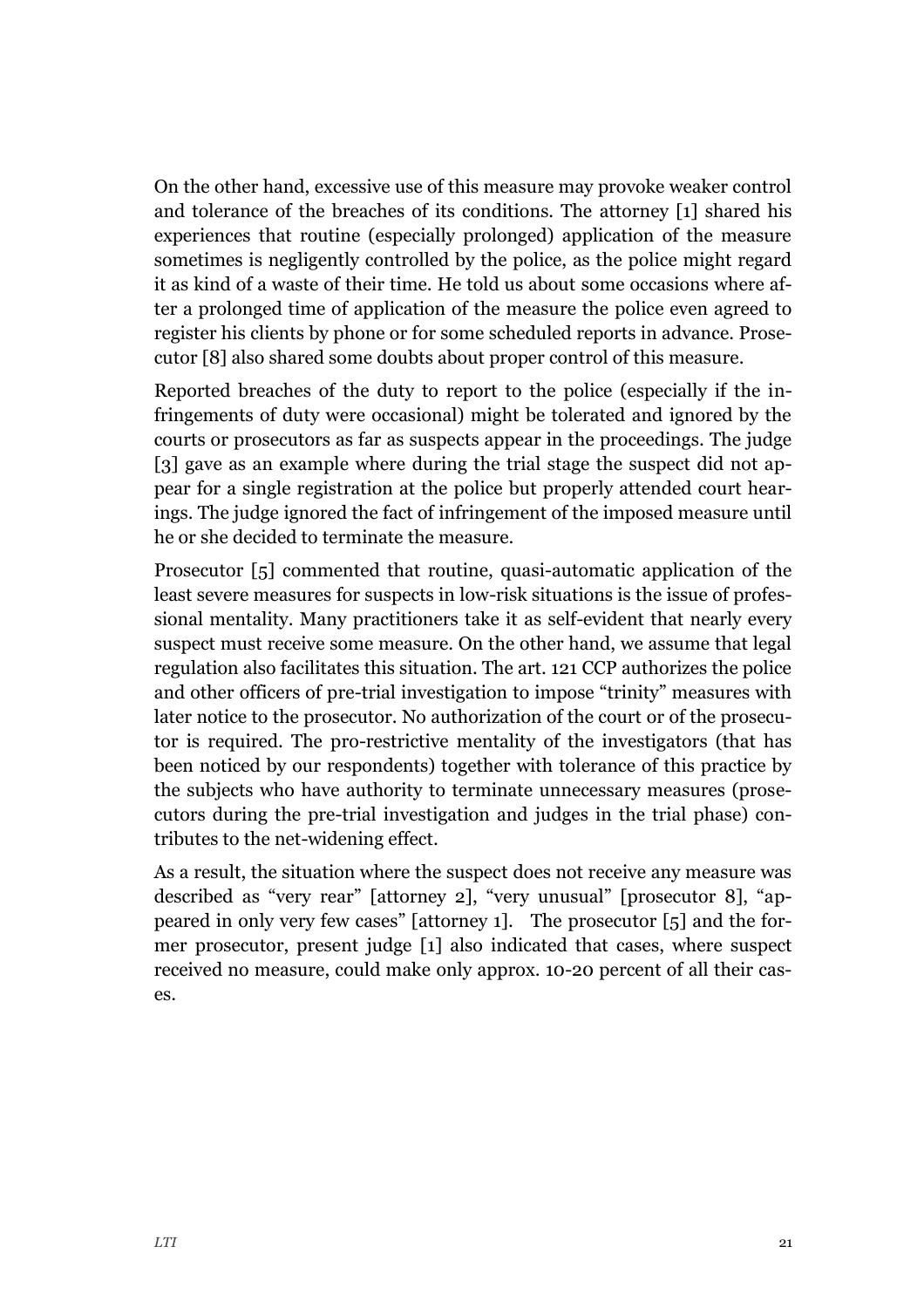On the other hand, excessive use of this measure may provoke weaker control and tolerance of the breaches of its conditions. The attorney [1] shared his experiences that routine (especially prolonged) application of the measure sometimes is negligently controlled by the police, as the police might regard it as kind of a waste of their time. He told us about some occasions where after a prolonged time of application of the measure the police even agreed to register his clients by phone or for some scheduled reports in advance. Prosecutor [8] also shared some doubts about proper control of this measure.

Reported breaches of the duty to report to the police (especially if the infringements of duty were occasional) might be tolerated and ignored by the courts or prosecutors as far as suspects appear in the proceedings. The judge [3] gave as an example where during the trial stage the suspect did not appear for a single registration at the police but properly attended court hearings. The judge ignored the fact of infringement of the imposed measure until he or she decided to terminate the measure.

Prosecutor [5] commented that routine, quasi-automatic application of the least severe measures for suspects in low-risk situations is the issue of professional mentality. Many practitioners take it as self-evident that nearly every suspect must receive some measure. On the other hand, we assume that legal regulation also facilitates this situation. The art. 121 CCP authorizes the police and other officers of pre-trial investigation to impose "trinity" measures with later notice to the prosecutor. No authorization of the court or of the prosecutor is required. The pro-restrictive mentality of the investigators (that has been noticed by our respondents) together with tolerance of this practice by the subjects who have authority to terminate unnecessary measures (prosecutors during the pre-trial investigation and judges in the trial phase) contributes to the net-widening effect.

As a result, the situation where the suspect does not receive any measure was described as "very rear" [attorney 2], "very unusual" [prosecutor 8], "appeared in only very few cases" [attorney 1]. The prosecutor [5] and the former prosecutor, present judge [1] also indicated that cases, where suspect received no measure, could make only approx. 10-20 percent of all their cases.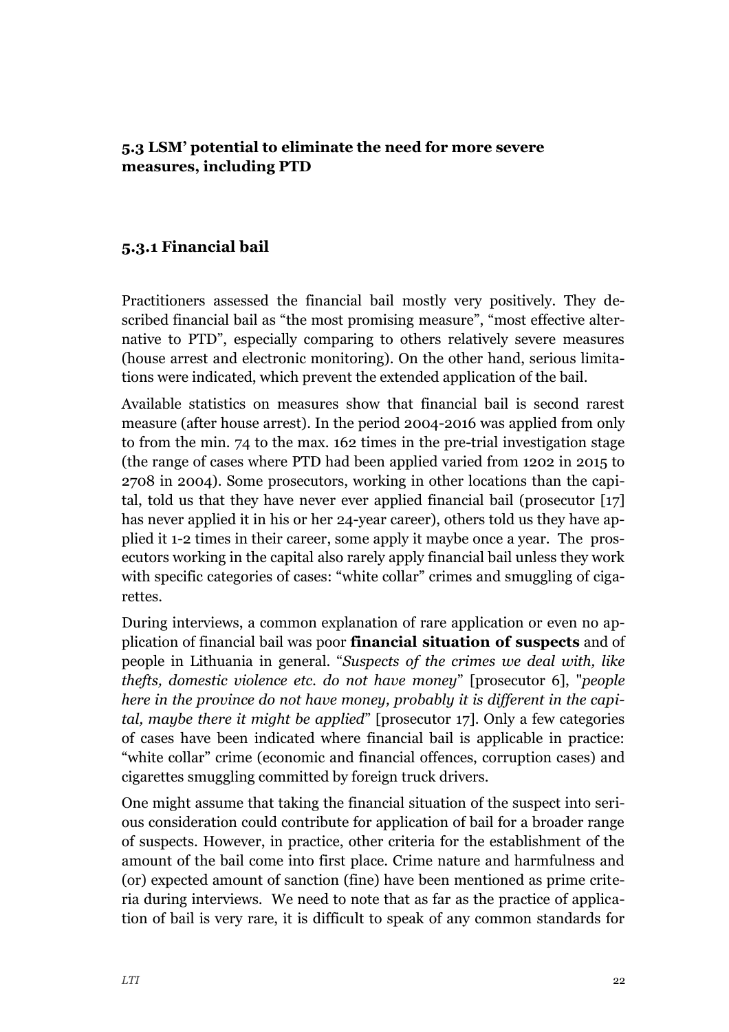### 5.3 LSM' potential to eliminate the need for more severe measures, including PTD

#### 5.3.1 Financial bail

Practitioners assessed the financial bail mostly very positively. They described financial bail as "the most promising measure", "most effective alternative to PTD", especially comparing to others relatively severe measures (house arrest and electronic monitoring). On the other hand, serious limitations were indicated, which prevent the extended application of the bail.

Available statistics on measures show that financial bail is second rarest measure (after house arrest). In the period 2004-2016 was applied from only to from the min. 74 to the max. 162 times in the pre-trial investigation stage (the range of cases where PTD had been applied varied from 1202 in 2015 to 2708 in 2004). Some prosecutors, working in other locations than the capital, told us that they have never ever applied financial bail (prosecutor [17] has never applied it in his or her 24-year career), others told us they have applied it 1-2 times in their career, some apply it maybe once a year. The prosecutors working in the capital also rarely apply financial bail unless they work with specific categories of cases: "white collar" crimes and smuggling of cigarettes.

During interviews, a common explanation of rare application or even no application of financial bail was poor **financial situation of suspects** and of people in Lithuania in general. "*Suspects of the crimes we deal with, like thefts, domestic violence etc. do not have money*" [prosecutor 6], "*people here in the province do not have money, probably it is different in the capital, maybe there it might be applied*" [prosecutor 17]. Only a few categories of cases have been indicated where financial bail is applicable in practice: "white collar" crime (economic and financial offences, corruption cases) and cigarettes smuggling committed by foreign truck drivers.

One might assume that taking the financial situation of the suspect into serious consideration could contribute for application of bail for a broader range of suspects. However, in practice, other criteria for the establishment of the amount of the bail come into first place. Crime nature and harmfulness and (or) expected amount of sanction (fine) have been mentioned as prime criteria during interviews. We need to note that as far as the practice of application of bail is very rare, it is difficult to speak of any common standards for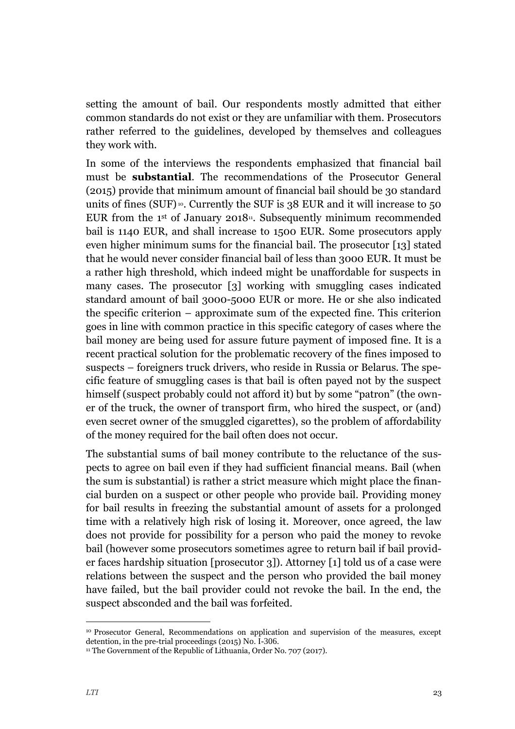setting the amount of bail. Our respondents mostly admitted that either common standards do not exist or they are unfamiliar with them. Prosecutors rather referred to the guidelines, developed by themselves and colleagues they work with.

In some of the interviews the respondents emphasized that financial bail must be **substantial**. The recommendations of the Prosecutor General (2015) provide that minimum amount of financial bail should be 30 standard units of fines (SUF)[10]. Currently the SUF is 38 EUR and it will increase to 50 EUR from the 1st of January 2018[11]. Subsequently minimum recommended bail is 1140 EUR, and shall increase to 1500 EUR. Some prosecutors apply even higher minimum sums for the financial bail. The prosecutor [13] stated that he would never consider financial bail of less than 3000 EUR. It must be a rather high threshold, which indeed might be unaffordable for suspects in many cases. The prosecutor [3] working with smuggling cases indicated standard amount of bail 3000-5000 EUR or more. He or she also indicated the specific criterion – approximate sum of the expected fine. This criterion goes in line with common practice in this specific category of cases where the bail money are being used for assure future payment of imposed fine. It is a recent practical solution for the problematic recovery of the fines imposed to suspects – foreigners truck drivers, who reside in Russia or Belarus. The specific feature of smuggling cases is that bail is often payed not by the suspect himself (suspect probably could not afford it) but by some "patron" (the owner of the truck, the owner of transport firm, who hired the suspect, or (and) even secret owner of the smuggled cigarettes), so the problem of affordability of the money required for the bail often does not occur.

The substantial sums of bail money contribute to the reluctance of the suspects to agree on bail even if they had sufficient financial means. Bail (when the sum is substantial) is rather a strict measure which might place the financial burden on a suspect or other people who provide bail. Providing money for bail results in freezing the substantial amount of assets for a prolonged time with a relatively high risk of losing it. Moreover, once agreed, the law does not provide for possibility for a person who paid the money to revoke bail (however some prosecutors sometimes agree to return bail if bail provider faces hardship situation [prosecutor 3]). Attorney [1] told us of a case were relations between the suspect and the person who provided the bail money have failed, but the bail provider could not revoke the bail. In the end, the suspect absconded and the bail was forfeited.

---

[10] Prosecutor General, Recommendations on application and supervision of the measures, except detention, in the pre-trial proceedings (2015) No. I-306.

[11] The Government of the Republic of Lithuania, Order No. 707 (2017).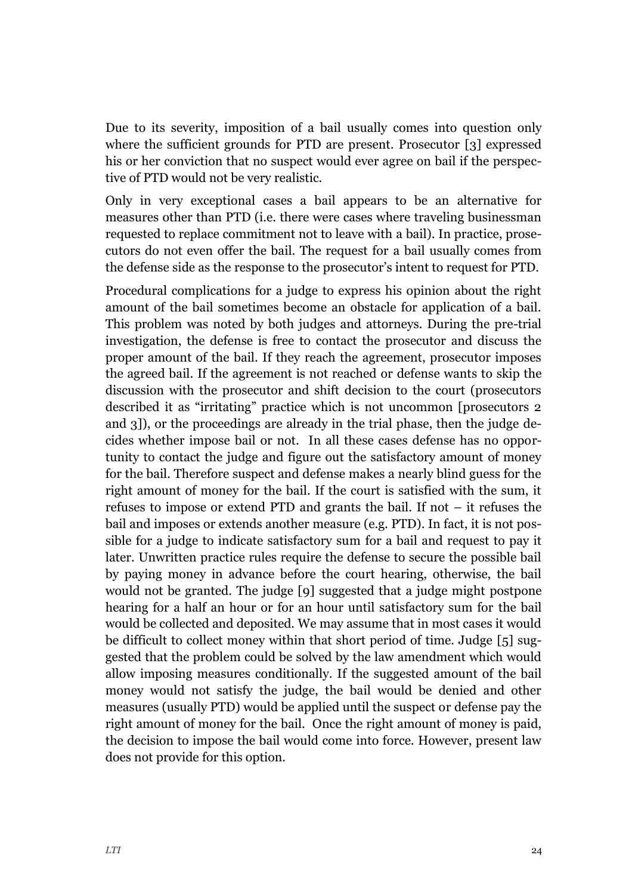Due to its severity, imposition of a bail usually comes into question only where the sufficient grounds for PTD are present. Prosecutor [3] expressed his or her conviction that no suspect would ever agree on bail if the perspective of PTD would not be very realistic.

Only in very exceptional cases a bail appears to be an alternative for measures other than PTD (i.e. there were cases where traveling businessman requested to replace commitment not to leave with a bail). In practice, prosecutors do not even offer the bail. The request for a bail usually comes from the defense side as the response to the prosecutor's intent to request for PTD.

Procedural complications for a judge to express his opinion about the right amount of the bail sometimes become an obstacle for application of a bail. This problem was noted by both judges and attorneys. During the pre-trial investigation, the defense is free to contact the prosecutor and discuss the proper amount of the bail. If they reach the agreement, prosecutor imposes the agreed bail. If the agreement is not reached or defense wants to skip the discussion with the prosecutor and shift decision to the court (prosecutors described it as "irritating" practice which is not uncommon [prosecutors 2 and 3]), or the proceedings are already in the trial phase, then the judge decides whether impose bail or not. In all these cases defense has no opportunity to contact the judge and figure out the satisfactory amount of money for the bail. Therefore suspect and defense makes a nearly blind guess for the right amount of money for the bail. If the court is satisfied with the sum, it refuses to impose or extend PTD and grants the bail. If not – it refuses the bail and imposes or extends another measure (e.g. PTD). In fact, it is not possible for a judge to indicate satisfactory sum for a bail and request to pay it later. Unwritten practice rules require the defense to secure the possible bail by paying money in advance before the court hearing, otherwise, the bail would not be granted. The judge [9] suggested that a judge might postpone hearing for a half an hour or for an hour until satisfactory sum for the bail would be collected and deposited. We may assume that in most cases it would be difficult to collect money within that short period of time. Judge [5] suggested that the problem could be solved by the law amendment which would allow imposing measures conditionally. If the suggested amount of the bail money would not satisfy the judge, the bail would be denied and other measures (usually PTD) would be applied until the suspect or defense pay the right amount of money for the bail. Once the right amount of money is paid, the decision to impose the bail would come into force. However, present law does not provide for this option.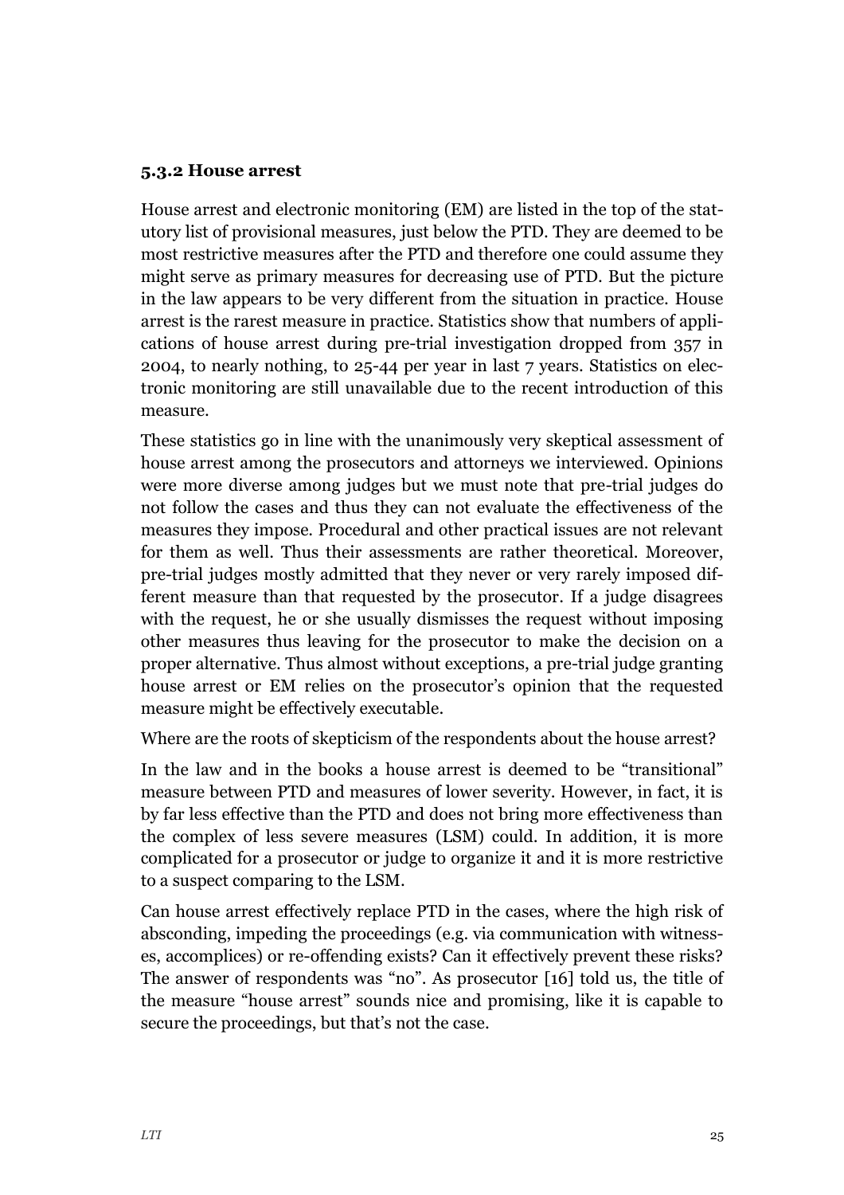### 5.3.2 House arrest

House arrest and electronic monitoring (EM) are listed in the top of the statutory list of provisional measures, just below the PTD. They are deemed to be most restrictive measures after the PTD and therefore one could assume they might serve as primary measures for decreasing use of PTD. But the picture in the law appears to be very different from the situation in practice. House arrest is the rarest measure in practice. Statistics show that numbers of applications of house arrest during pre-trial investigation dropped from 357 in 2004, to nearly nothing, to 25-44 per year in last 7 years. Statistics on electronic monitoring are still unavailable due to the recent introduction of this measure.

These statistics go in line with the unanimously very skeptical assessment of house arrest among the prosecutors and attorneys we interviewed. Opinions were more diverse among judges but we must note that pre-trial judges do not follow the cases and thus they can not evaluate the effectiveness of the measures they impose. Procedural and other practical issues are not relevant for them as well. Thus their assessments are rather theoretical. Moreover, pre-trial judges mostly admitted that they never or very rarely imposed different measure than that requested by the prosecutor. If a judge disagrees with the request, he or she usually dismisses the request without imposing other measures thus leaving for the prosecutor to make the decision on a proper alternative. Thus almost without exceptions, a pre-trial judge granting house arrest or EM relies on the prosecutor's opinion that the requested measure might be effectively executable.

Where are the roots of skepticism of the respondents about the house arrest?

In the law and in the books a house arrest is deemed to be "transitional" measure between PTD and measures of lower severity. However, in fact, it is by far less effective than the PTD and does not bring more effectiveness than the complex of less severe measures (LSM) could. In addition, it is more complicated for a prosecutor or judge to organize it and it is more restrictive to a suspect comparing to the LSM.

Can house arrest effectively replace PTD in the cases, where the high risk of absconding, impeding the proceedings (e.g. via communication with witnesses, accomplices) or re-offending exists? Can it effectively prevent these risks? The answer of respondents was "no". As prosecutor [16] told us, the title of the measure "house arrest" sounds nice and promising, like it is capable to secure the proceedings, but that's not the case.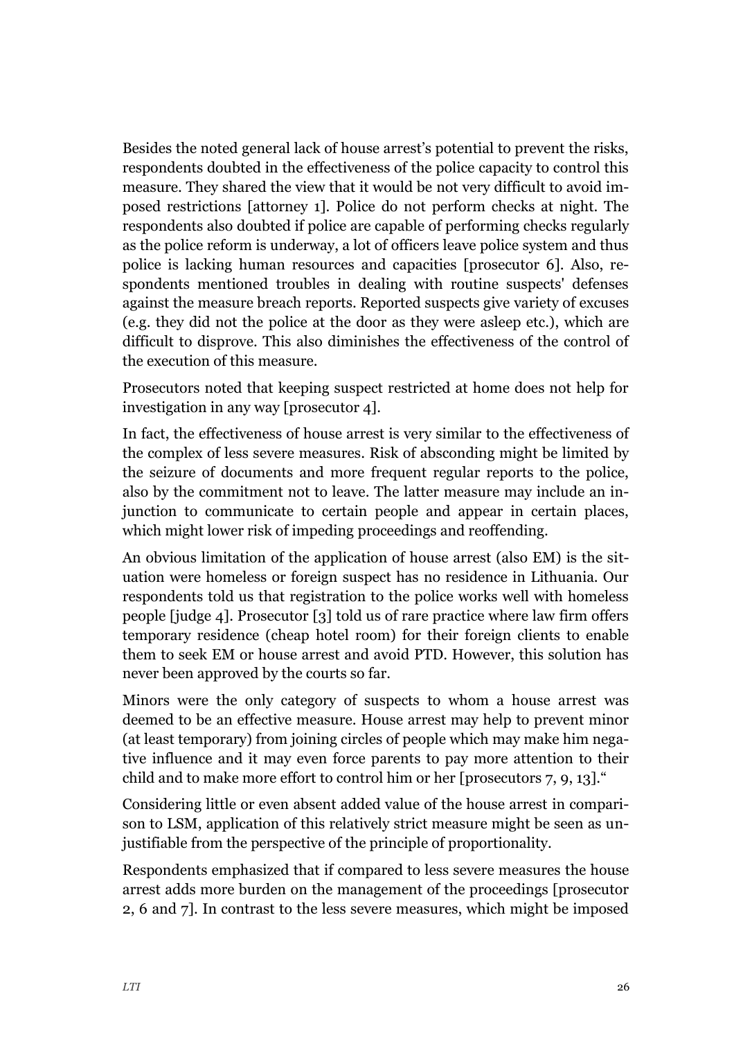Besides the noted general lack of house arrest's potential to prevent the risks, respondents doubted in the effectiveness of the police capacity to control this measure. They shared the view that it would be not very difficult to avoid imposed restrictions [attorney 1]. Police do not perform checks at night. The respondents also doubted if police are capable of performing checks regularly as the police reform is underway, a lot of officers leave police system and thus police is lacking human resources and capacities [prosecutor 6]. Also, respondents mentioned troubles in dealing with routine suspects' defenses against the measure breach reports. Reported suspects give variety of excuses (e.g. they did not the police at the door as they were asleep etc.), which are difficult to disprove. This also diminishes the effectiveness of the control of the execution of this measure.

Prosecutors noted that keeping suspect restricted at home does not help for investigation in any way [prosecutor 4].

In fact, the effectiveness of house arrest is very similar to the effectiveness of the complex of less severe measures. Risk of absconding might be limited by the seizure of documents and more frequent regular reports to the police, also by the commitment not to leave. The latter measure may include an injunction to communicate to certain people and appear in certain places, which might lower risk of impeding proceedings and reoffending.

An obvious limitation of the application of house arrest (also EM) is the situation were homeless or foreign suspect has no residence in Lithuania. Our respondents told us that registration to the police works well with homeless people [judge 4]. Prosecutor [3] told us of rare practice where law firm offers temporary residence (cheap hotel room) for their foreign clients to enable them to seek EM or house arrest and avoid PTD. However, this solution has never been approved by the courts so far.

Minors were the only category of suspects to whom a house arrest was deemed to be an effective measure. House arrest may help to prevent minor (at least temporary) from joining circles of people which may make him negative influence and it may even force parents to pay more attention to their child and to make more effort to control him or her [prosecutors 7, 9, 13]."

Considering little or even absent added value of the house arrest in comparison to LSM, application of this relatively strict measure might be seen as unjustifiable from the perspective of the principle of proportionality.

Respondents emphasized that if compared to less severe measures the house arrest adds more burden on the management of the proceedings [prosecutor 2, 6 and 7]. In contrast to the less severe measures, which might be imposed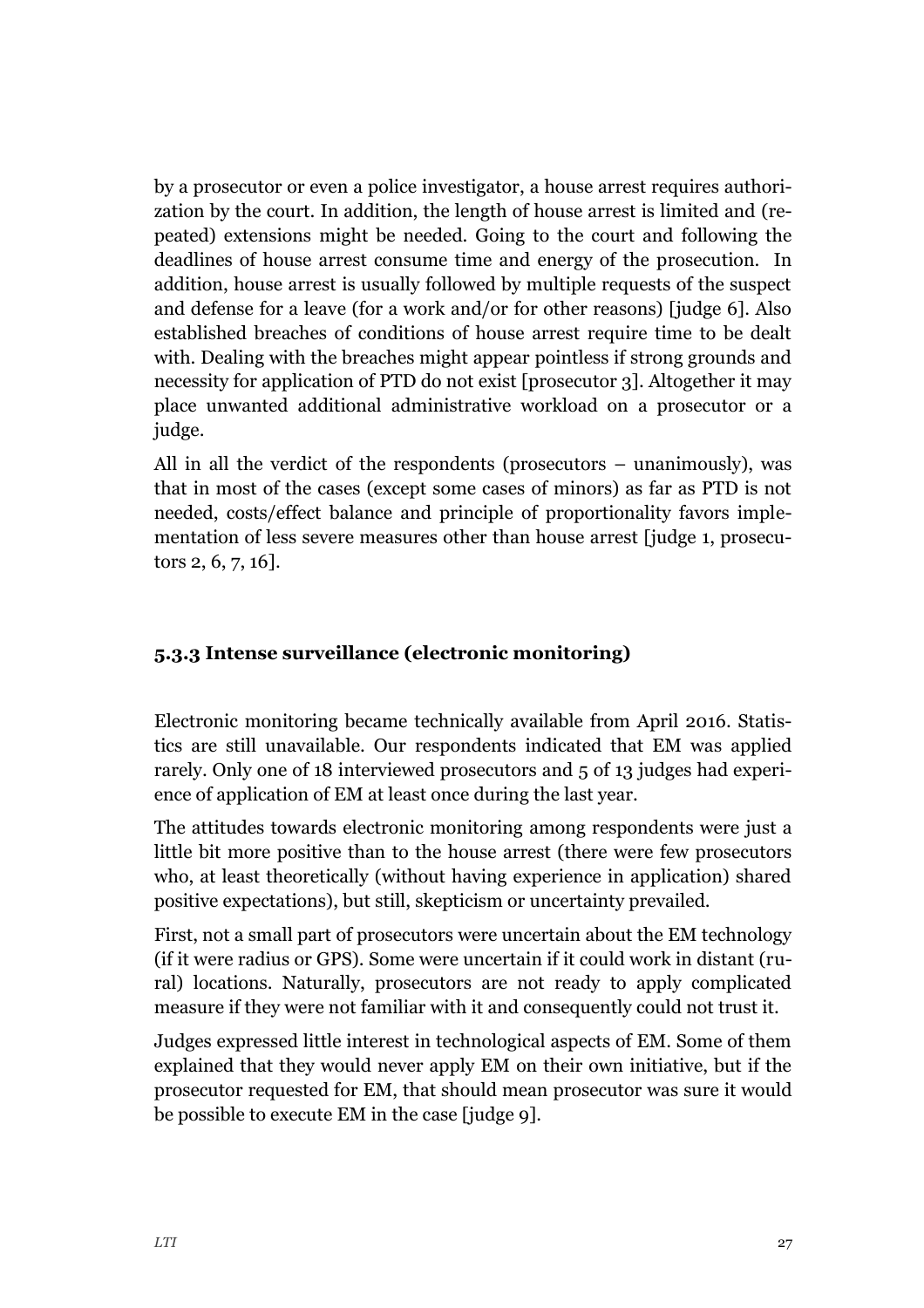by a prosecutor or even a police investigator, a house arrest requires authorization by the court. In addition, the length of house arrest is limited and (repeated) extensions might be needed. Going to the court and following the deadlines of house arrest consume time and energy of the prosecution. In addition, house arrest is usually followed by multiple requests of the suspect and defense for a leave (for a work and/or for other reasons) [judge 6]. Also established breaches of conditions of house arrest require time to be dealt with. Dealing with the breaches might appear pointless if strong grounds and necessity for application of PTD do not exist [prosecutor 3]. Altogether it may place unwanted additional administrative workload on a prosecutor or a judge.

All in all the verdict of the respondents (prosecutors – unanimously), was that in most of the cases (except some cases of minors) as far as PTD is not needed, costs/effect balance and principle of proportionality favors implementation of less severe measures other than house arrest [judge 1, prosecutors 2, 6, 7, 16].

### 5.3.3 Intense surveillance (electronic monitoring)

Electronic monitoring became technically available from April 2016. Statistics are still unavailable. Our respondents indicated that EM was applied rarely. Only one of 18 interviewed prosecutors and 5 of 13 judges had experience of application of EM at least once during the last year.

The attitudes towards electronic monitoring among respondents were just a little bit more positive than to the house arrest (there were few prosecutors who, at least theoretically (without having experience in application) shared positive expectations), but still, skepticism or uncertainty prevailed.

First, not a small part of prosecutors were uncertain about the EM technology (if it were radius or GPS). Some were uncertain if it could work in distant (rural) locations. Naturally, prosecutors are not ready to apply complicated measure if they were not familiar with it and consequently could not trust it.

Judges expressed little interest in technological aspects of EM. Some of them explained that they would never apply EM on their own initiative, but if the prosecutor requested for EM, that should mean prosecutor was sure it would be possible to execute EM in the case [judge 9].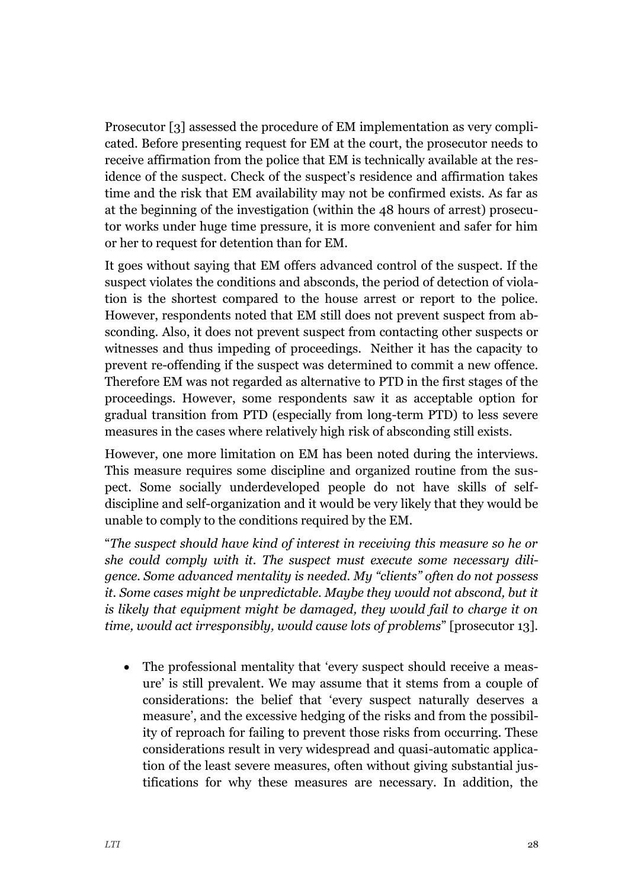Prosecutor [3] assessed the procedure of EM implementation as very complicated. Before presenting request for EM at the court, the prosecutor needs to receive affirmation from the police that EM is technically available at the residence of the suspect. Check of the suspect's residence and affirmation takes time and the risk that EM availability may not be confirmed exists. As far as at the beginning of the investigation (within the 48 hours of arrest) prosecutor works under huge time pressure, it is more convenient and safer for him or her to request for detention than for EM.

It goes without saying that EM offers advanced control of the suspect. If the suspect violates the conditions and absconds, the period of detection of violation is the shortest compared to the house arrest or report to the police. However, respondents noted that EM still does not prevent suspect from absconding. Also, it does not prevent suspect from contacting other suspects or witnesses and thus impeding of proceedings. Neither it has the capacity to prevent re-offending if the suspect was determined to commit a new offence. Therefore EM was not regarded as alternative to PTD in the first stages of the proceedings. However, some respondents saw it as acceptable option for gradual transition from PTD (especially from long-term PTD) to less severe measures in the cases where relatively high risk of absconding still exists.

However, one more limitation on EM has been noted during the interviews. This measure requires some discipline and organized routine from the suspect. Some socially underdeveloped people do not have skills of self-discipline and self-organization and it would be very likely that they would be unable to comply to the conditions required by the EM.

"*The suspect should have kind of interest in receiving this measure so he or she could comply with it. The suspect must execute some necessary diligence. Some advanced mentality is needed. My "clients" often do not possess it. Some cases might be unpredictable. Maybe they would not abscond, but it is likely that equipment might be damaged, they would fail to charge it on time, would act irresponsibly, would cause lots of problems*" [prosecutor 13].

- The professional mentality that 'every suspect should receive a measure' is still prevalent. We may assume that it stems from a couple of considerations: the belief that 'every suspect naturally deserves a measure', and the excessive hedging of the risks and from the possibility of reproach for failing to prevent those risks from occurring. These considerations result in very widespread and quasi-automatic application of the least severe measures, often without giving substantial justifications for why these measures are necessary. In addition, the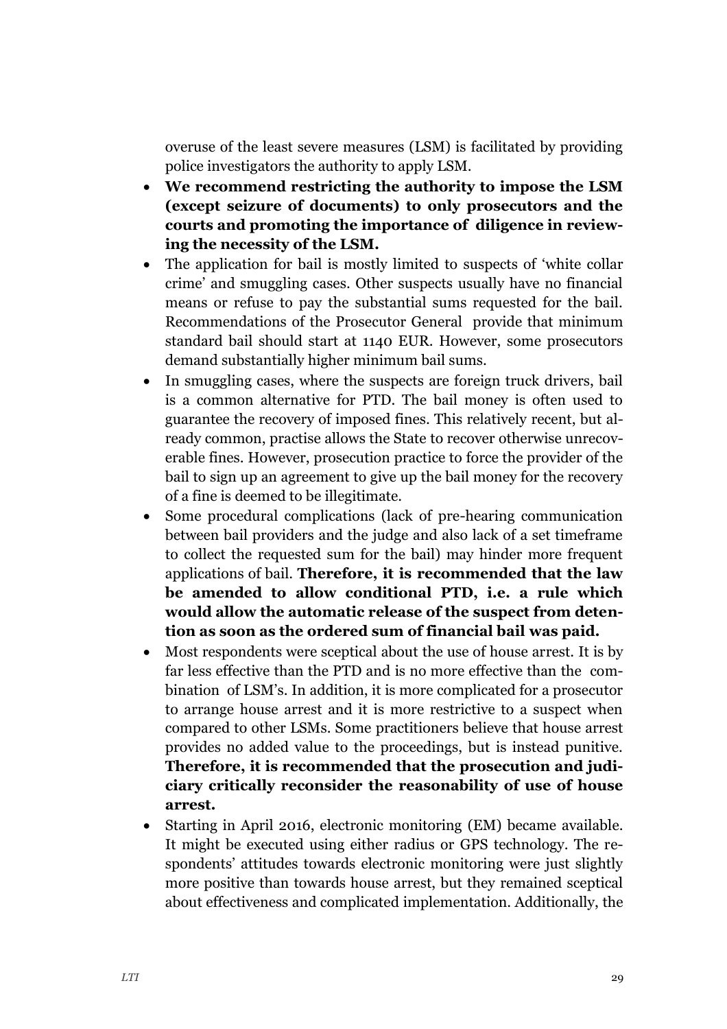overuse of the least severe measures (LSM) is facilitated by providing police investigators the authority to apply LSM.

- **We recommend restricting the authority to impose the LSM (except seizure of documents) to only prosecutors and the courts and promoting the importance of diligence in reviewing the necessity of the LSM.**
- The application for bail is mostly limited to suspects of 'white collar crime' and smuggling cases. Other suspects usually have no financial means or refuse to pay the substantial sums requested for the bail. Recommendations of the Prosecutor General provide that minimum standard bail should start at 1140 EUR. However, some prosecutors demand substantially higher minimum bail sums.
- In smuggling cases, where the suspects are foreign truck drivers, bail is a common alternative for PTD. The bail money is often used to guarantee the recovery of imposed fines. This relatively recent, but already common, practise allows the State to recover otherwise unrecoverable fines. However, prosecution practice to force the provider of the bail to sign up an agreement to give up the bail money for the recovery of a fine is deemed to be illegitimate.
- Some procedural complications (lack of pre-hearing communication between bail providers and the judge and also lack of a set timeframe to collect the requested sum for the bail) may hinder more frequent applications of bail. **Therefore, it is recommended that the law be amended to allow conditional PTD, i.e. a rule which would allow the automatic release of the suspect from detention as soon as the ordered sum of financial bail was paid.**
- Most respondents were sceptical about the use of house arrest. It is by far less effective than the PTD and is no more effective than the combination of LSM's. In addition, it is more complicated for a prosecutor to arrange house arrest and it is more restrictive to a suspect when compared to other LSMs. Some practitioners believe that house arrest provides no added value to the proceedings, but is instead punitive. **Therefore, it is recommended that the prosecution and judiciary critically reconsider the reasonability of use of house arrest.**
- Starting in April 2016, electronic monitoring (EM) became available. It might be executed using either radius or GPS technology. The respondents' attitudes towards electronic monitoring were just slightly more positive than towards house arrest, but they remained sceptical about effectiveness and complicated implementation. Additionally, the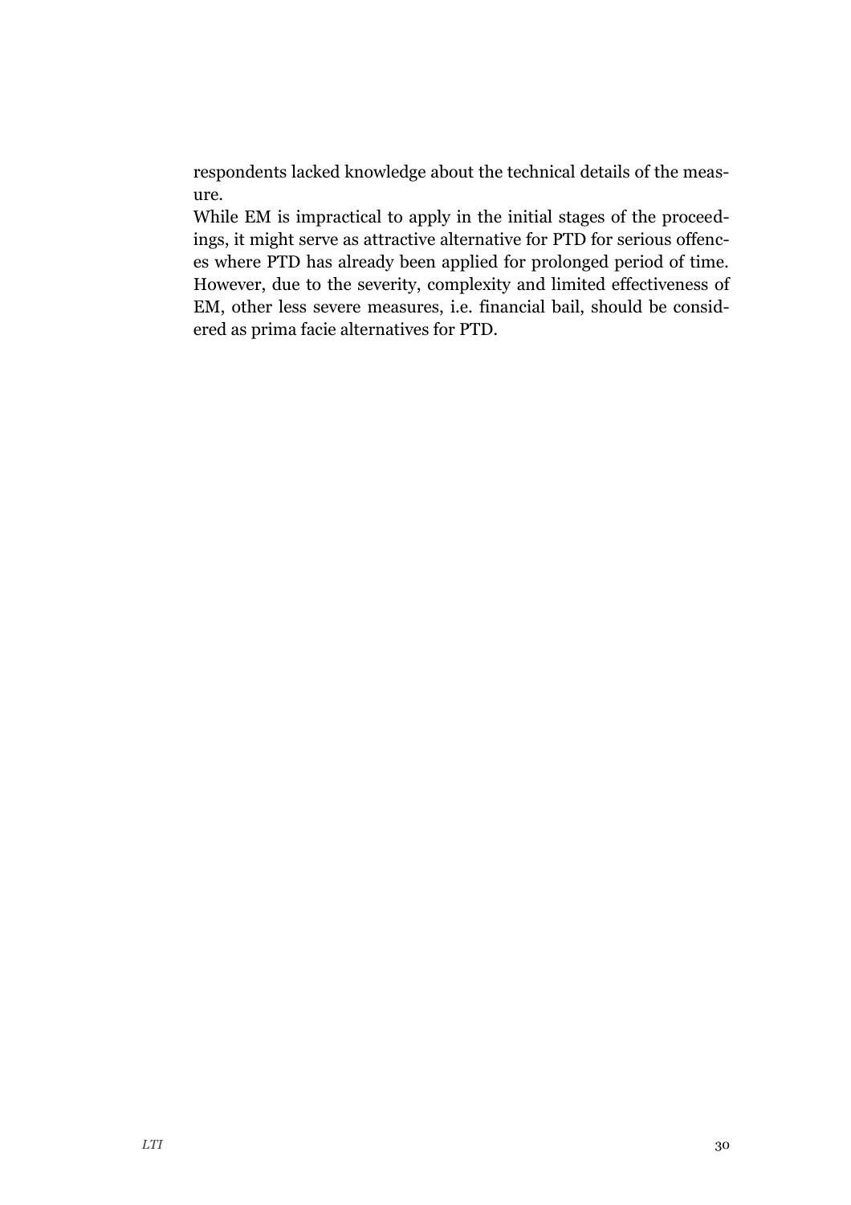respondents lacked knowledge about the technical details of the measure.

While EM is impractical to apply in the initial stages of the proceedings, it might serve as attractive alternative for PTD for serious offences where PTD has already been applied for prolonged period of time. However, due to the severity, complexity and limited effectiveness of EM, other less severe measures, i.e. financial bail, should be considered as prima facie alternatives for PTD.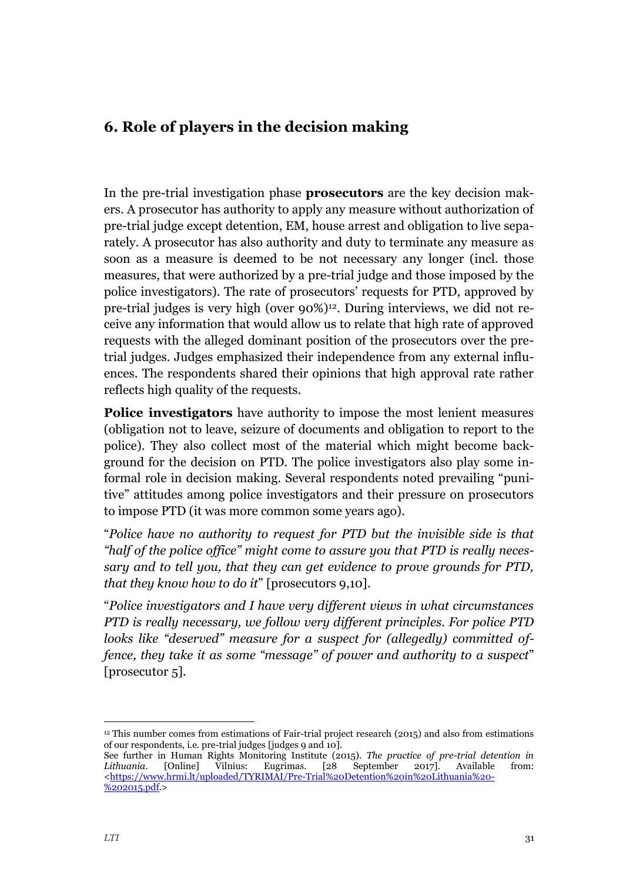## 6. Role of players in the decision making

In the pre-trial investigation phase **prosecutors** are the key decision makers. A prosecutor has authority to apply any measure without authorization of pre-trial judge except detention, EM, house arrest and obligation to live separately. A prosecutor has also authority and duty to terminate any measure as soon as a measure is deemed to be not necessary any longer (incl. those measures, that were authorized by a pre-trial judge and those imposed by the police investigators). The rate of prosecutors' requests for PTD, approved by pre-trial judges is very high (over 90%)[12]. During interviews, we did not receive any information that would allow us to relate that high rate of approved requests with the alleged dominant position of the prosecutors over the pre-trial judges. Judges emphasized their independence from any external influences. The respondents shared their opinions that high approval rate rather reflects high quality of the requests.

**Police investigators** have authority to impose the most lenient measures (obligation not to leave, seizure of documents and obligation to report to the police). They also collect most of the material which might become background for the decision on PTD. The police investigators also play some informal role in decision making. Several respondents noted prevailing "punitive" attitudes among police investigators and their pressure on prosecutors to impose PTD (it was more common some years ago).

"*Police have no authority to request for PTD but the invisible side is that "half of the police office" might come to assure you that PTD is really necessary and to tell you, that they can get evidence to prove grounds for PTD, that they know how to do it*" [prosecutors 9,10].

"*Police investigators and I have very different views in what circumstances PTD is really necessary, we follow very different principles. For police PTD looks like "deserved" measure for a suspect for (allegedly) committed offence, they take it as some "message" of power and authority to a suspect*" [prosecutor 5].

---

[12] This number comes from estimations of Fair-trial project research (2015) and also from estimations of our respondents, i.e. pre-trial judges [judges 9 and 10].
See further in Human Rights Monitoring Institute (2015). *The practice of pre-trial detention in Lithuania*. [Online] Vilnius: Eugrimas. [28 September 2017]. Available from: <https://www.hrmi.lt/uploaded/TYRIMAI/Pre-Trial%20Detention%20in%20Lithuania%20-%202015.pdf.>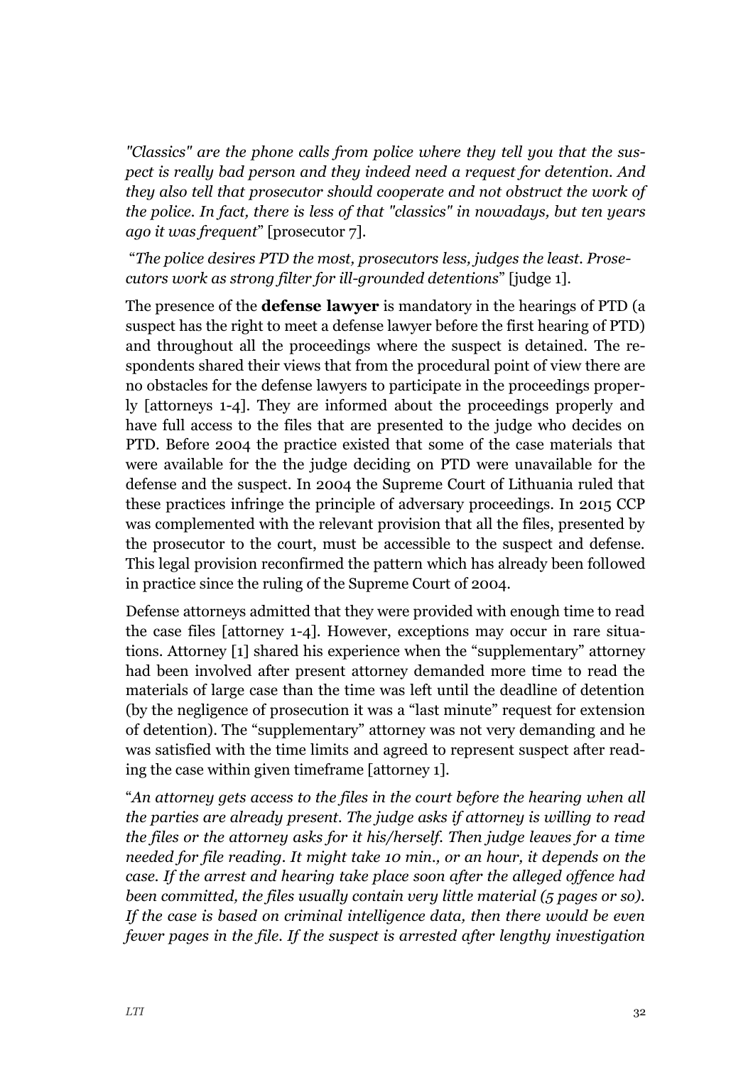*"Classics" are the phone calls from police where they tell you that the suspect is really bad person and they indeed need a request for detention. And they also tell that prosecutor should cooperate and not obstruct the work of the police. In fact, there is less of that "classics" in nowadays, but ten years ago it was frequent*" [prosecutor 7].

"*The police desires PTD the most, prosecutors less, judges the least. Prosecutors work as strong filter for ill-grounded detentions*" [judge 1].

The presence of the **defense lawyer** is mandatory in the hearings of PTD (a suspect has the right to meet a defense lawyer before the first hearing of PTD) and throughout all the proceedings where the suspect is detained. The respondents shared their views that from the procedural point of view there are no obstacles for the defense lawyers to participate in the proceedings properly [attorneys 1-4]. They are informed about the proceedings properly and have full access to the files that are presented to the judge who decides on PTD. Before 2004 the practice existed that some of the case materials that were available for the the judge deciding on PTD were unavailable for the defense and the suspect. In 2004 the Supreme Court of Lithuania ruled that these practices infringe the principle of adversary proceedings. In 2015 CCP was complemented with the relevant provision that all the files, presented by the prosecutor to the court, must be accessible to the suspect and defense. This legal provision reconfirmed the pattern which has already been followed in practice since the ruling of the Supreme Court of 2004.

Defense attorneys admitted that they were provided with enough time to read the case files [attorney 1-4]. However, exceptions may occur in rare situations. Attorney [1] shared his experience when the "supplementary" attorney had been involved after present attorney demanded more time to read the materials of large case than the time was left until the deadline of detention (by the negligence of prosecution it was a "last minute" request for extension of detention). The "supplementary" attorney was not very demanding and he was satisfied with the time limits and agreed to represent suspect after reading the case within given timeframe [attorney 1].

"*An attorney gets access to the files in the court before the hearing when all the parties are already present. The judge asks if attorney is willing to read the files or the attorney asks for it his/herself. Then judge leaves for a time needed for file reading. It might take 10 min., or an hour, it depends on the case. If the arrest and hearing take place soon after the alleged offence had been committed, the files usually contain very little material (5 pages or so). If the case is based on criminal intelligence data, then there would be even fewer pages in the file. If the suspect is arrested after lengthy investigation*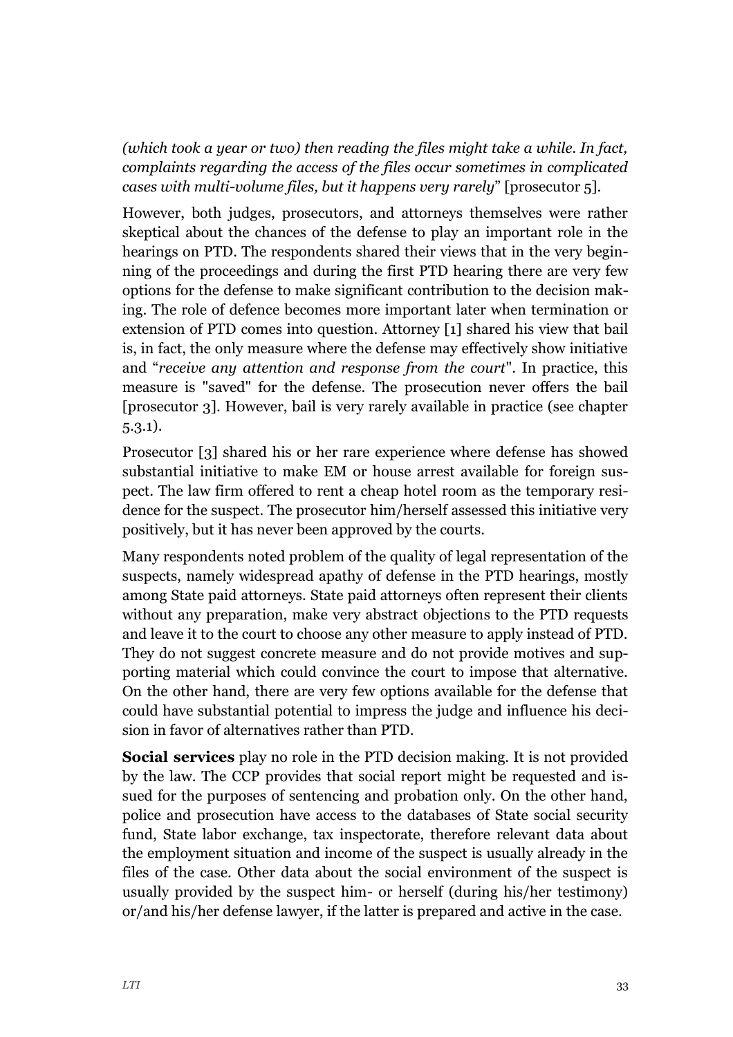*(which took a year or two) then reading the files might take a while. In fact, complaints regarding the access of the files occur sometimes in complicated cases with multi-volume files, but it happens very rarely*" [prosecutor 5].

However, both judges, prosecutors, and attorneys themselves were rather skeptical about the chances of the defense to play an important role in the hearings on PTD. The respondents shared their views that in the very beginning of the proceedings and during the first PTD hearing there are very few options for the defense to make significant contribution to the decision making. The role of defence becomes more important later when termination or extension of PTD comes into question. Attorney [1] shared his view that bail is, in fact, the only measure where the defense may effectively show initiative and "*receive any attention and response from the court*". In practice, this measure is "saved" for the defense. The prosecution never offers the bail [prosecutor 3]. However, bail is very rarely available in practice (see chapter 5.3.1).

Prosecutor [3] shared his or her rare experience where defense has showed substantial initiative to make EM or house arrest available for foreign suspect. The law firm offered to rent a cheap hotel room as the temporary residence for the suspect. The prosecutor him/herself assessed this initiative very positively, but it has never been approved by the courts.

Many respondents noted problem of the quality of legal representation of the suspects, namely widespread apathy of defense in the PTD hearings, mostly among State paid attorneys. State paid attorneys often represent their clients without any preparation, make very abstract objections to the PTD requests and leave it to the court to choose any other measure to apply instead of PTD. They do not suggest concrete measure and do not provide motives and supporting material which could convince the court to impose that alternative. On the other hand, there are very few options available for the defense that could have substantial potential to impress the judge and influence his decision in favor of alternatives rather than PTD.

**Social services** play no role in the PTD decision making. It is not provided by the law. The CCP provides that social report might be requested and issued for the purposes of sentencing and probation only. On the other hand, police and prosecution have access to the databases of State social security fund, State labor exchange, tax inspectorate, therefore relevant data about the employment situation and income of the suspect is usually already in the files of the case. Other data about the social environment of the suspect is usually provided by the suspect him- or herself (during his/her testimony) or/and his/her defense lawyer, if the latter is prepared and active in the case.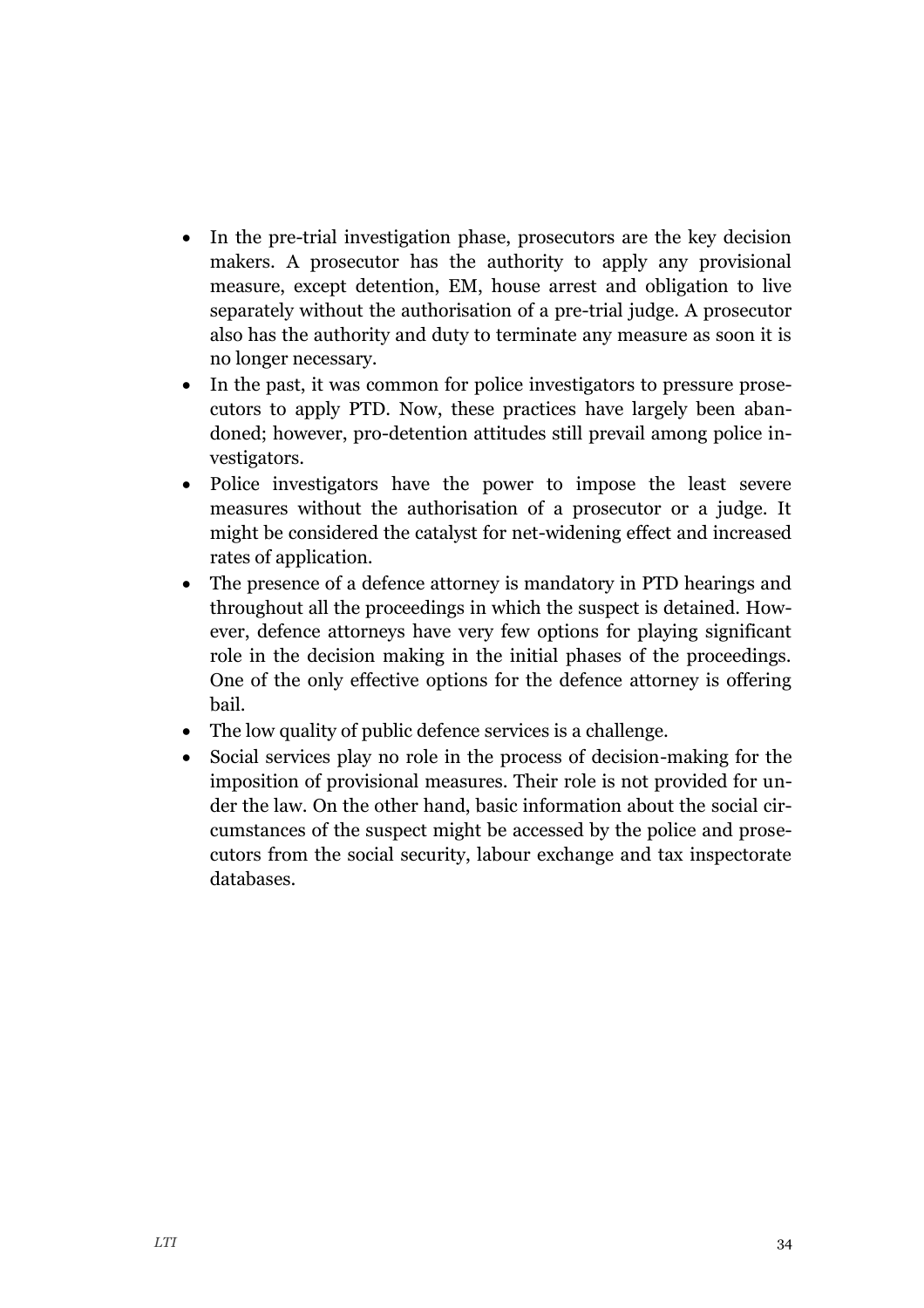- In the pre-trial investigation phase, prosecutors are the key decision makers. A prosecutor has the authority to apply any provisional measure, except detention, EM, house arrest and obligation to live separately without the authorisation of a pre-trial judge. A prosecutor also has the authority and duty to terminate any measure as soon it is no longer necessary.
- In the past, it was common for police investigators to pressure prosecutors to apply PTD. Now, these practices have largely been abandoned; however, pro-detention attitudes still prevail among police investigators.
- Police investigators have the power to impose the least severe measures without the authorisation of a prosecutor or a judge. It might be considered the catalyst for net-widening effect and increased rates of application.
- The presence of a defence attorney is mandatory in PTD hearings and throughout all the proceedings in which the suspect is detained. However, defence attorneys have very few options for playing significant role in the decision making in the initial phases of the proceedings. One of the only effective options for the defence attorney is offering bail.
- The low quality of public defence services is a challenge.
- Social services play no role in the process of decision-making for the imposition of provisional measures. Their role is not provided for under the law. On the other hand, basic information about the social circumstances of the suspect might be accessed by the police and prosecutors from the social security, labour exchange and tax inspectorate databases.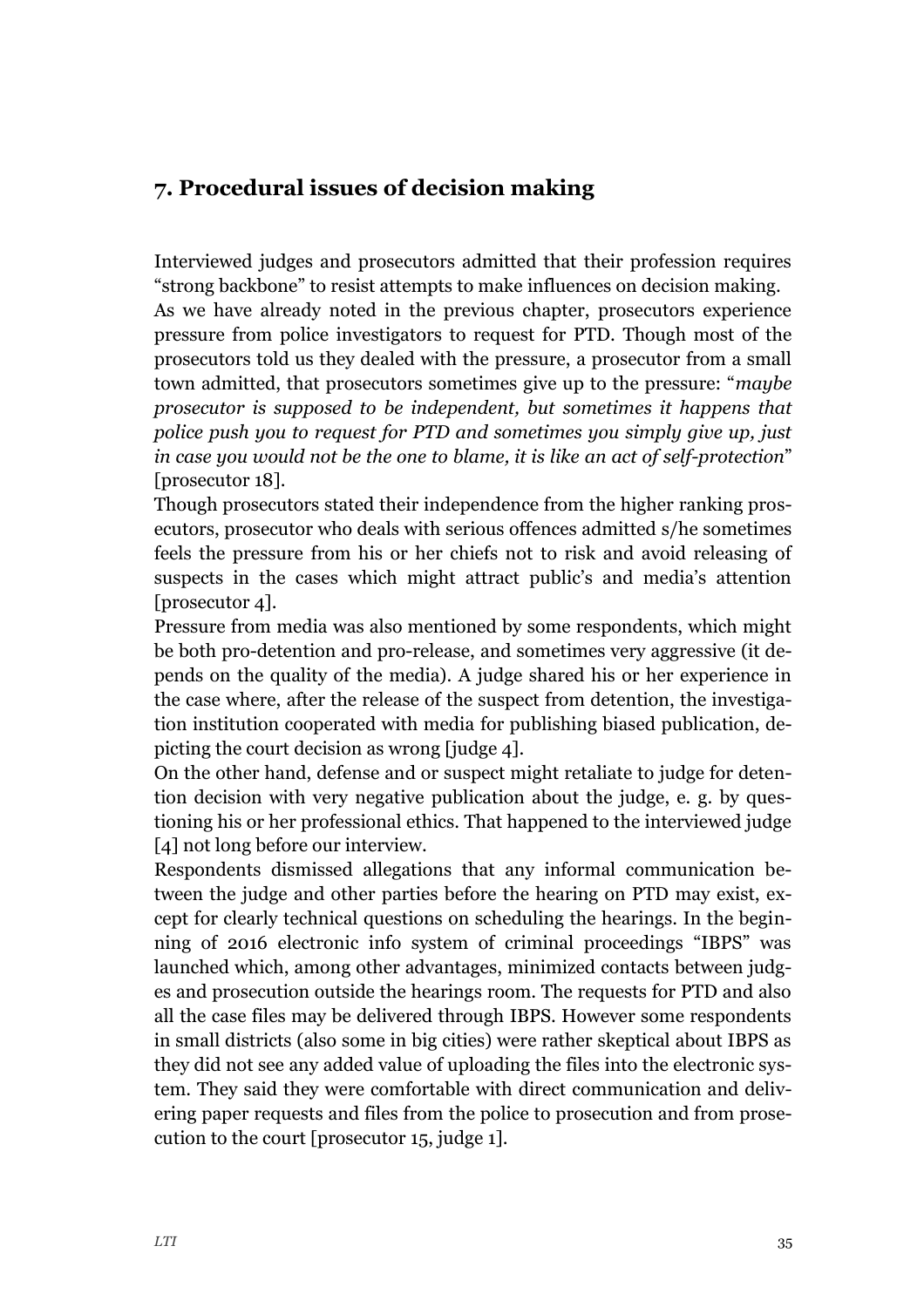## 7. Procedural issues of decision making

Interviewed judges and prosecutors admitted that their profession requires "strong backbone" to resist attempts to make influences on decision making.

As we have already noted in the previous chapter, prosecutors experience pressure from police investigators to request for PTD. Though most of the prosecutors told us they dealed with the pressure, a prosecutor from a small town admitted, that prosecutors sometimes give up to the pressure: "*maybe prosecutor is supposed to be independent, but sometimes it happens that police push you to request for PTD and sometimes you simply give up, just in case you would not be the one to blame, it is like an act of self-protection*" [prosecutor 18].

Though prosecutors stated their independence from the higher ranking prosecutors, prosecutor who deals with serious offences admitted s/he sometimes feels the pressure from his or her chiefs not to risk and avoid releasing of suspects in the cases which might attract public's and media's attention [prosecutor 4].

Pressure from media was also mentioned by some respondents, which might be both pro-detention and pro-release, and sometimes very aggressive (it depends on the quality of the media). A judge shared his or her experience in the case where, after the release of the suspect from detention, the investigation institution cooperated with media for publishing biased publication, depicting the court decision as wrong [judge 4].

On the other hand, defense and or suspect might retaliate to judge for detention decision with very negative publication about the judge, e. g. by questioning his or her professional ethics. That happened to the interviewed judge [4] not long before our interview.

Respondents dismissed allegations that any informal communication between the judge and other parties before the hearing on PTD may exist, except for clearly technical questions on scheduling the hearings. In the beginning of 2016 electronic info system of criminal proceedings "IBPS" was launched which, among other advantages, minimized contacts between judges and prosecution outside the hearings room. The requests for PTD and also all the case files may be delivered through IBPS. However some respondents in small districts (also some in big cities) were rather skeptical about IBPS as they did not see any added value of uploading the files into the electronic system. They said they were comfortable with direct communication and delivering paper requests and files from the police to prosecution and from prosecution to the court [prosecutor 15, judge 1].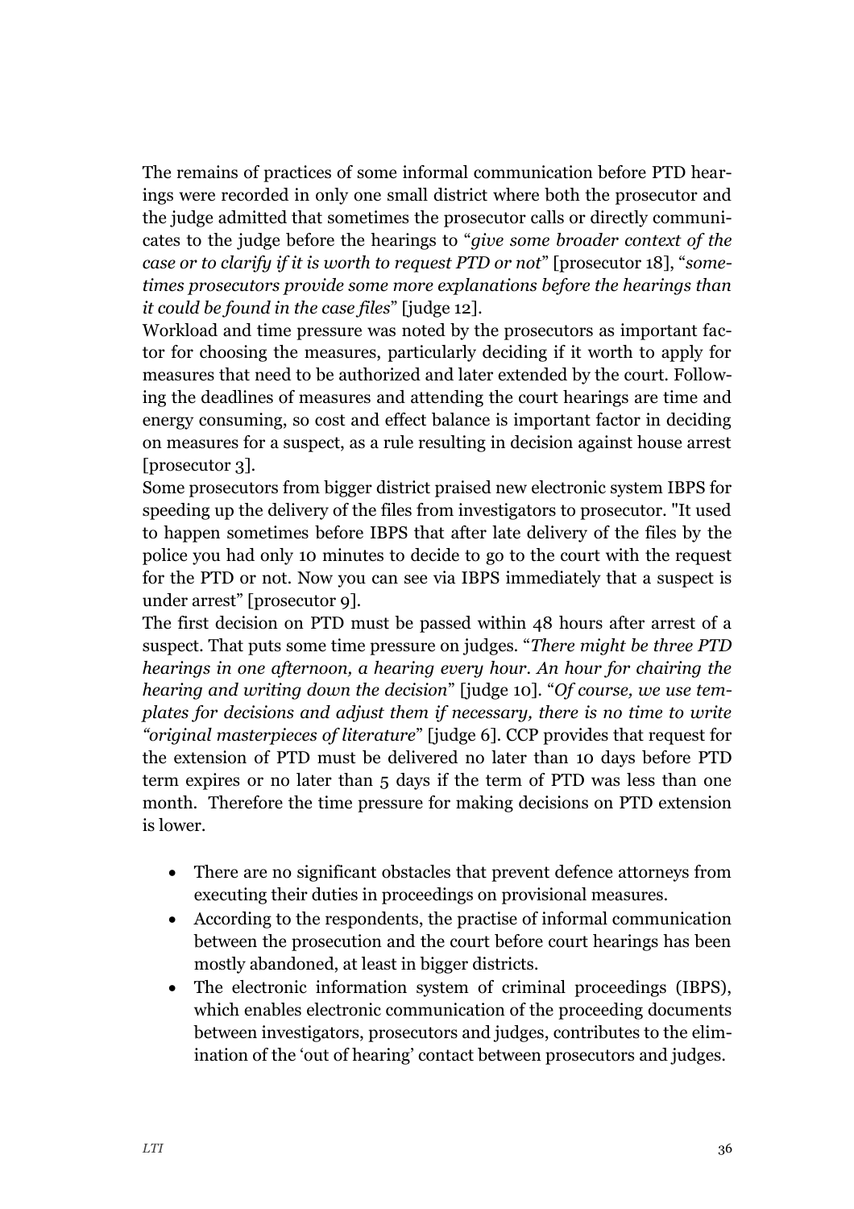The remains of practices of some informal communication before PTD hearings were recorded in only one small district where both the prosecutor and the judge admitted that sometimes the prosecutor calls or directly communicates to the judge before the hearings to "*give some broader context of the case or to clarify if it is worth to request PTD or not*" [prosecutor 18], "*sometimes prosecutors provide some more explanations before the hearings than it could be found in the case files*" [judge 12].

Workload and time pressure was noted by the prosecutors as important factor for choosing the measures, particularly deciding if it worth to apply for measures that need to be authorized and later extended by the court. Following the deadlines of measures and attending the court hearings are time and energy consuming, so cost and effect balance is important factor in deciding on measures for a suspect, as a rule resulting in decision against house arrest [prosecutor 3].

Some prosecutors from bigger district praised new electronic system IBPS for speeding up the delivery of the files from investigators to prosecutor. "It used to happen sometimes before IBPS that after late delivery of the files by the police you had only 10 minutes to decide to go to the court with the request for the PTD or not. Now you can see via IBPS immediately that a suspect is under arrest" [prosecutor 9].

The first decision on PTD must be passed within 48 hours after arrest of a suspect. That puts some time pressure on judges. "*There might be three PTD hearings in one afternoon, a hearing every hour. An hour for chairing the hearing and writing down the decision*" [judge 10]. "*Of course, we use templates for decisions and adjust them if necessary, there is no time to write "original masterpieces of literature*" [judge 6]. CCP provides that request for the extension of PTD must be delivered no later than 10 days before PTD term expires or no later than 5 days if the term of PTD was less than one month. Therefore the time pressure for making decisions on PTD extension is lower.

- There are no significant obstacles that prevent defence attorneys from executing their duties in proceedings on provisional measures.
- According to the respondents, the practise of informal communication between the prosecution and the court before court hearings has been mostly abandoned, at least in bigger districts.
- The electronic information system of criminal proceedings (IBPS), which enables electronic communication of the proceeding documents between investigators, prosecutors and judges, contributes to the elimination of the 'out of hearing' contact between prosecutors and judges.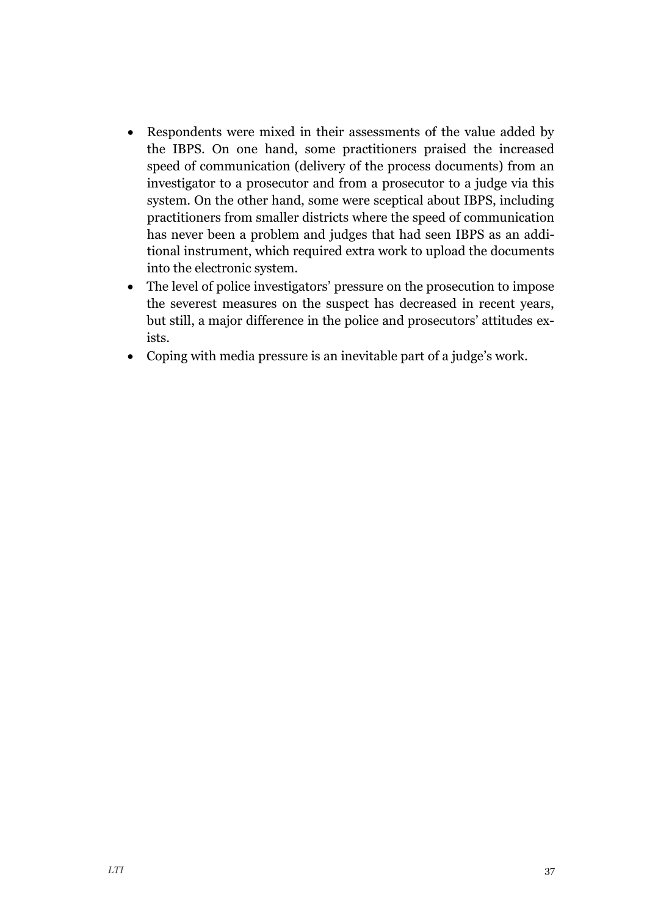- Respondents were mixed in their assessments of the value added by the IBPS. On one hand, some practitioners praised the increased speed of communication (delivery of the process documents) from an investigator to a prosecutor and from a prosecutor to a judge via this system. On the other hand, some were sceptical about IBPS, including practitioners from smaller districts where the speed of communication has never been a problem and judges that had seen IBPS as an additional instrument, which required extra work to upload the documents into the electronic system.
- The level of police investigators' pressure on the prosecution to impose the severest measures on the suspect has decreased in recent years, but still, a major difference in the police and prosecutors' attitudes exists.
- Coping with media pressure is an inevitable part of a judge's work.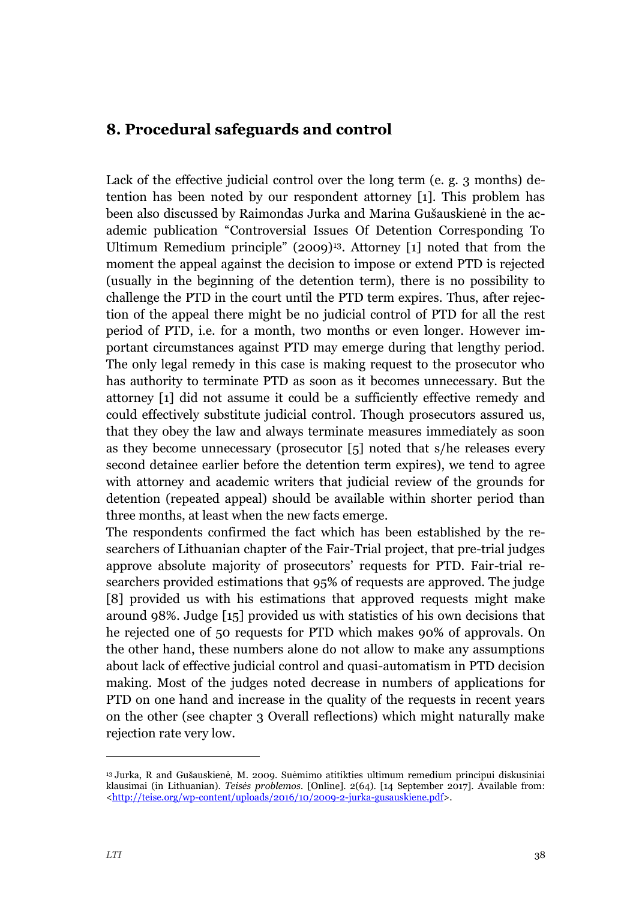## 8. Procedural safeguards and control

Lack of the effective judicial control over the long term (e. g. 3 months) detention has been noted by our respondent attorney [1]. This problem has been also discussed by Raimondas Jurka and Marina Gušauskienė in the academic publication "Controversial Issues Of Detention Corresponding To Ultimum Remedium principle" (2009)[13]. Attorney [1] noted that from the moment the appeal against the decision to impose or extend PTD is rejected (usually in the beginning of the detention term), there is no possibility to challenge the PTD in the court until the PTD term expires. Thus, after rejection of the appeal there might be no judicial control of PTD for all the rest period of PTD, i.e. for a month, two months or even longer. However important circumstances against PTD may emerge during that lengthy period. The only legal remedy in this case is making request to the prosecutor who has authority to terminate PTD as soon as it becomes unnecessary. But the attorney [1] did not assume it could be a sufficiently effective remedy and could effectively substitute judicial control. Though prosecutors assured us, that they obey the law and always terminate measures immediately as soon as they become unnecessary (prosecutor [5] noted that s/he releases every second detainee earlier before the detention term expires), we tend to agree with attorney and academic writers that judicial review of the grounds for detention (repeated appeal) should be available within shorter period than three months, at least when the new facts emerge.

The respondents confirmed the fact which has been established by the researchers of Lithuanian chapter of the Fair-Trial project, that pre-trial judges approve absolute majority of prosecutors' requests for PTD. Fair-trial researchers provided estimations that 95% of requests are approved. The judge [8] provided us with his estimations that approved requests might make around 98%. Judge [15] provided us with statistics of his own decisions that he rejected one of 50 requests for PTD which makes 90% of approvals. On the other hand, these numbers alone do not allow to make any assumptions about lack of effective judicial control and quasi-automatism in PTD decision making. Most of the judges noted decrease in numbers of applications for PTD on one hand and increase in the quality of the requests in recent years on the other (see chapter 3 Overall reflections) which might naturally make rejection rate very low.

---

[13] Jurka, R and Gušauskienė, M. 2009. Suėmimo atitikties ultimum remedium principui diskusiniai klausimai (in Lithuanian). *Teisės problemos*. [Online]. 2(64). [14 September 2017]. Available from: <http://teise.org/wp-content/uploads/2016/10/2009-2-jurka-gusauskiene.pdf>.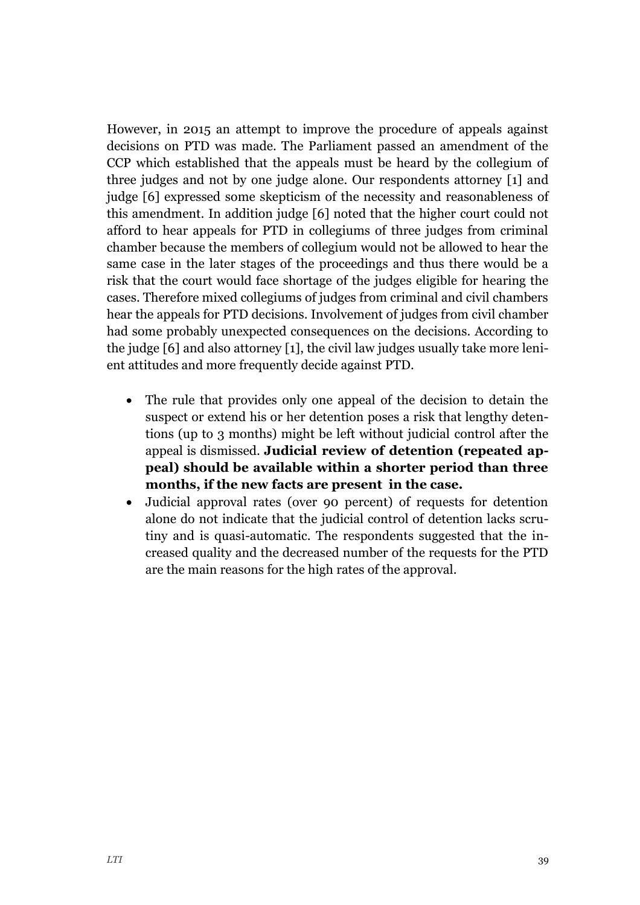However, in 2015 an attempt to improve the procedure of appeals against decisions on PTD was made. The Parliament passed an amendment of the CCP which established that the appeals must be heard by the collegium of three judges and not by one judge alone. Our respondents attorney [1] and judge [6] expressed some skepticism of the necessity and reasonableness of this amendment. In addition judge [6] noted that the higher court could not afford to hear appeals for PTD in collegiums of three judges from criminal chamber because the members of collegium would not be allowed to hear the same case in the later stages of the proceedings and thus there would be a risk that the court would face shortage of the judges eligible for hearing the cases. Therefore mixed collegiums of judges from criminal and civil chambers hear the appeals for PTD decisions. Involvement of judges from civil chamber had some probably unexpected consequences on the decisions. According to the judge [6] and also attorney [1], the civil law judges usually take more lenient attitudes and more frequently decide against PTD.

- The rule that provides only one appeal of the decision to detain the suspect or extend his or her detention poses a risk that lengthy detentions (up to 3 months) might be left without judicial control after the appeal is dismissed. **Judicial review of detention (repeated appeal) should be available within a shorter period than three months, if the new facts are present in the case.**
- Judicial approval rates (over 90 percent) of requests for detention alone do not indicate that the judicial control of detention lacks scrutiny and is quasi-automatic. The respondents suggested that the increased quality and the decreased number of the requests for the PTD are the main reasons for the high rates of the approval.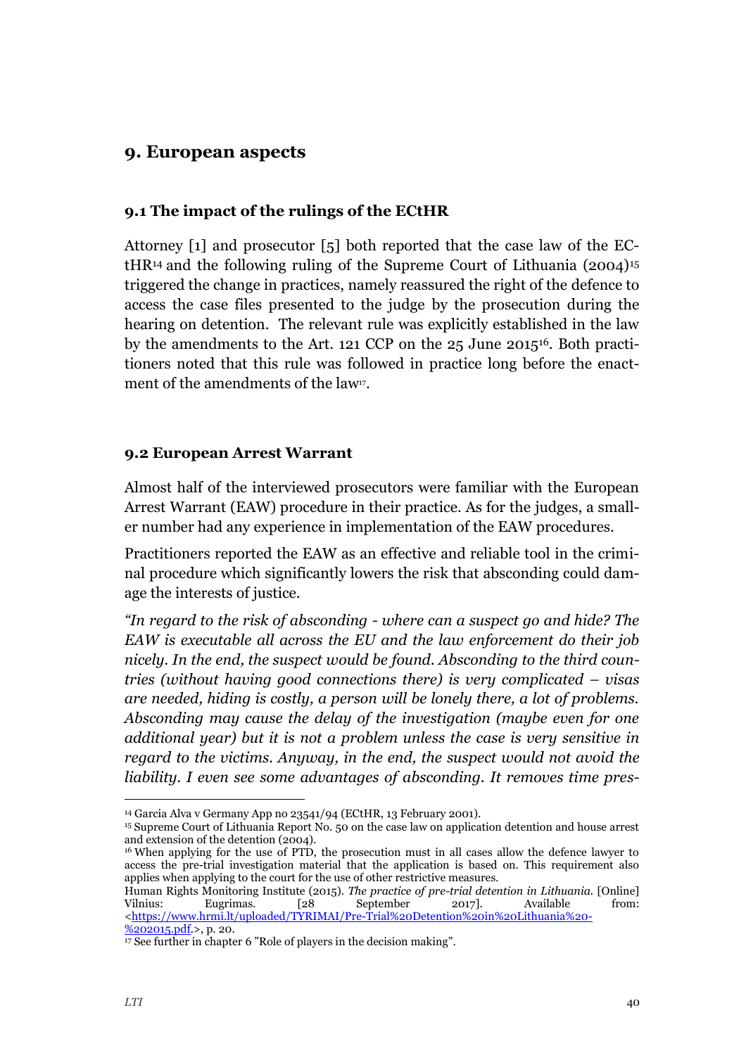## 9. European aspects

### 9.1 The impact of the rulings of the ECtHR

Attorney [1] and prosecutor [5] both reported that the case law of the ECtHR[14] and the following ruling of the Supreme Court of Lithuania (2004)[15] triggered the change in practices, namely reassured the right of the defence to access the case files presented to the judge by the prosecution during the hearing on detention. The relevant rule was explicitly established in the law by the amendments to the Art. 121 CCP on the 25 June 2015[16]. Both practitioners noted that this rule was followed in practice long before the enactment of the amendments of the law[17].

### 9.2 European Arrest Warrant

Almost half of the interviewed prosecutors were familiar with the European Arrest Warrant (EAW) procedure in their practice. As for the judges, a smaller number had any experience in implementation of the EAW procedures.

Practitioners reported the EAW as an effective and reliable tool in the criminal procedure which significantly lowers the risk that absconding could damage the interests of justice.

*"In regard to the risk of absconding - where can a suspect go and hide? The EAW is executable all across the EU and the law enforcement do their job nicely. In the end, the suspect would be found. Absconding to the third countries (without having good connections there) is very complicated – visas are needed, hiding is costly, a person will be lonely there, a lot of problems. Absconding may cause the delay of the investigation (maybe even for one additional year) but it is not a problem unless the case is very sensitive in regard to the victims. Anyway, in the end, the suspect would not avoid the liability. I even see some advantages of absconding. It removes time pres-*

---

[14] Garcia Alva v Germany App no 23541/94 (ECtHR, 13 February 2001).

[15] Supreme Court of Lithuania Report No. 50 on the case law on application detention and house arrest and extension of the detention (2004).

[16] When applying for the use of PTD, the prosecution must in all cases allow the defence lawyer to access the pre-trial investigation material that the application is based on. This requirement also applies when applying to the court for the use of other restrictive measures.

Human Rights Monitoring Institute (2015). *The practice of pre-trial detention in Lithuania.* [Online] Vilnius: Eugrimas. [28 September 2017]. Available from: <https://www.hrmi.lt/uploaded/TYRIMAI/Pre-Trial%20Detention%20in%20Lithuania%20-%202015.pdf.>, p. 20.

[17] See further in chapter 6 "Role of players in the decision making".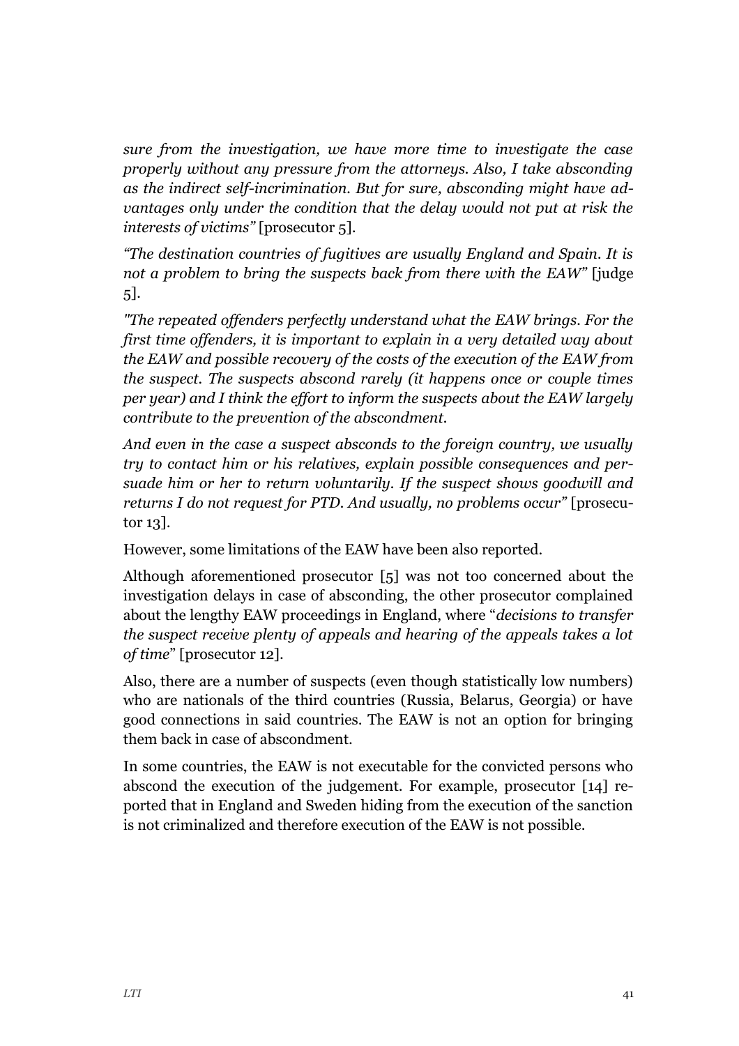*sure from the investigation, we have more time to investigate the case properly without any pressure from the attorneys. Also, I take absconding as the indirect self-incrimination. But for sure, absconding might have advantages only under the condition that the delay would not put at risk the interests of victims"* [prosecutor 5].

*"The destination countries of fugitives are usually England and Spain. It is not a problem to bring the suspects back from there with the EAW"* [judge 5].

*"The repeated offenders perfectly understand what the EAW brings. For the first time offenders, it is important to explain in a very detailed way about the EAW and possible recovery of the costs of the execution of the EAW from the suspect. The suspects abscond rarely (it happens once or couple times per year) and I think the effort to inform the suspects about the EAW largely contribute to the prevention of the abscondment.*

*And even in the case a suspect absconds to the foreign country, we usually try to contact him or his relatives, explain possible consequences and persuade him or her to return voluntarily. If the suspect shows goodwill and returns I do not request for PTD. And usually, no problems occur"* [prosecutor 13].

However, some limitations of the EAW have been also reported.

Although aforementioned prosecutor [5] was not too concerned about the investigation delays in case of absconding, the other prosecutor complained about the lengthy EAW proceedings in England, where "*decisions to transfer the suspect receive plenty of appeals and hearing of the appeals takes a lot of time*" [prosecutor 12].

Also, there are a number of suspects (even though statistically low numbers) who are nationals of the third countries (Russia, Belarus, Georgia) or have good connections in said countries. The EAW is not an option for bringing them back in case of abscondment.

In some countries, the EAW is not executable for the convicted persons who abscond the execution of the judgement. For example, prosecutor [14] reported that in England and Sweden hiding from the execution of the sanction is not criminalized and therefore execution of the EAW is not possible.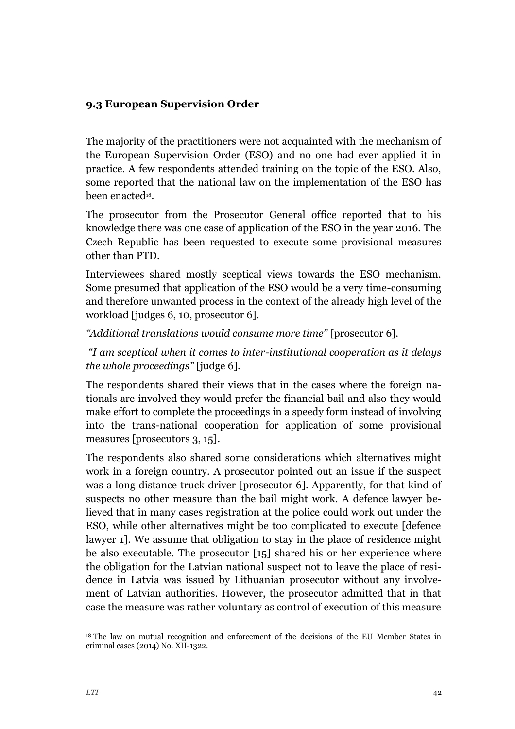### 9.3 European Supervision Order

The majority of the practitioners were not acquainted with the mechanism of the European Supervision Order (ESO) and no one had ever applied it in practice. A few respondents attended training on the topic of the ESO. Also, some reported that the national law on the implementation of the ESO has been enacted[18].

The prosecutor from the Prosecutor General office reported that to his knowledge there was one case of application of the ESO in the year 2016. The Czech Republic has been requested to execute some provisional measures other than PTD.

Interviewees shared mostly sceptical views towards the ESO mechanism. Some presumed that application of the ESO would be a very time-consuming and therefore unwanted process in the context of the already high level of the workload [judges 6, 10, prosecutor 6].

*"Additional translations would consume more time"* [prosecutor 6].

*"I am sceptical when it comes to inter-institutional cooperation as it delays the whole proceedings"* [judge 6].

The respondents shared their views that in the cases where the foreign nationals are involved they would prefer the financial bail and also they would make effort to complete the proceedings in a speedy form instead of involving into the trans-national cooperation for application of some provisional measures [prosecutors 3, 15].

The respondents also shared some considerations which alternatives might work in a foreign country. A prosecutor pointed out an issue if the suspect was a long distance truck driver [prosecutor 6]. Apparently, for that kind of suspects no other measure than the bail might work. A defence lawyer believed that in many cases registration at the police could work out under the ESO, while other alternatives might be too complicated to execute [defence lawyer 1]. We assume that obligation to stay in the place of residence might be also executable. The prosecutor [15] shared his or her experience where the obligation for the Latvian national suspect not to leave the place of residence in Latvia was issued by Lithuanian prosecutor without any involvement of Latvian authorities. However, the prosecutor admitted that in that case the measure was rather voluntary as control of execution of this measure

---

[18] The law on mutual recognition and enforcement of the decisions of the EU Member States in criminal cases (2014) No. XII-1322.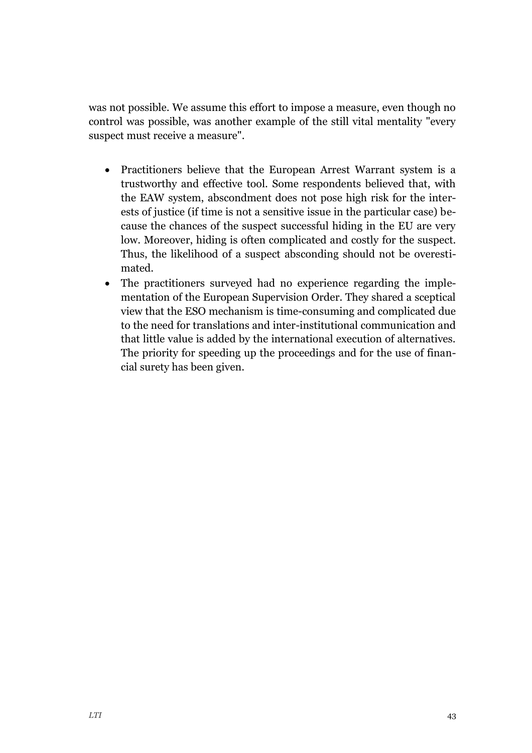was not possible. We assume this effort to impose a measure, even though no control was possible, was another example of the still vital mentality "every suspect must receive a measure".

- Practitioners believe that the European Arrest Warrant system is a trustworthy and effective tool. Some respondents believed that, with the EAW system, abscondment does not pose high risk for the interests of justice (if time is not a sensitive issue in the particular case) because the chances of the suspect successful hiding in the EU are very low. Moreover, hiding is often complicated and costly for the suspect. Thus, the likelihood of a suspect absconding should not be overestimated.
- The practitioners surveyed had no experience regarding the implementation of the European Supervision Order. They shared a sceptical view that the ESO mechanism is time-consuming and complicated due to the need for translations and inter-institutional communication and that little value is added by the international execution of alternatives. The priority for speeding up the proceedings and for the use of financial surety has been given.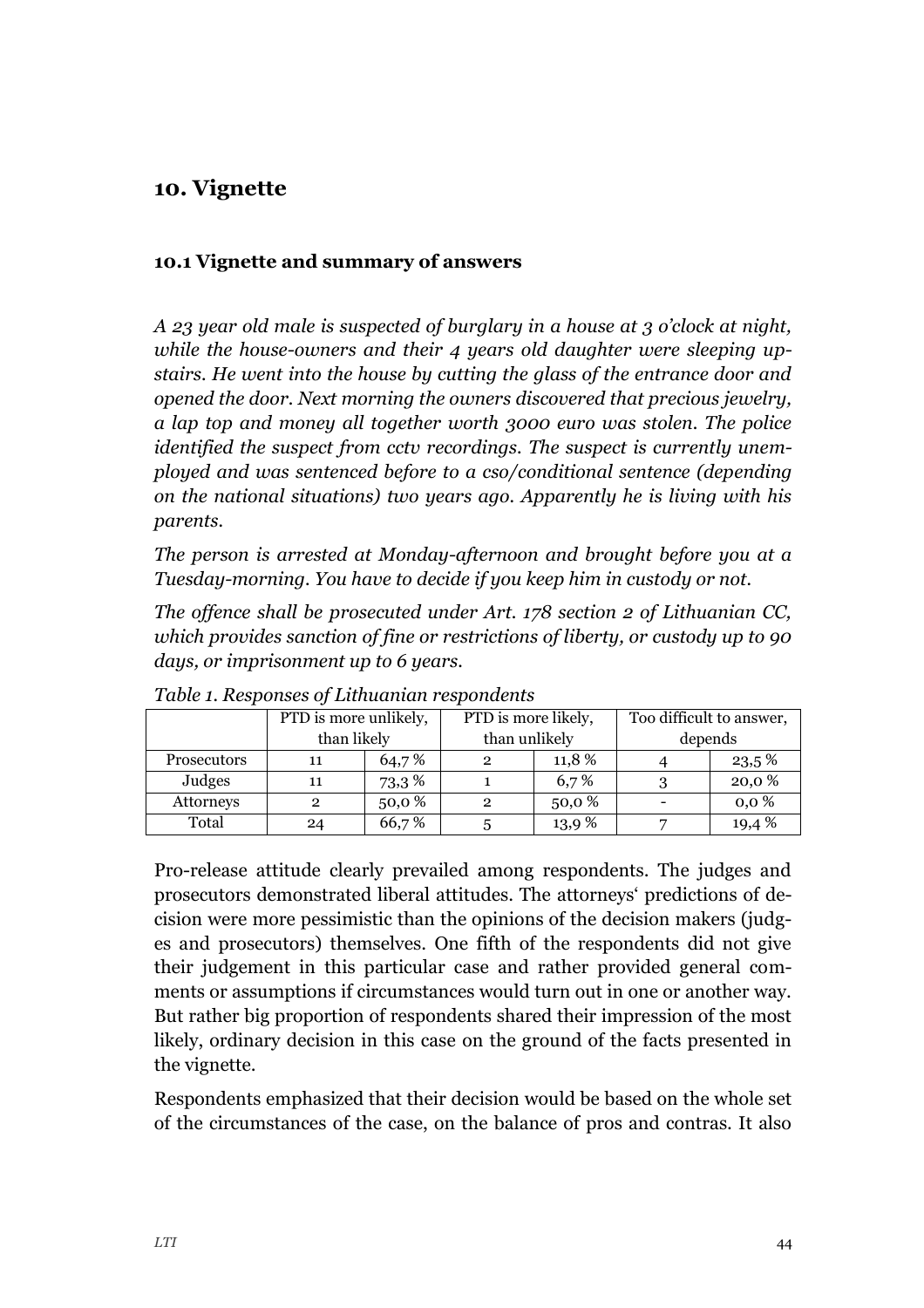## 10. Vignette

### 10.1 Vignette and summary of answers

*A 23 year old male is suspected of burglary in a house at 3 o'clock at night, while the house-owners and their 4 years old daughter were sleeping upstairs. He went into the house by cutting the glass of the entrance door and opened the door. Next morning the owners discovered that precious jewelry, a lap top and money all together worth 3000 euro was stolen. The police identified the suspect from cctv recordings. The suspect is currently unemployed and was sentenced before to a cso/conditional sentence (depending on the national situations) two years ago. Apparently he is living with his parents.*

*The person is arrested at Monday-afternoon and brought before you at a Tuesday-morning. You have to decide if you keep him in custody or not.*

*The offence shall be prosecuted under Art. 178 section 2 of Lithuanian CC, which provides sanction of fine or restrictions of liberty, or custody up to 90 days, or imprisonment up to 6 years.*

*Table 1. Responses of Lithuanian respondents*

| | PTD is more unlikely, than likely | | PTD is more likely, than unlikely | | Too difficult to answer, depends | |
|---|---|---|---|---|---|---|
| Prosecutors | 11 | 64,7 % | 2 | 11,8 % | 4 | 23,5 % |
| Judges | 11 | 73,3 % | 1 | 6,7 % | 3 | 20,0 % |
| Attorneys | 2 | 50,0 % | 2 | 50,0 % | - | 0,0 % |
| Total | 24 | 66,7 % | 5 | 13,9 % | 7 | 19,4 % |

Pro-release attitude clearly prevailed among respondents. The judges and prosecutors demonstrated liberal attitudes. The attorneys' predictions of decision were more pessimistic than the opinions of the decision makers (judges and prosecutors) themselves. One fifth of the respondents did not give their judgement in this particular case and rather provided general comments or assumptions if circumstances would turn out in one or another way. But rather big proportion of respondents shared their impression of the most likely, ordinary decision in this case on the ground of the facts presented in the vignette.

Respondents emphasized that their decision would be based on the whole set of the circumstances of the case, on the balance of pros and contras. It also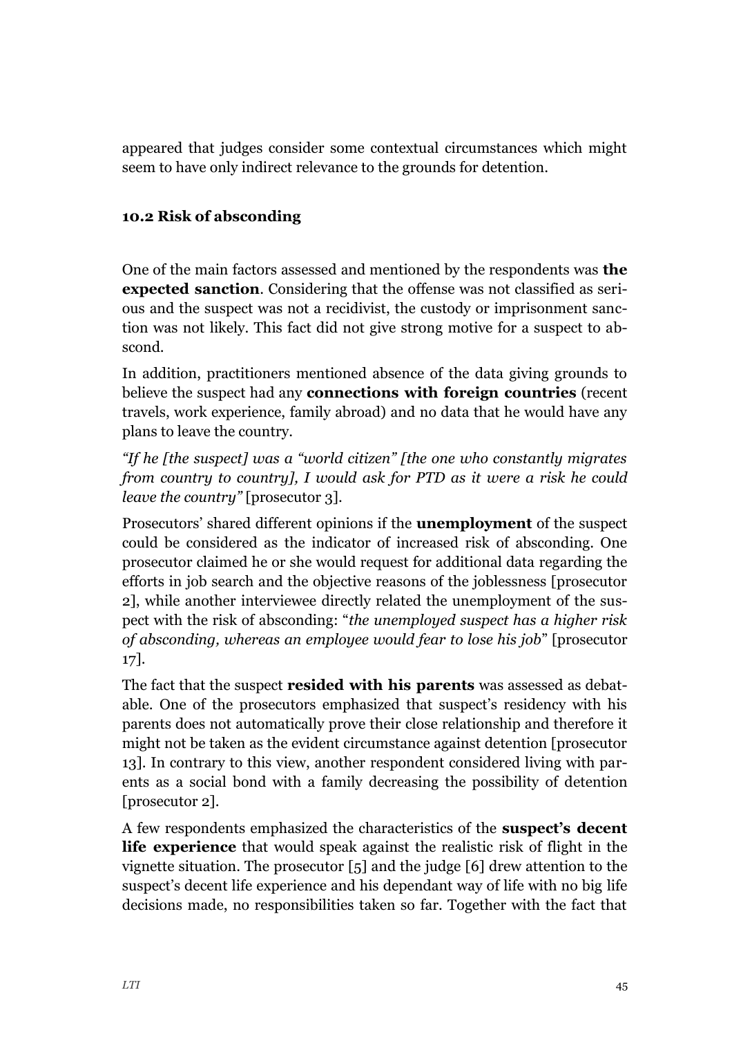appeared that judges consider some contextual circumstances which might seem to have only indirect relevance to the grounds for detention.

### 10.2 Risk of absconding

One of the main factors assessed and mentioned by the respondents was **the expected sanction**. Considering that the offense was not classified as serious and the suspect was not a recidivist, the custody or imprisonment sanction was not likely. This fact did not give strong motive for a suspect to abscond.

In addition, practitioners mentioned absence of the data giving grounds to believe the suspect had any **connections with foreign countries** (recent travels, work experience, family abroad) and no data that he would have any plans to leave the country.

*"If he [the suspect] was a "world citizen" [the one who constantly migrates from country to country], I would ask for PTD as it were a risk he could leave the country"* [prosecutor 3].

Prosecutors' shared different opinions if the **unemployment** of the suspect could be considered as the indicator of increased risk of absconding. One prosecutor claimed he or she would request for additional data regarding the efforts in job search and the objective reasons of the joblessness [prosecutor 2], while another interviewee directly related the unemployment of the suspect with the risk of absconding: "*the unemployed suspect has a higher risk of absconding, whereas an employee would fear to lose his job*" [prosecutor 17].

The fact that the suspect **resided with his parents** was assessed as debatable. One of the prosecutors emphasized that suspect's residency with his parents does not automatically prove their close relationship and therefore it might not be taken as the evident circumstance against detention [prosecutor 13]. In contrary to this view, another respondent considered living with parents as a social bond with a family decreasing the possibility of detention [prosecutor 2].

A few respondents emphasized the characteristics of the **suspect's decent life experience** that would speak against the realistic risk of flight in the vignette situation. The prosecutor [5] and the judge [6] drew attention to the suspect's decent life experience and his dependant way of life with no big life decisions made, no responsibilities taken so far. Together with the fact that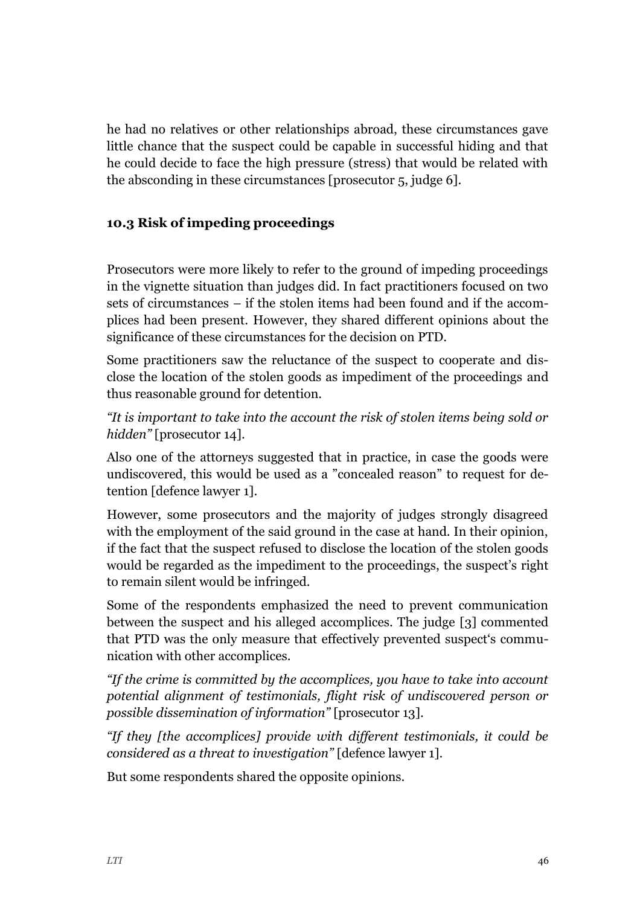he had no relatives or other relationships abroad, these circumstances gave little chance that the suspect could be capable in successful hiding and that he could decide to face the high pressure (stress) that would be related with the absconding in these circumstances [prosecutor 5, judge 6].

### 10.3 Risk of impeding proceedings

Prosecutors were more likely to refer to the ground of impeding proceedings in the vignette situation than judges did. In fact practitioners focused on two sets of circumstances – if the stolen items had been found and if the accomplices had been present. However, they shared different opinions about the significance of these circumstances for the decision on PTD.

Some practitioners saw the reluctance of the suspect to cooperate and disclose the location of the stolen goods as impediment of the proceedings and thus reasonable ground for detention.

*"It is important to take into the account the risk of stolen items being sold or hidden"* [prosecutor 14].

Also one of the attorneys suggested that in practice, in case the goods were undiscovered, this would be used as a "concealed reason" to request for detention [defence lawyer 1].

However, some prosecutors and the majority of judges strongly disagreed with the employment of the said ground in the case at hand. In their opinion, if the fact that the suspect refused to disclose the location of the stolen goods would be regarded as the impediment to the proceedings, the suspect's right to remain silent would be infringed.

Some of the respondents emphasized the need to prevent communication between the suspect and his alleged accomplices. The judge [3] commented that PTD was the only measure that effectively prevented suspect's communication with other accomplices.

*"If the crime is committed by the accomplices, you have to take into account potential alignment of testimonials, flight risk of undiscovered person or possible dissemination of information"* [prosecutor 13].

*"If they [the accomplices] provide with different testimonials, it could be considered as a threat to investigation"* [defence lawyer 1].

But some respondents shared the opposite opinions.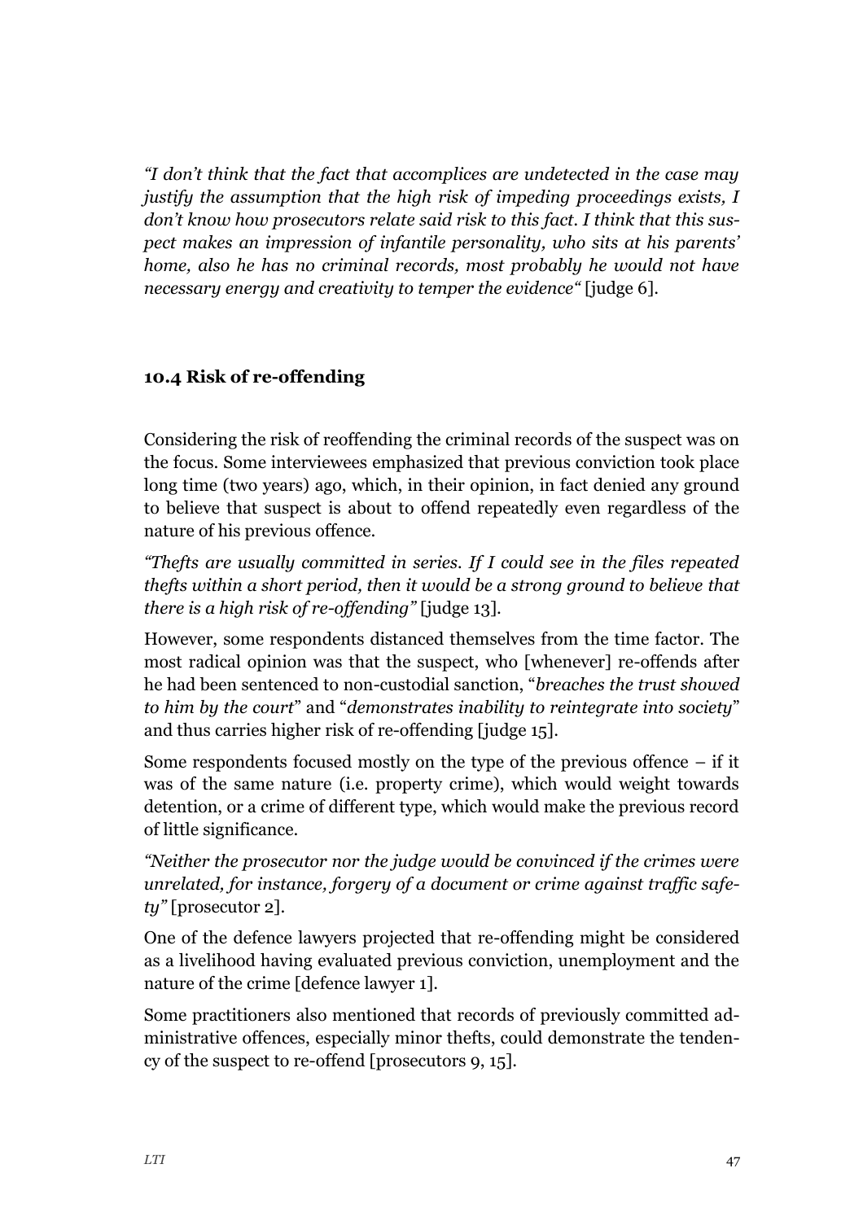*"I don't think that the fact that accomplices are undetected in the case may justify the assumption that the high risk of impeding proceedings exists, I don't know how prosecutors relate said risk to this fact. I think that this suspect makes an impression of infantile personality, who sits at his parents' home, also he has no criminal records, most probably he would not have necessary energy and creativity to temper the evidence"* [judge 6].

### 10.4 Risk of re-offending

Considering the risk of reoffending the criminal records of the suspect was on the focus. Some interviewees emphasized that previous conviction took place long time (two years) ago, which, in their opinion, in fact denied any ground to believe that suspect is about to offend repeatedly even regardless of the nature of his previous offence.

*"Thefts are usually committed in series. If I could see in the files repeated thefts within a short period, then it would be a strong ground to believe that there is a high risk of re-offending"* [judge 13].

However, some respondents distanced themselves from the time factor. The most radical opinion was that the suspect, who [whenever] re-offends after he had been sentenced to non-custodial sanction, "*breaches the trust showed to him by the court*" and "*demonstrates inability to reintegrate into society*" and thus carries higher risk of re-offending [judge 15].

Some respondents focused mostly on the type of the previous offence – if it was of the same nature (i.e. property crime), which would weight towards detention, or a crime of different type, which would make the previous record of little significance.

*"Neither the prosecutor nor the judge would be convinced if the crimes were unrelated, for instance, forgery of a document or crime against traffic safety"* [prosecutor 2].

One of the defence lawyers projected that re-offending might be considered as a livelihood having evaluated previous conviction, unemployment and the nature of the crime [defence lawyer 1].

Some practitioners also mentioned that records of previously committed administrative offences, especially minor thefts, could demonstrate the tendency of the suspect to re-offend [prosecutors 9, 15].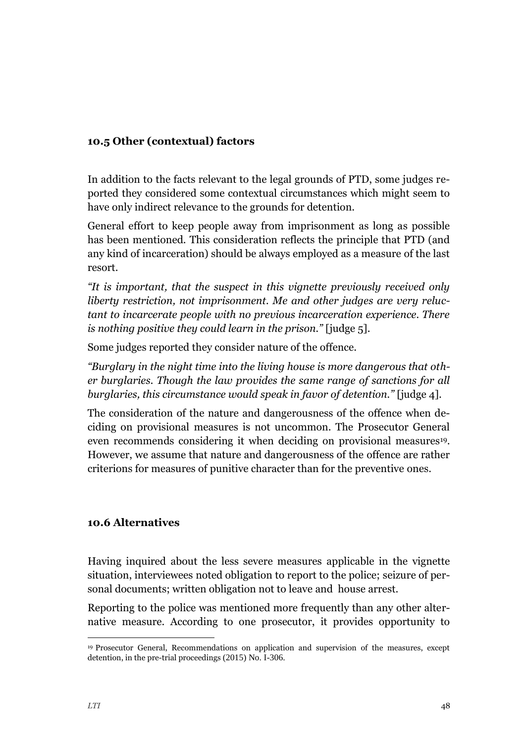### 10.5 Other (contextual) factors

In addition to the facts relevant to the legal grounds of PTD, some judges reported they considered some contextual circumstances which might seem to have only indirect relevance to the grounds for detention.

General effort to keep people away from imprisonment as long as possible has been mentioned. This consideration reflects the principle that PTD (and any kind of incarceration) should be always employed as a measure of the last resort.

*"It is important, that the suspect in this vignette previously received only liberty restriction, not imprisonment. Me and other judges are very reluctant to incarcerate people with no previous incarceration experience. There is nothing positive they could learn in the prison."* [judge 5].

Some judges reported they consider nature of the offence.

*"Burglary in the night time into the living house is more dangerous that other burglaries. Though the law provides the same range of sanctions for all burglaries, this circumstance would speak in favor of detention."* [judge 4].

The consideration of the nature and dangerousness of the offence when deciding on provisional measures is not uncommon. The Prosecutor General even recommends considering it when deciding on provisional measures[19]. However, we assume that nature and dangerousness of the offence are rather criterions for measures of punitive character than for the preventive ones.

### 10.6 Alternatives

Having inquired about the less severe measures applicable in the vignette situation, interviewees noted obligation to report to the police; seizure of personal documents; written obligation not to leave and house arrest.

Reporting to the police was mentioned more frequently than any other alternative measure. According to one prosecutor, it provides opportunity to

[19] Prosecutor General, Recommendations on application and supervision of the measures, except detention, in the pre-trial proceedings (2015) No. I-306.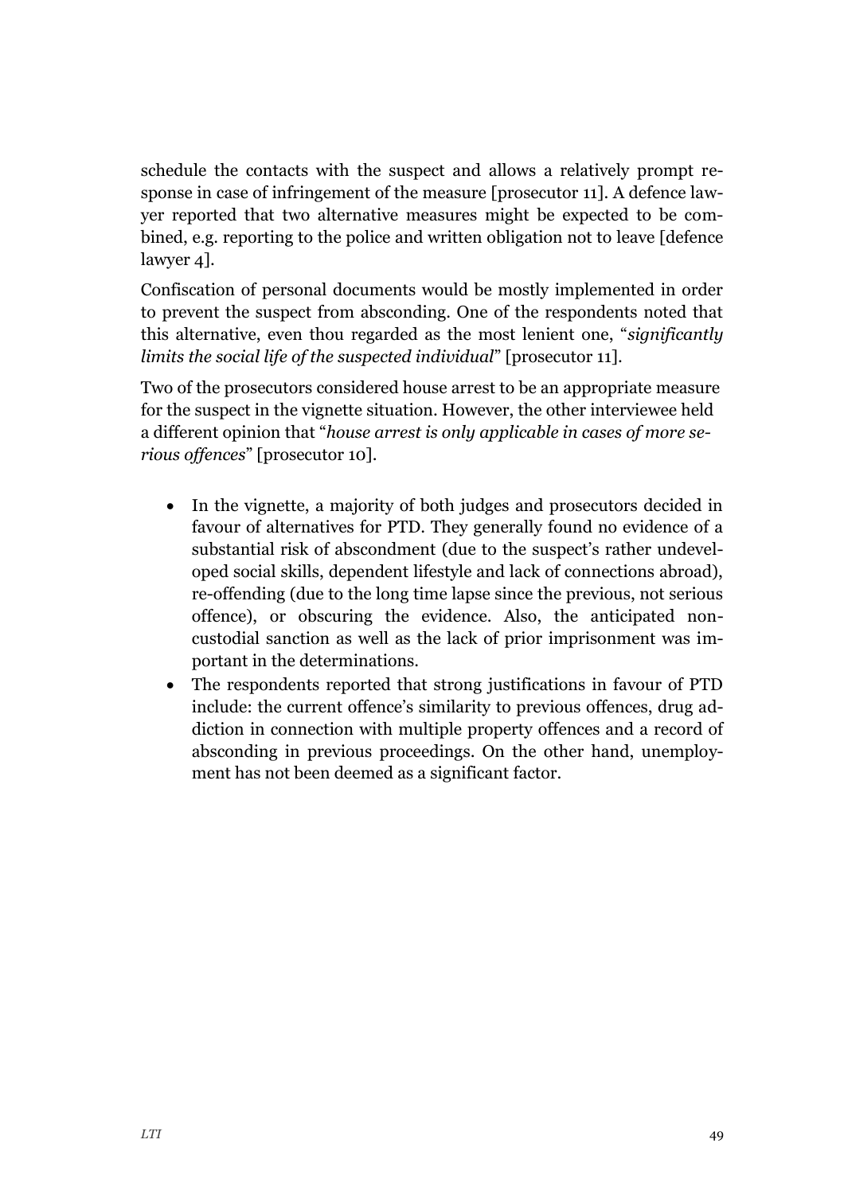schedule the contacts with the suspect and allows a relatively prompt response in case of infringement of the measure [prosecutor 11]. A defence lawyer reported that two alternative measures might be expected to be combined, e.g. reporting to the police and written obligation not to leave [defence lawyer 4].

Confiscation of personal documents would be mostly implemented in order to prevent the suspect from absconding. One of the respondents noted that this alternative, even thou regarded as the most lenient one, "*significantly limits the social life of the suspected individual*" [prosecutor 11].

Two of the prosecutors considered house arrest to be an appropriate measure for the suspect in the vignette situation. However, the other interviewee held a different opinion that "*house arrest is only applicable in cases of more serious offences*" [prosecutor 10].

- In the vignette, a majority of both judges and prosecutors decided in favour of alternatives for PTD. They generally found no evidence of a substantial risk of abscondment (due to the suspect's rather undeveloped social skills, dependent lifestyle and lack of connections abroad), re-offending (due to the long time lapse since the previous, not serious offence), or obscuring the evidence. Also, the anticipated non-custodial sanction as well as the lack of prior imprisonment was important in the determinations.
- The respondents reported that strong justifications in favour of PTD include: the current offence's similarity to previous offences, drug addiction in connection with multiple property offences and a record of absconding in previous proceedings. On the other hand, unemployment has not been deemed as a significant factor.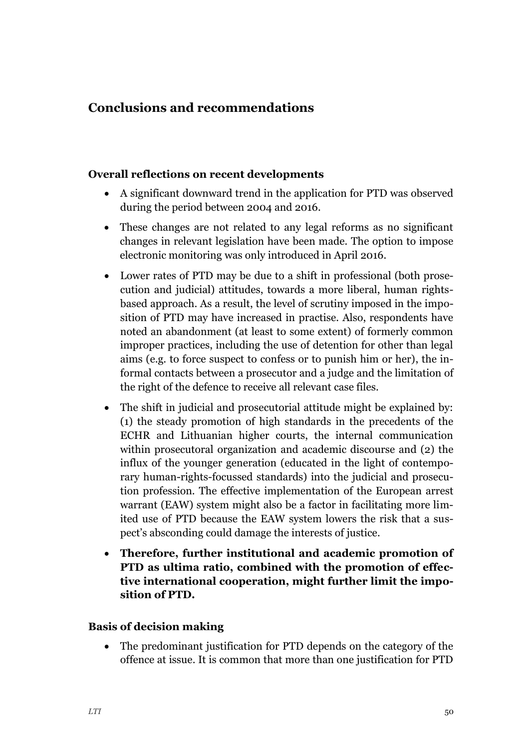## Conclusions and recommendations

### Overall reflections on recent developments

- A significant downward trend in the application for PTD was observed during the period between 2004 and 2016.
- These changes are not related to any legal reforms as no significant changes in relevant legislation have been made. The option to impose electronic monitoring was only introduced in April 2016.
- Lower rates of PTD may be due to a shift in professional (both prosecution and judicial) attitudes, towards a more liberal, human rights-based approach. As a result, the level of scrutiny imposed in the imposition of PTD may have increased in practise. Also, respondents have noted an abandonment (at least to some extent) of formerly common improper practices, including the use of detention for other than legal aims (e.g. to force suspect to confess or to punish him or her), the informal contacts between a prosecutor and a judge and the limitation of the right of the defence to receive all relevant case files.
- The shift in judicial and prosecutorial attitude might be explained by: (1) the steady promotion of high standards in the precedents of the ECHR and Lithuanian higher courts, the internal communication within prosecutoral organization and academic discourse and (2) the influx of the younger generation (educated in the light of contemporary human-rights-focussed standards) into the judicial and prosecution profession. The effective implementation of the European arrest warrant (EAW) system might also be a factor in facilitating more limited use of PTD because the EAW system lowers the risk that a suspect's absconding could damage the interests of justice.
- **Therefore, further institutional and academic promotion of PTD as ultima ratio, combined with the promotion of effective international cooperation, might further limit the imposition of PTD.**

### Basis of decision making

- The predominant justification for PTD depends on the category of the offence at issue. It is common that more than one justification for PTD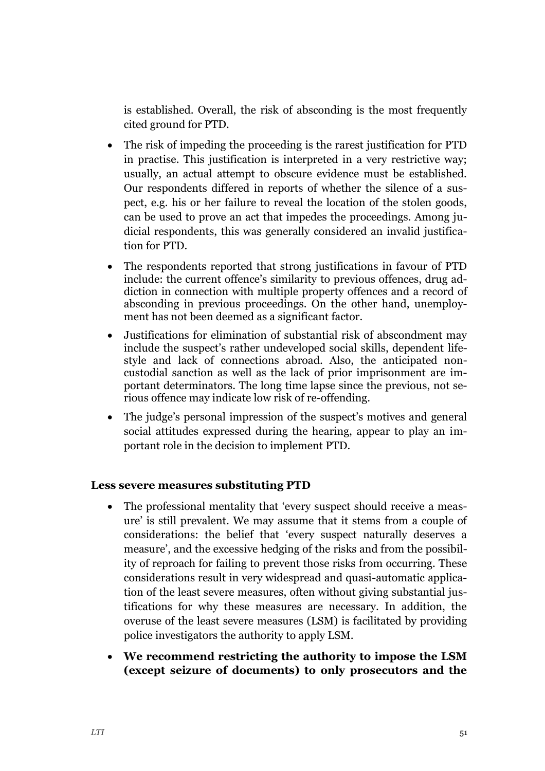is established. Overall, the risk of absconding is the most frequently cited ground for PTD.

- The risk of impeding the proceeding is the rarest justification for PTD in practise. This justification is interpreted in a very restrictive way; usually, an actual attempt to obscure evidence must be established. Our respondents differed in reports of whether the silence of a suspect, e.g. his or her failure to reveal the location of the stolen goods, can be used to prove an act that impedes the proceedings. Among judicial respondents, this was generally considered an invalid justification for PTD.
- The respondents reported that strong justifications in favour of PTD include: the current offence's similarity to previous offences, drug addiction in connection with multiple property offences and a record of absconding in previous proceedings. On the other hand, unemployment has not been deemed as a significant factor.
- Justifications for elimination of substantial risk of abscondment may include the suspect's rather undeveloped social skills, dependent lifestyle and lack of connections abroad. Also, the anticipated non-custodial sanction as well as the lack of prior imprisonment are important determinators. The long time lapse since the previous, not serious offence may indicate low risk of re-offending.
- The judge's personal impression of the suspect's motives and general social attitudes expressed during the hearing, appear to play an important role in the decision to implement PTD.

### Less severe measures substituting PTD

- The professional mentality that 'every suspect should receive a measure' is still prevalent. We may assume that it stems from a couple of considerations: the belief that 'every suspect naturally deserves a measure', and the excessive hedging of the risks and from the possibility of reproach for failing to prevent those risks from occurring. These considerations result in very widespread and quasi-automatic application of the least severe measures, often without giving substantial justifications for why these measures are necessary. In addition, the overuse of the least severe measures (LSM) is facilitated by providing police investigators the authority to apply LSM.
- **We recommend restricting the authority to impose the LSM (except seizure of documents) to only prosecutors and the**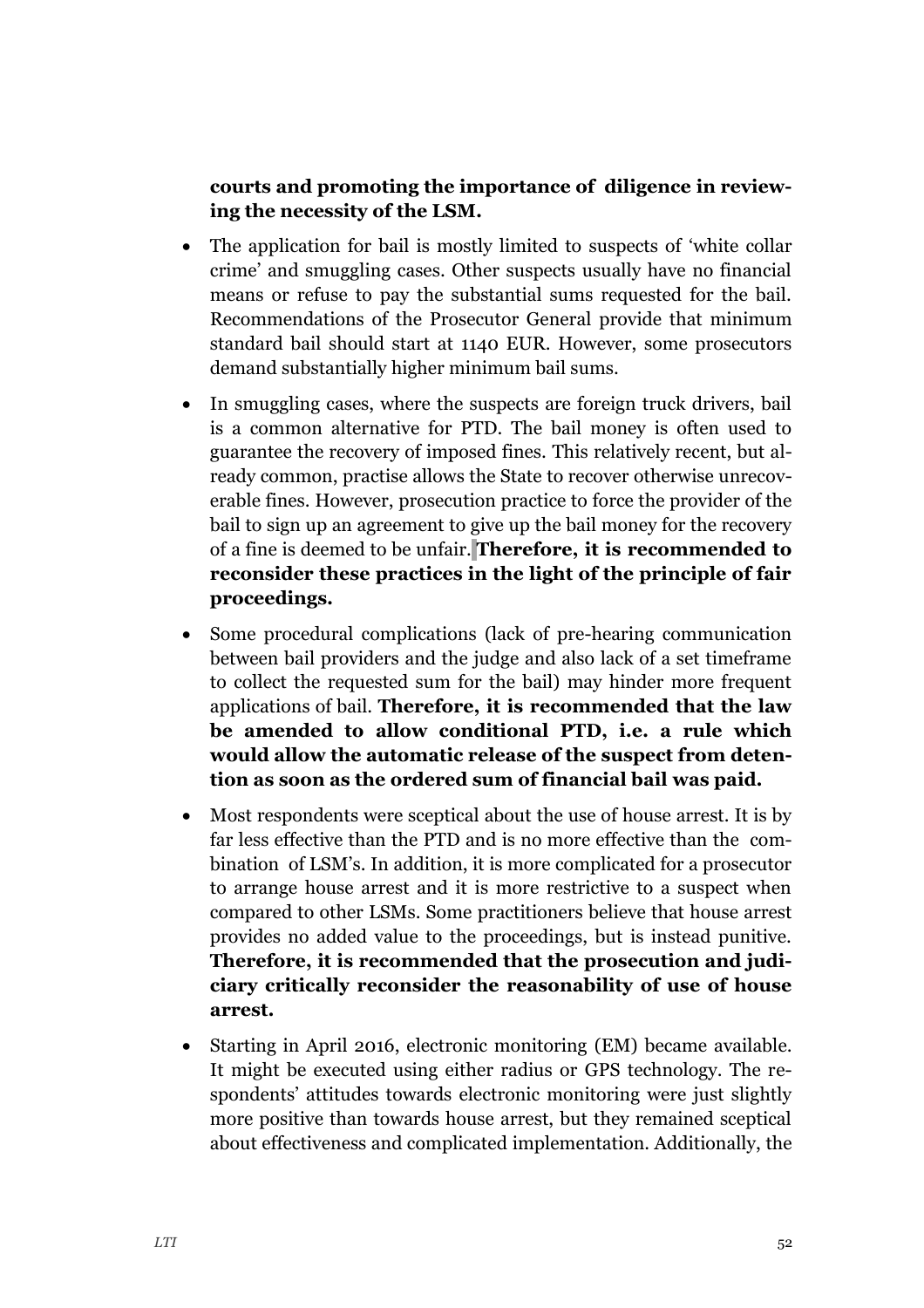**courts and promoting the importance of diligence in reviewing the necessity of the LSM.**

- The application for bail is mostly limited to suspects of 'white collar crime' and smuggling cases. Other suspects usually have no financial means or refuse to pay the substantial sums requested for the bail. Recommendations of the Prosecutor General provide that minimum standard bail should start at 1140 EUR. However, some prosecutors demand substantially higher minimum bail sums.
- In smuggling cases, where the suspects are foreign truck drivers, bail is a common alternative for PTD. The bail money is often used to guarantee the recovery of imposed fines. This relatively recent, but already common, practise allows the State to recover otherwise unrecoverable fines. However, prosecution practice to force the provider of the bail to sign up an agreement to give up the bail money for the recovery of a fine is deemed to be unfair. **Therefore, it is recommended to reconsider these practices in the light of the principle of fair proceedings.**
- Some procedural complications (lack of pre-hearing communication between bail providers and the judge and also lack of a set timeframe to collect the requested sum for the bail) may hinder more frequent applications of bail. **Therefore, it is recommended that the law be amended to allow conditional PTD, i.e. a rule which would allow the automatic release of the suspect from detention as soon as the ordered sum of financial bail was paid.**
- Most respondents were sceptical about the use of house arrest. It is by far less effective than the PTD and is no more effective than the combination of LSM's. In addition, it is more complicated for a prosecutor to arrange house arrest and it is more restrictive to a suspect when compared to other LSMs. Some practitioners believe that house arrest provides no added value to the proceedings, but is instead punitive. **Therefore, it is recommended that the prosecution and judiciary critically reconsider the reasonability of use of house arrest.**
- Starting in April 2016, electronic monitoring (EM) became available. It might be executed using either radius or GPS technology. The respondents' attitudes towards electronic monitoring were just slightly more positive than towards house arrest, but they remained sceptical about effectiveness and complicated implementation. Additionally, the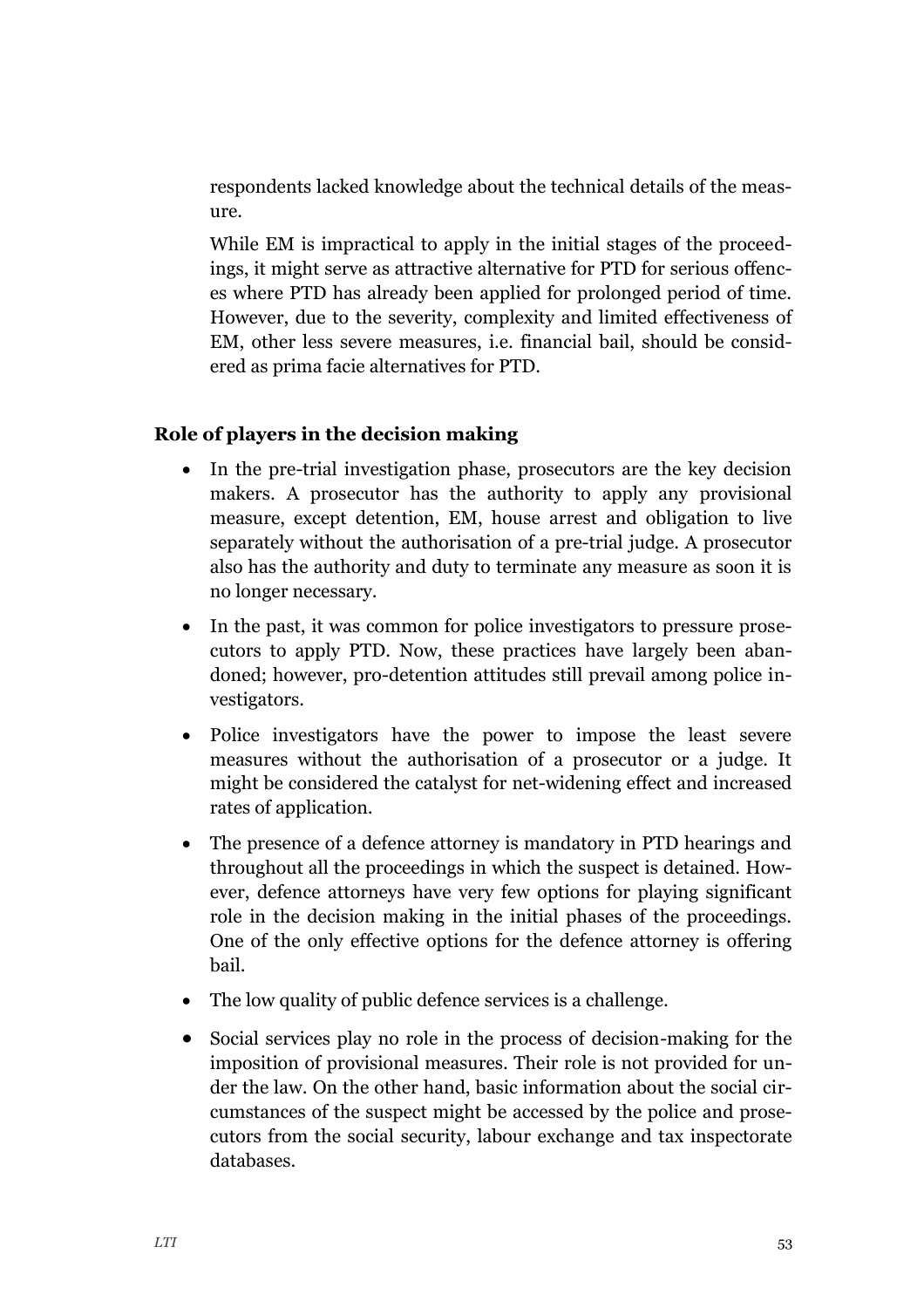respondents lacked knowledge about the technical details of the measure.

While EM is impractical to apply in the initial stages of the proceedings, it might serve as attractive alternative for PTD for serious offences where PTD has already been applied for prolonged period of time. However, due to the severity, complexity and limited effectiveness of EM, other less severe measures, i.e. financial bail, should be considered as prima facie alternatives for PTD.

### Role of players in the decision making

- In the pre-trial investigation phase, prosecutors are the key decision makers. A prosecutor has the authority to apply any provisional measure, except detention, EM, house arrest and obligation to live separately without the authorisation of a pre-trial judge. A prosecutor also has the authority and duty to terminate any measure as soon it is no longer necessary.
- In the past, it was common for police investigators to pressure prosecutors to apply PTD. Now, these practices have largely been abandoned; however, pro-detention attitudes still prevail among police investigators.
- Police investigators have the power to impose the least severe measures without the authorisation of a prosecutor or a judge. It might be considered the catalyst for net-widening effect and increased rates of application.
- The presence of a defence attorney is mandatory in PTD hearings and throughout all the proceedings in which the suspect is detained. However, defence attorneys have very few options for playing significant role in the decision making in the initial phases of the proceedings. One of the only effective options for the defence attorney is offering bail.
- The low quality of public defence services is a challenge.
- Social services play no role in the process of decision-making for the imposition of provisional measures. Their role is not provided for under the law. On the other hand, basic information about the social circumstances of the suspect might be accessed by the police and prosecutors from the social security, labour exchange and tax inspectorate databases.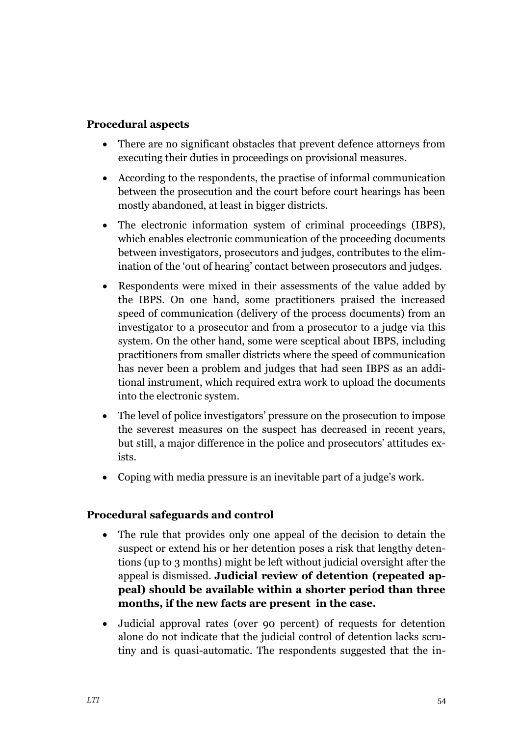**Procedural aspects**

- There are no significant obstacles that prevent defence attorneys from executing their duties in proceedings on provisional measures.
- According to the respondents, the practise of informal communication between the prosecution and the court before court hearings has been mostly abandoned, at least in bigger districts.
- The electronic information system of criminal proceedings (IBPS), which enables electronic communication of the proceeding documents between investigators, prosecutors and judges, contributes to the elimination of the 'out of hearing' contact between prosecutors and judges.
- Respondents were mixed in their assessments of the value added by the IBPS. On one hand, some practitioners praised the increased speed of communication (delivery of the process documents) from an investigator to a prosecutor and from a prosecutor to a judge via this system. On the other hand, some were sceptical about IBPS, including practitioners from smaller districts where the speed of communication has never been a problem and judges that had seen IBPS as an additional instrument, which required extra work to upload the documents into the electronic system.
- The level of police investigators' pressure on the prosecution to impose the severest measures on the suspect has decreased in recent years, but still, a major difference in the police and prosecutors' attitudes exists.
- Coping with media pressure is an inevitable part of a judge's work.

**Procedural safeguards and control**

- The rule that provides only one appeal of the decision to detain the suspect or extend his or her detention poses a risk that lengthy detentions (up to 3 months) might be left without judicial oversight after the appeal is dismissed. **Judicial review of detention (repeated appeal) should be available within a shorter period than three months, if the new facts are present in the case.**
- Judicial approval rates (over 90 percent) of requests for detention alone do not indicate that the judicial control of detention lacks scrutiny and is quasi-automatic. The respondents suggested that the in-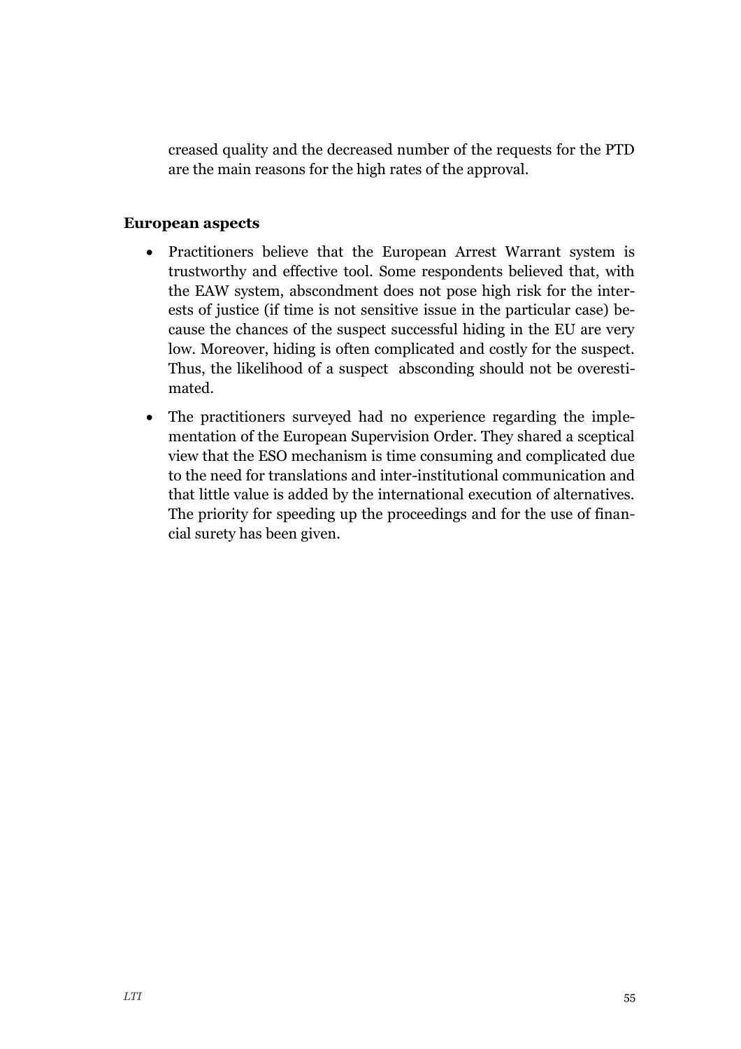creased quality and the decreased number of the requests for the PTD are the main reasons for the high rates of the approval.

**European aspects**

- Practitioners believe that the European Arrest Warrant system is trustworthy and effective tool. Some respondents believed that, with the EAW system, abscondment does not pose high risk for the interests of justice (if time is not sensitive issue in the particular case) because the chances of the suspect successful hiding in the EU are very low. Moreover, hiding is often complicated and costly for the suspect. Thus, the likelihood of a suspect absconding should not be overestimated.
- The practitioners surveyed had no experience regarding the implementation of the European Supervision Order. They shared a sceptical view that the ESO mechanism is time consuming and complicated due to the need for translations and inter-institutional communication and that little value is added by the international execution of alternatives. The priority for speeding up the proceedings and for the use of financial surety has been given.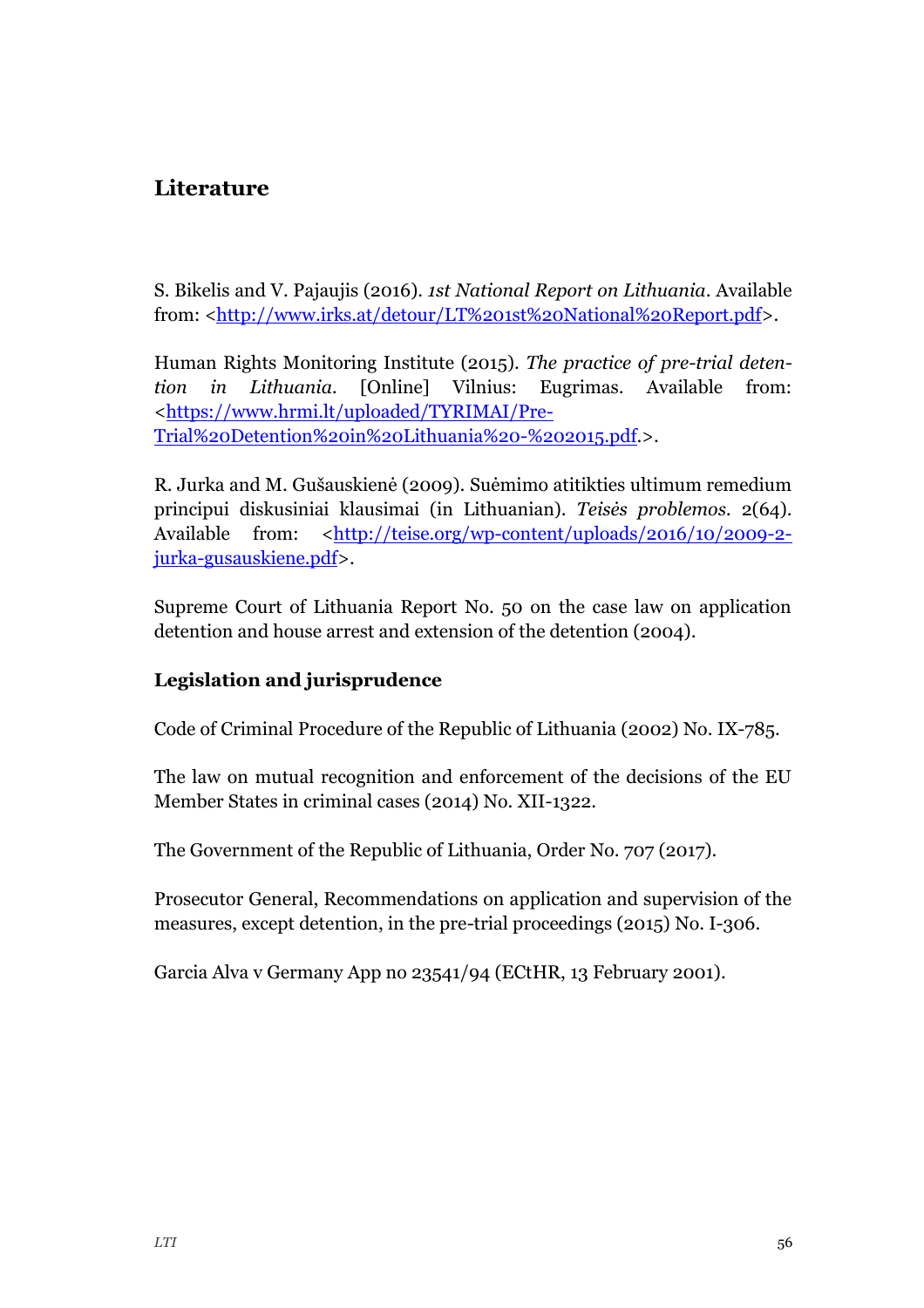## Literature

S. Bikelis and V. Pajaujis (2016). *1st National Report on Lithuania*. Available from: <http://www.irks.at/detour/LT%201st%20National%20Report.pdf>.

Human Rights Monitoring Institute (2015). *The practice of pre-trial detention in Lithuania*. [Online] Vilnius: Eugrimas. Available from: <https://www.hrmi.lt/uploaded/TYRIMAI/Pre-Trial%20Detention%20in%20Lithuania%20-%202015.pdf.>.

R. Jurka and M. Gušauskienė (2009). Suėmimo atitikties ultimum remedium principui diskusiniai klausimai (in Lithuanian). *Teisės problemos.* 2(64). Available from: <http://teise.org/wp-content/uploads/2016/10/2009-2-jurka-gusauskiene.pdf>.

Supreme Court of Lithuania Report No. 50 on the case law on application detention and house arrest and extension of the detention (2004).

### Legislation and jurisprudence

Code of Criminal Procedure of the Republic of Lithuania (2002) No. IX-785.

The law on mutual recognition and enforcement of the decisions of the EU Member States in criminal cases (2014) No. XII-1322.

The Government of the Republic of Lithuania, Order No. 707 (2017).

Prosecutor General, Recommendations on application and supervision of the measures, except detention, in the pre-trial proceedings (2015) No. I-306.

Garcia Alva v Germany App no 23541/94 (ECtHR, 13 February 2001).